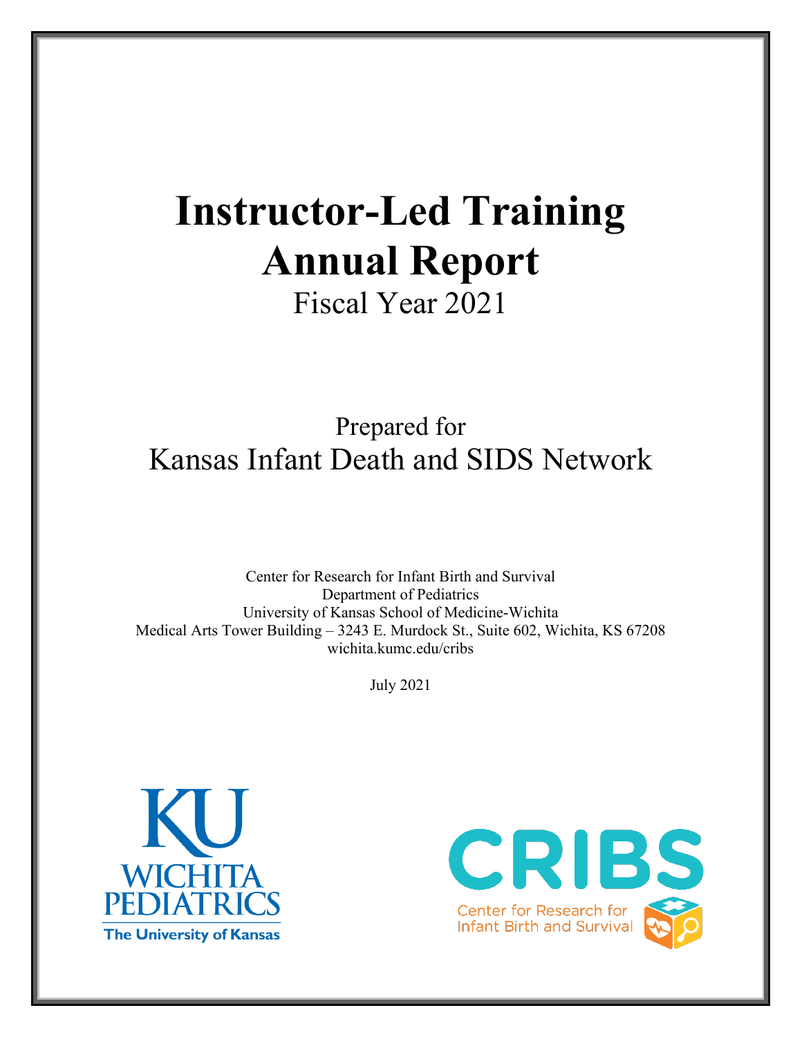# Instructor-Led Training Annual Report

Fiscal Year 2021

Prepared for

Kansas Infant Death and SIDS Network

Center for Research for Infant Birth and Survival
Department of Pediatrics
University of Kansas School of Medicine-Wichita
Medical Arts Tower Building – 3243 E. Murdock St., Suite 602, Wichita, KS 67208
wichita.kumc.edu/cribs

July 2021

KU WICHITA PEDIATRICS
The University of Kansas

CRIBS
Center for Research for Infant Birth and Survival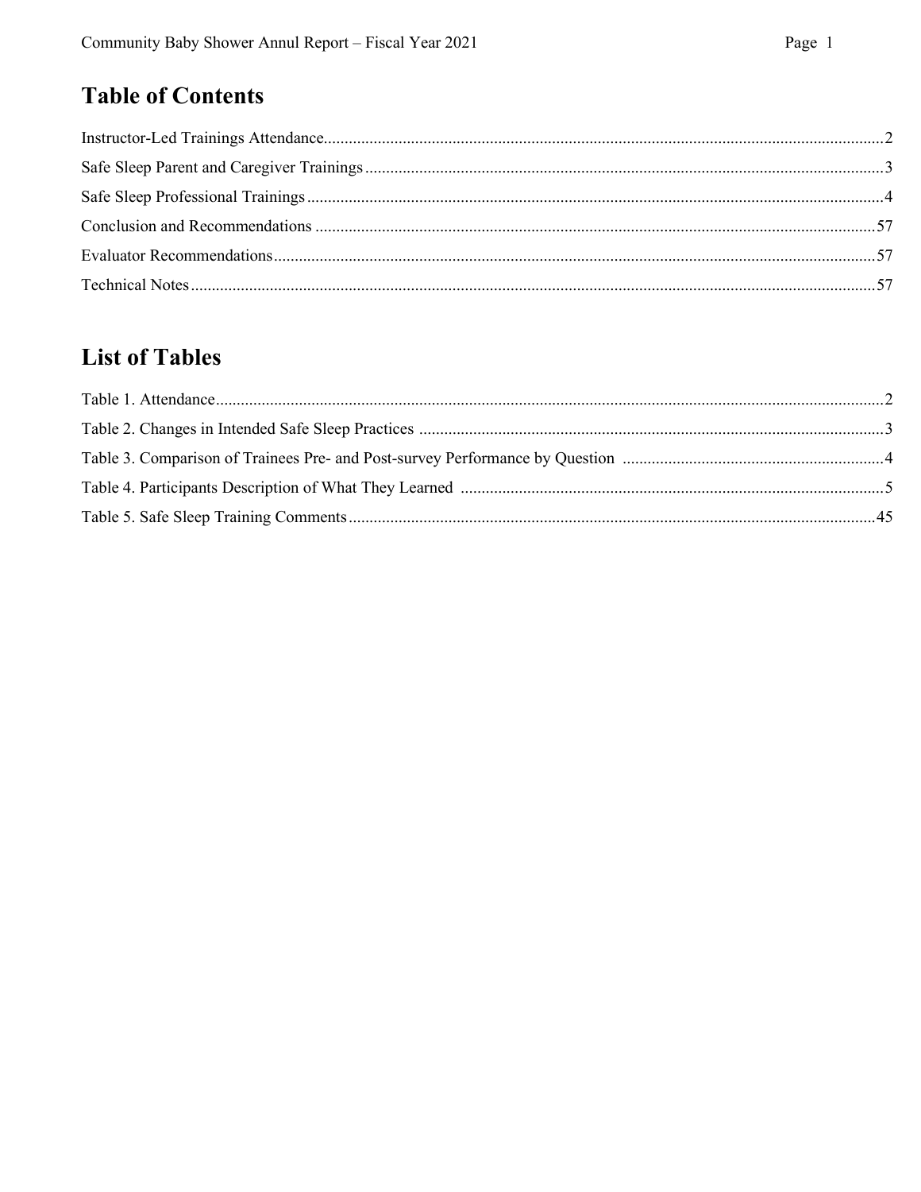## Table of Contents

Instructor-Led Trainings Attendance....................2
Safe Sleep Parent and Caregiver Trainings....................3
Safe Sleep Professional Trainings....................4
Conclusion and Recommendations....................57
Evaluator Recommendations....................57
Technical Notes....................57

## List of Tables

Table 1. Attendance....................2
Table 2. Changes in Intended Safe Sleep Practices....................3
Table 3. Comparison of Trainees Pre- and Post-survey Performance by Question....................4
Table 4. Participants Description of What They Learned....................5
Table 5. Safe Sleep Training Comments....................45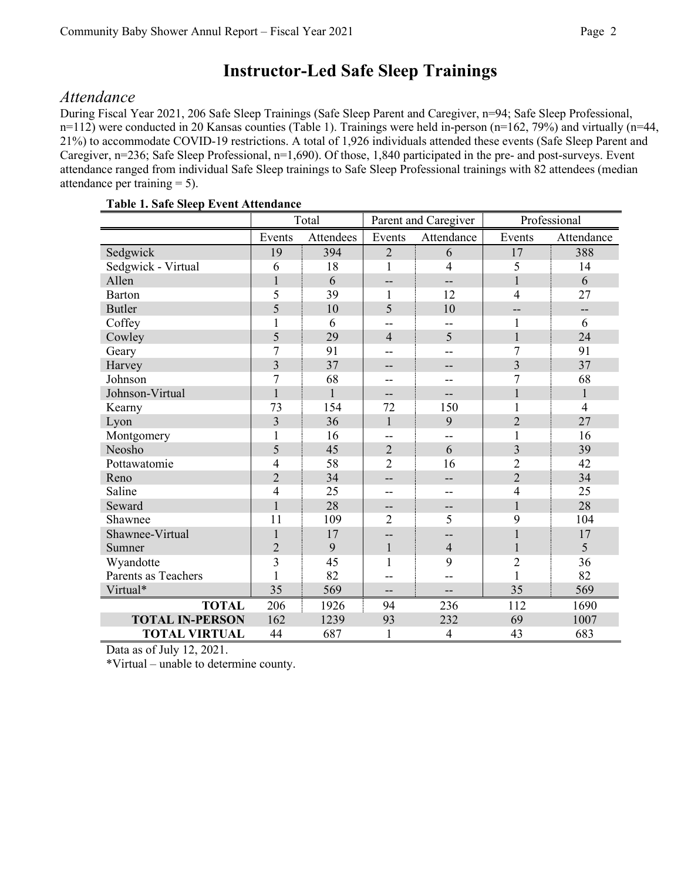# Instructor-Led Safe Sleep Trainings

## *Attendance*

During Fiscal Year 2021, 206 Safe Sleep Trainings (Safe Sleep Parent and Caregiver, n=94; Safe Sleep Professional, n=112) were conducted in 20 Kansas counties (Table 1). Trainings were held in-person (n=162, 79%) and virtually (n=44, 21%) to accommodate COVID-19 restrictions. A total of 1,926 individuals attended these events (Safe Sleep Parent and Caregiver, n=236; Safe Sleep Professional, n=1,690). Of those, 1,840 participated in the pre- and post-surveys. Event attendance ranged from individual Safe Sleep trainings to Safe Sleep Professional trainings with 82 attendees (median attendance per training = 5).

**Table 1. Safe Sleep Event Attendance**

| | Total | | Parent and Caregiver | | Professional | |
|---|---|---|---|---|---|---|
| | Events | Attendees | Events | Attendance | Events | Attendance |
| Sedgwick | 19 | 394 | 2 | 6 | 17 | 388 |
| Sedgwick - Virtual | 6 | 18 | 1 | 4 | 5 | 14 |
| Allen | 1 | 6 | -- | -- | 1 | 6 |
| Barton | 5 | 39 | 1 | 12 | 4 | 27 |
| Butler | 5 | 10 | 5 | 10 | -- | -- |
| Coffey | 1 | 6 | -- | -- | 1 | 6 |
| Cowley | 5 | 29 | 4 | 5 | 1 | 24 |
| Geary | 7 | 91 | -- | -- | 7 | 91 |
| Harvey | 3 | 37 | -- | -- | 3 | 37 |
| Johnson | 7 | 68 | -- | -- | 7 | 68 |
| Johnson-Virtual | 1 | 1 | -- | -- | 1 | 1 |
| Kearny | 73 | 154 | 72 | 150 | 1 | 4 |
| Lyon | 3 | 36 | 1 | 9 | 2 | 27 |
| Montgomery | 1 | 16 | -- | -- | 1 | 16 |
| Neosho | 5 | 45 | 2 | 6 | 3 | 39 |
| Pottawatomie | 4 | 58 | 2 | 16 | 2 | 42 |
| Reno | 2 | 34 | -- | -- | 2 | 34 |
| Saline | 4 | 25 | -- | -- | 4 | 25 |
| Seward | 1 | 28 | -- | -- | 1 | 28 |
| Shawnee | 11 | 109 | 2 | 5 | 9 | 104 |
| Shawnee-Virtual | 1 | 17 | -- | -- | 1 | 17 |
| Sumner | 2 | 9 | 1 | 4 | 1 | 5 |
| Wyandotte | 3 | 45 | 1 | 9 | 2 | 36 |
| Parents as Teachers | 1 | 82 | -- | -- | 1 | 82 |
| Virtual* | 35 | 569 | -- | -- | 35 | 569 |
| **TOTAL** | 206 | 1926 | 94 | 236 | 112 | 1690 |
| **TOTAL IN-PERSON** | 162 | 1239 | 93 | 232 | 69 | 1007 |
| **TOTAL VIRTUAL** | 44 | 687 | 1 | 4 | 43 | 683 |

Data as of July 12, 2021.

*Virtual – unable to determine county.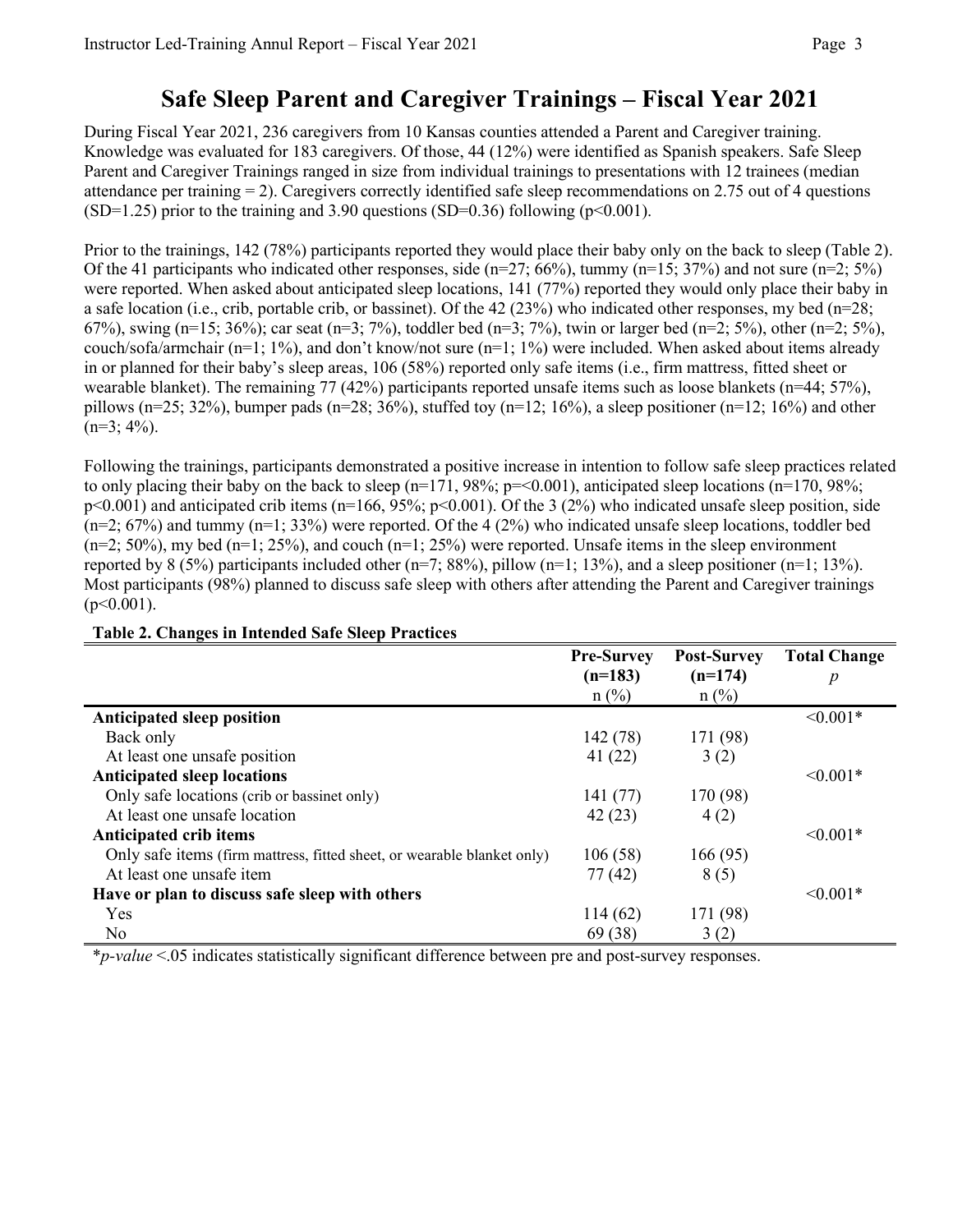# Safe Sleep Parent and Caregiver Trainings – Fiscal Year 2021

During Fiscal Year 2021, 236 caregivers from 10 Kansas counties attended a Parent and Caregiver training. Knowledge was evaluated for 183 caregivers. Of those, 44 (12%) were identified as Spanish speakers. Safe Sleep Parent and Caregiver Trainings ranged in size from individual trainings to presentations with 12 trainees (median attendance per training = 2). Caregivers correctly identified safe sleep recommendations on 2.75 out of 4 questions (SD=1.25) prior to the training and 3.90 questions (SD=0.36) following ($p<0.001$).

Prior to the trainings, 142 (78%) participants reported they would place their baby only on the back to sleep (Table 2). Of the 41 participants who indicated other responses, side (n=27; 66%), tummy (n=15; 37%) and not sure (n=2; 5%) were reported. When asked about anticipated sleep locations, 141 (77%) reported they would only place their baby in a safe location (i.e., crib, portable crib, or bassinet). Of the 42 (23%) who indicated other responses, my bed (n=28; 67%), swing (n=15; 36%); car seat (n=3; 7%), toddler bed (n=3; 7%), twin or larger bed (n=2; 5%), other (n=2; 5%), couch/sofa/armchair (n=1; 1%), and don't know/not sure (n=1; 1%) were included. When asked about items already in or planned for their baby's sleep areas, 106 (58%) reported only safe items (i.e., firm mattress, fitted sheet or wearable blanket). The remaining 77 (42%) participants reported unsafe items such as loose blankets (n=44; 57%), pillows (n=25; 32%), bumper pads (n=28; 36%), stuffed toy (n=12; 16%), a sleep positioner (n=12; 16%) and other (n=3; 4%).

Following the trainings, participants demonstrated a positive increase in intention to follow safe sleep practices related to only placing their baby on the back to sleep (n=171, 98%; p=<0.001), anticipated sleep locations (n=170, 98%; $p<0.001$) and anticipated crib items (n=166, 95%; $p<0.001$). Of the 3 (2%) who indicated unsafe sleep position, side (n=2; 67%) and tummy (n=1; 33%) were reported. Of the 4 (2%) who indicated unsafe sleep locations, toddler bed (n=2; 50%), my bed (n=1; 25%), and couch (n=1; 25%) were reported. Unsafe items in the sleep environment reported by 8 (5%) participants included other (n=7; 88%), pillow (n=1; 13%), and a sleep positioner (n=1; 13%). Most participants (98%) planned to discuss safe sleep with others after attending the Parent and Caregiver trainings ($p<0.001$).

**Table 2. Changes in Intended Safe Sleep Practices**

| | Pre-Survey (n=183) n (%) | Post-Survey (n=174) n (%) | Total Change *p* |
|---|---|---|---|
| **Anticipated sleep position** | | | <0.001* |
| Back only | 142 (78) | 171 (98) | |
| At least one unsafe position | 41 (22) | 3 (2) | |
| **Anticipated sleep locations** | | | <0.001* |
| Only safe locations (crib or bassinet only) | 141 (77) | 170 (98) | |
| At least one unsafe location | 42 (23) | 4 (2) | |
| **Anticipated crib items** | | | <0.001* |
| Only safe items (firm mattress, fitted sheet, or wearable blanket only) | 106 (58) | 166 (95) | |
| At least one unsafe item | 77 (42) | 8 (5) | |
| **Have or plan to discuss safe sleep with others** | | | <0.001* |
| Yes | 114 (62) | 171 (98) | |
| No | 69 (38) | 3 (2) | |

\**p-value* <.05 indicates statistically significant difference between pre and post-survey responses.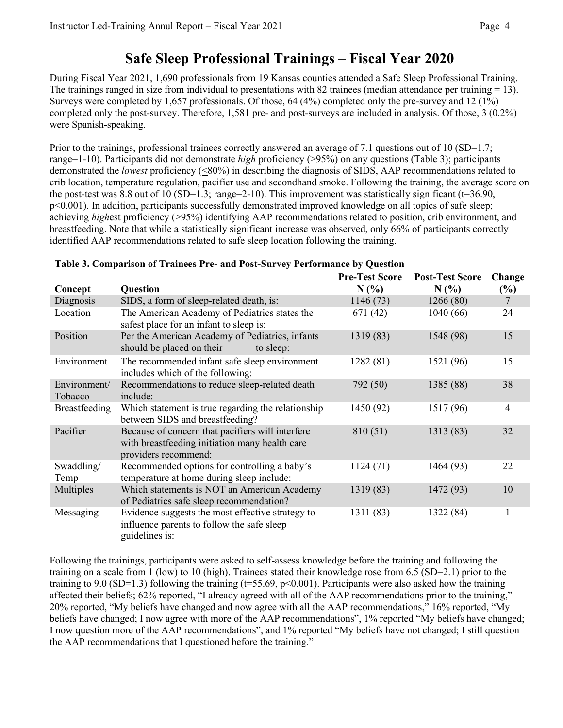# Safe Sleep Professional Trainings – Fiscal Year 2020

During Fiscal Year 2021, 1,690 professionals from 19 Kansas counties attended a Safe Sleep Professional Training. The trainings ranged in size from individual to presentations with 82 trainees (median attendance per training = 13). Surveys were completed by 1,657 professionals. Of those, 64 (4%) completed only the pre-survey and 12 (1%) completed only the post-survey. Therefore, 1,581 pre- and post-surveys are included in analysis. Of those, 3 (0.2%) were Spanish-speaking.

Prior to the trainings, professional trainees correctly answered an average of 7.1 questions out of 10 (SD=1.7; range=1-10). Participants did not demonstrate *high* proficiency (≥95%) on any questions (Table 3); participants demonstrated the *lowest* proficiency (≤80%) in describing the diagnosis of SIDS, AAP recommendations related to crib location, temperature regulation, pacifier use and secondhand smoke. Following the training, the average score on the post-test was 8.8 out of 10 (SD=1.3; range=2-10). This improvement was statistically significant ($t=36.90$, $p<0.001$). In addition, participants successfully demonstrated improved knowledge on all topics of safe sleep; achieving *high*est proficiency (≥95%) identifying AAP recommendations related to position, crib environment, and breastfeeding. Note that while a statistically significant increase was observed, only 66% of participants correctly identified AAP recommendations related to safe sleep location following the training.

**Table 3. Comparison of Trainees Pre- and Post-Survey Performance by Question**

| Concept | Question | Pre-Test Score N (%) | Post-Test Score N (%) | Change (%) |
|---|---|---|---|---|
| Diagnosis | SIDS, a form of sleep-related death, is: | 1146 (73) | 1266 (80) | 7 |
| Location | The American Academy of Pediatrics states the safest place for an infant to sleep is: | 671 (42) | 1040 (66) | 24 |
| Position | Per the American Academy of Pediatrics, infants should be placed on their ______ to sleep: | 1319 (83) | 1548 (98) | 15 |
| Environment | The recommended infant safe sleep environment includes which of the following: | 1282 (81) | 1521 (96) | 15 |
| Environment/ Tobacco | Recommendations to reduce sleep-related death include: | 792 (50) | 1385 (88) | 38 |
| Breastfeeding | Which statement is true regarding the relationship between SIDS and breastfeeding? | 1450 (92) | 1517 (96) | 4 |
| Pacifier | Because of concern that pacifiers will interfere with breastfeeding initiation many health care providers recommend: | 810 (51) | 1313 (83) | 32 |
| Swaddling/ Temp | Recommended options for controlling a baby's temperature at home during sleep include: | 1124 (71) | 1464 (93) | 22 |
| Multiples | Which statements is NOT an American Academy of Pediatrics safe sleep recommendation? | 1319 (83) | 1472 (93) | 10 |
| Messaging | Evidence suggests the most effective strategy to influence parents to follow the safe sleep guidelines is: | 1311 (83) | 1322 (84) | 1 |

Following the trainings, participants were asked to self-assess knowledge before the training and following the training on a scale from 1 (low) to 10 (high). Trainees stated their knowledge rose from 6.5 (SD=2.1) prior to the training to 9.0 (SD=1.3) following the training ($t=55.69$, $p<0.001$). Participants were also asked how the training affected their beliefs; 62% reported, "I already agreed with all of the AAP recommendations prior to the training," 20% reported, "My beliefs have changed and now agree with all the AAP recommendations," 16% reported, "My beliefs have changed; I now agree with more of the AAP recommendations", 1% reported "My beliefs have changed; I now question more of the AAP recommendations", and 1% reported "My beliefs have not changed; I still question the AAP recommendations that I questioned before the training."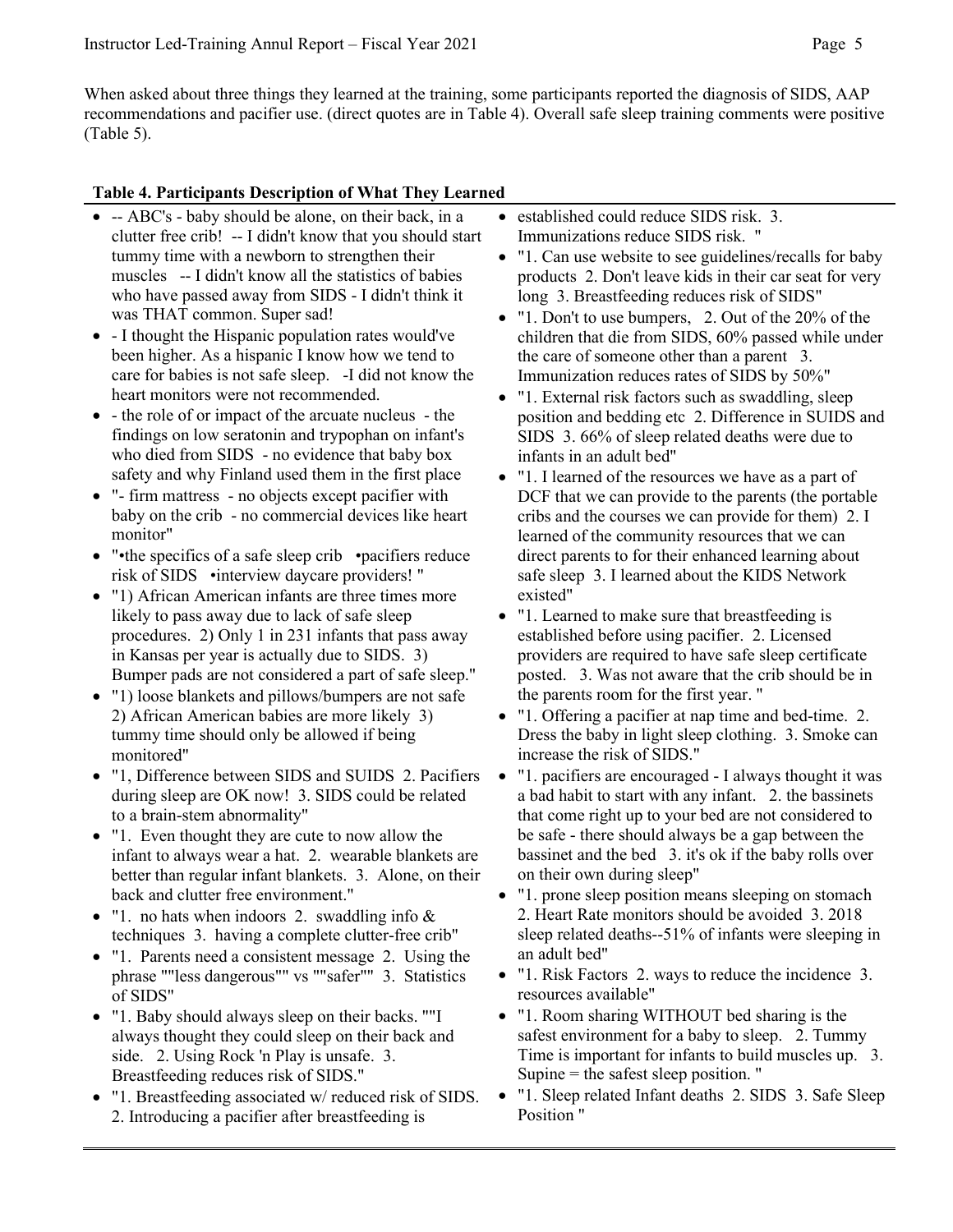When asked about three things they learned at the training, some participants reported the diagnosis of SIDS, AAP recommendations and pacifier use. (direct quotes are in Table 4). Overall safe sleep training comments were positive (Table 5).

**Table 4. Participants Description of What They Learned**

- -- ABC's - baby should be alone, on their back, in a clutter free crib! -- I didn't know that you should start tummy time with a newborn to strengthen their muscles -- I didn't know all the statistics of babies who have passed away from SIDS - I didn't think it was THAT common. Super sad!
- - I thought the Hispanic population rates would've been higher. As a hispanic I know how we tend to care for babies is not safe sleep. -I did not know the heart monitors were not recommended.
- - the role of or impact of the arcuate nucleus - the findings on low seratonin and trypophan on infant's who died from SIDS - no evidence that baby box safety and why Finland used them in the first place
- "- firm mattress - no objects except pacifier with baby on the crib - no commercial devices like heart monitor"
- "•the specifics of a safe sleep crib •pacifiers reduce risk of SIDS •interview daycare providers! "
- "1) African American infants are three times more likely to pass away due to lack of safe sleep procedures. 2) Only 1 in 231 infants that pass away in Kansas per year is actually due to SIDS. 3) Bumper pads are not considered a part of safe sleep."
- "1) loose blankets and pillows/bumpers are not safe 2) African American babies are more likely 3) tummy time should only be allowed if being monitored"
- "1, Difference between SIDS and SUIDS 2. Pacifiers during sleep are OK now! 3. SIDS could be related to a brain-stem abnormality"
- "1. Even thought they are cute to now allow the infant to always wear a hat. 2. wearable blankets are better than regular infant blankets. 3. Alone, on their back and clutter free environment."
- "1. no hats when indoors 2. swaddling info & techniques 3. having a complete clutter-free crib"
- "1. Parents need a consistent message 2. Using the phrase ""less dangerous"" vs ""safer"" 3. Statistics of SIDS"
- "1. Baby should always sleep on their backs. ""I always thought they could sleep on their back and side. 2. Using Rock 'n Play is unsafe. 3. Breastfeeding reduces risk of SIDS."
- "1. Breastfeeding associated w/ reduced risk of SIDS. 2. Introducing a pacifier after breastfeeding is established could reduce SIDS risk. 3. Immunizations reduce SIDS risk. "
- "1. Can use website to see guidelines/recalls for baby products 2. Don't leave kids in their car seat for very long 3. Breastfeeding reduces risk of SIDS"
- "1. Don't to use bumpers, 2. Out of the 20% of the children that die from SIDS, 60% passed while under the care of someone other than a parent 3. Immunization reduces rates of SIDS by 50%"
- "1. External risk factors such as swaddling, sleep position and bedding etc 2. Difference in SUIDS and SIDS 3. 66% of sleep related deaths were due to infants in an adult bed"
- "1. I learned of the resources we have as a part of DCF that we can provide to the parents (the portable cribs and the courses we can provide for them) 2. I learned of the community resources that we can direct parents to for their enhanced learning about safe sleep 3. I learned about the KIDS Network existed"
- "1. Learned to make sure that breastfeeding is established before using pacifier. 2. Licensed providers are required to have safe sleep certificate posted. 3. Was not aware that the crib should be in the parents room for the first year. "
- "1. Offering a pacifier at nap time and bed-time. 2. Dress the baby in light sleep clothing. 3. Smoke can increase the risk of SIDS."
- "1. pacifiers are encouraged - I always thought it was a bad habit to start with any infant. 2. the bassinets that come right up to your bed are not considered to be safe - there should always be a gap between the bassinet and the bed 3. it's ok if the baby rolls over on their own during sleep"
- "1. prone sleep position means sleeping on stomach 2. Heart Rate monitors should be avoided 3. 2018 sleep related deaths--51% of infants were sleeping in an adult bed"
- "1. Risk Factors 2. ways to reduce the incidence 3. resources available"
- "1. Room sharing WITHOUT bed sharing is the safest environment for a baby to sleep. 2. Tummy Time is important for infants to build muscles up. 3. Supine = the safest sleep position. "
- "1. Sleep related Infant deaths 2. SIDS 3. Safe Sleep Position "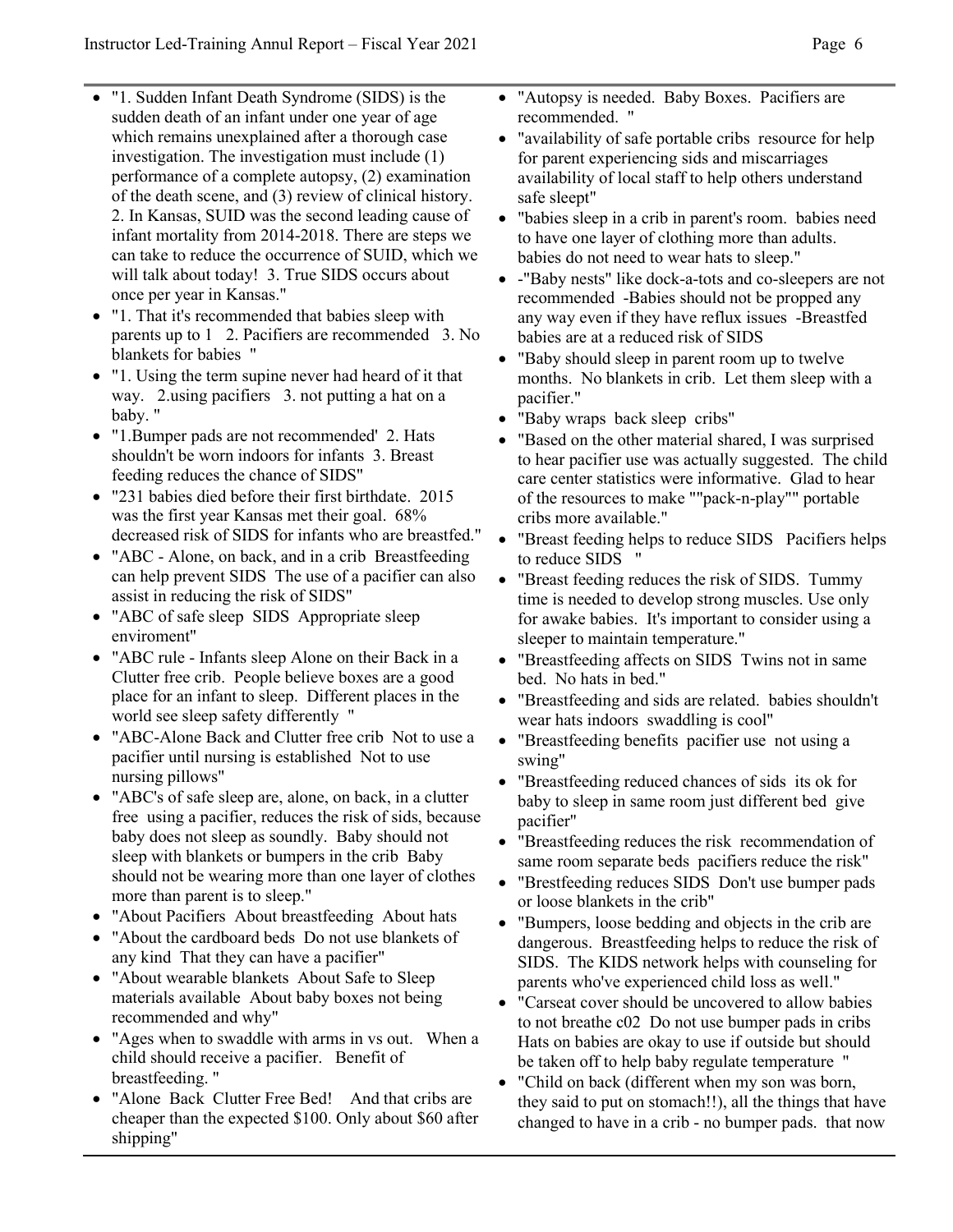- "1. Sudden Infant Death Syndrome (SIDS) is the sudden death of an infant under one year of age which remains unexplained after a thorough case investigation. The investigation must include (1) performance of a complete autopsy, (2) examination of the death scene, and (3) review of clinical history. 2. In Kansas, SUID was the second leading cause of infant mortality from 2014-2018. There are steps we can take to reduce the occurrence of SUID, which we will talk about today! 3. True SIDS occurs about once per year in Kansas."
- "1. That it's recommended that babies sleep with parents up to 1  2. Pacifiers are recommended  3. No blankets for babies "
- "1. Using the term supine never had heard of it that way.  2.using pacifiers  3. not putting a hat on a baby. "
- "1.Bumper pads are not recommended' 2. Hats shouldn't be worn indoors for infants 3. Breast feeding reduces the chance of SIDS"
- "231 babies died before their first birthdate. 2015 was the first year Kansas met their goal. 68% decreased risk of SIDS for infants who are breastfed."
- "ABC - Alone, on back, and in a crib Breastfeeding can help prevent SIDS The use of a pacifier can also assist in reducing the risk of SIDS"
- "ABC of safe sleep SIDS Appropriate sleep enviroment"
- "ABC rule - Infants sleep Alone on their Back in a Clutter free crib. People believe boxes are a good place for an infant to sleep. Different places in the world see sleep safety differently "
- "ABC-Alone Back and Clutter free crib Not to use a pacifier until nursing is established Not to use nursing pillows"
- "ABC's of safe sleep are, alone, on back, in a clutter free using a pacifier, reduces the risk of sids, because baby does not sleep as soundly. Baby should not sleep with blankets or bumpers in the crib Baby should not be wearing more than one layer of clothes more than parent is to sleep."
- "About Pacifiers About breastfeeding About hats
- "About the cardboard beds Do not use blankets of any kind That they can have a pacifier"
- "About wearable blankets About Safe to Sleep materials available About baby boxes not being recommended and why"
- "Ages when to swaddle with arms in vs out.  When a child should receive a pacifier.  Benefit of breastfeeding. "
- "Alone Back Clutter Free Bed!  And that cribs are cheaper than the expected $100. Only about $60 after shipping"
- "Autopsy is needed. Baby Boxes. Pacifiers are recommended. "
- "availability of safe portable cribs resource for help for parent experiencing sids and miscarriages availability of local staff to help others understand safe sleept"
- "babies sleep in a crib in parent's room. babies need to have one layer of clothing more than adults. babies do not need to wear hats to sleep."
- -"Baby nests" like dock-a-tots and co-sleepers are not recommended -Babies should not be propped any any way even if they have reflux issues -Breastfed babies are at a reduced risk of SIDS
- "Baby should sleep in parent room up to twelve months. No blankets in crib. Let them sleep with a pacifier."
- "Baby wraps back sleep cribs"
- "Based on the other material shared, I was surprised to hear pacifier use was actually suggested. The child care center statistics were informative. Glad to hear of the resources to make ""pack-n-play"" portable cribs more available."
- "Breast feeding helps to reduce SIDS  Pacifiers helps to reduce SIDS  "
- "Breast feeding reduces the risk of SIDS. Tummy time is needed to develop strong muscles. Use only for awake babies. It's important to consider using a sleeper to maintain temperature."
- "Breastfeeding affects on SIDS Twins not in same bed. No hats in bed."
- "Breastfeeding and sids are related. babies shouldn't wear hats indoors swaddling is cool"
- "Breastfeeding benefits pacifier use not using a swing"
- "Breastfeeding reduced chances of sids its ok for baby to sleep in same room just different bed give pacifier"
- "Breastfeeding reduces the risk recommendation of same room separate beds pacifiers reduce the risk"
- "Brestfeeding reduces SIDS Don't use bumper pads or loose blankets in the crib"
- "Bumpers, loose bedding and objects in the crib are dangerous. Breastfeeding helps to reduce the risk of SIDS. The KIDS network helps with counseling for parents who've experienced child loss as well."
- "Carseat cover should be uncovered to allow babies to not breathe c02 Do not use bumper pads in cribs Hats on babies are okay to use if outside but should be taken off to help baby regulate temperature "
- "Child on back (different when my son was born, they said to put on stomach!!), all the things that have changed to have in a crib - no bumper pads. that now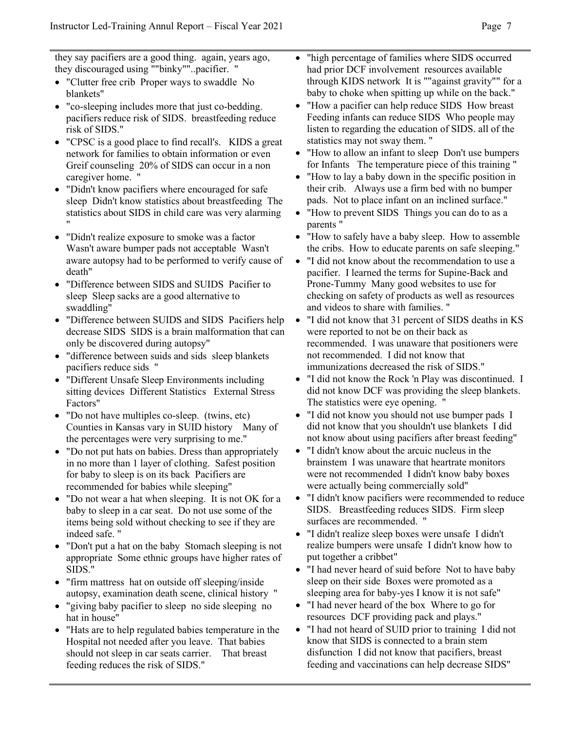they say pacifiers are a good thing. again, years ago, they discouraged using ""binky""..pacifier. "

- "Clutter free crib  Proper ways to swaddle  No blankets"
- "co-sleeping includes more that just co-bedding. pacifiers reduce risk of SIDS. breastfeeding reduce risk of SIDS."
- "CPSC is a good place to find recall's.  KIDS a great network for families to obtain information or even Greif counseling  20% of SIDS can occur in a non caregiver home. "
- "Didn't know pacifiers where encouraged for safe sleep  Didn't know statistics about breastfeeding  The statistics about SIDS in child care was very alarming "
- "Didn't realize exposure to smoke was a factor  Wasn't aware bumper pads not acceptable  Wasn't aware autopsy had to be performed to verify cause of death"
- "Difference between SIDS and SUIDS  Pacifier to sleep  Sleep sacks are a good alternative to swaddling"
- "Difference between SUIDS and SIDS  Pacifiers help decrease SIDS  SIDS is a brain malformation that can only be discovered during autopsy"
- "difference between suids and sids  sleep blankets pacifiers reduce sids "
- "Different Unsafe Sleep Environments including sitting devices  Different Statistics  External Stress Factors"
- "Do not have multiples co-sleep. (twins, etc)  Counties in Kansas vary in SUID history  Many of the percentages were very surprising to me."
- "Do not put hats on babies. Dress than appropriately in no more than 1 layer of clothing. Safest position for baby to sleep is on its back  Pacifiers are recommended for babies while sleeping"
- "Do not wear a hat when sleeping. It is not OK for a baby to sleep in a car seat. Do not use some of the items being sold without checking to see if they are indeed safe. "
- "Don't put a hat on the baby  Stomach sleeping is not appropriate  Some ethnic groups have higher rates of SIDS."
- "firm mattress  hat on outside off sleeping/inside  autopsy, examination death scene, clinical history "
- "giving baby pacifier to sleep  no side sleeping  no hat in house"
- "Hats are to help regulated babies temperature in the Hospital not needed after you leave. That babies should not sleep in car seats carrier.  That breast feeding reduces the risk of SIDS."
- "high percentage of families where SIDS occurred had prior DCF involvement  resources available through KIDS network  It is ""against gravity"" for a baby to choke when spitting up while on the back."
- "How a pacifier can help reduce SIDS  How breast Feeding infants can reduce SIDS  Who people may listen to regarding the education of SIDS. all of the statistics may not sway them. "
- "How to allow an infant to sleep  Don't use bumpers for Infants  The temperature piece of this training "
- "How to lay a baby down in the specific position in their crib.  Always use a firm bed with no bumper pads. Not to place infant on an inclined surface."
- "How to prevent SIDS  Things you can do to as a parents "
- "How to safely have a baby sleep. How to assemble the cribs. How to educate parents on safe sleeping."
- "I did not know about the recommendation to use a pacifier. I learned the terms for Supine-Back and Prone-Tummy  Many good websites to use for checking on safety of products as well as resources and videos to share with families. "
- "I did not know that 31 percent of SIDS deaths in KS were reported to not be on their back as recommended. I was unaware that positioners were not recommended. I did not know that immunizations decreased the risk of SIDS."
- "I did not know the Rock 'n Play was discontinued. I did not know DCF was providing the sleep blankets. The statistics were eye opening. "
- "I did not know you should not use bumper pads  I did not know that you shouldn't use blankets  I did not know about using pacifiers after breast feeding"
- "I didn't know about the arcuic nucleus in the brainstem  I was unaware that heartrate monitors were not recommended  I didn't know baby boxes were actually being commercially sold"
- "I didn't know pacifiers were recommended to reduce SIDS.  Breastfeeding reduces SIDS. Firm sleep surfaces are recommended. "
- "I didn't realize sleep boxes were unsafe  I didn't realize bumpers were unsafe  I didn't know how to put together a cribbet"
- "I had never heard of suid before  Not to have baby sleep on their side  Boxes were promoted as a sleeping area for baby-yes I know it is not safe"
- "I had never heard of the box  Where to go for resources  DCF providing pack and plays."
- "I had not heard of SUID prior to training  I did not know that SIDS is connected to a brain stem disfunction  I did not know that pacifiers, breast feeding and vaccinations can help decrease SIDS"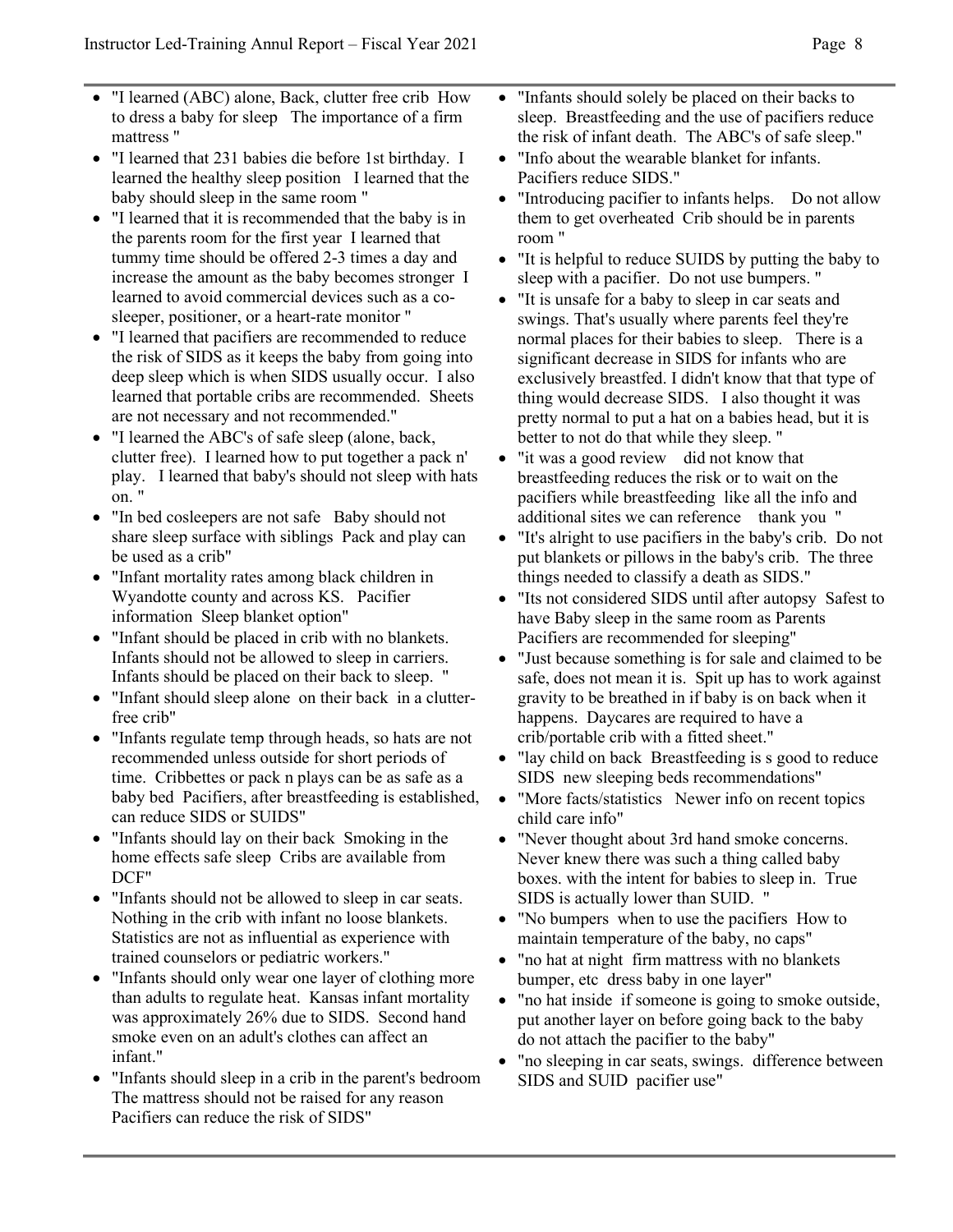- "I learned (ABC) alone, Back, clutter free crib How to dress a baby for sleep The importance of a firm mattress "
- "I learned that 231 babies die before 1st birthday. I learned the healthy sleep position I learned that the baby should sleep in the same room "
- "I learned that it is recommended that the baby is in the parents room for the first year I learned that tummy time should be offered 2-3 times a day and increase the amount as the baby becomes stronger I learned to avoid commercial devices such as a co-sleeper, positioner, or a heart-rate monitor "
- "I learned that pacifiers are recommended to reduce the risk of SIDS as it keeps the baby from going into deep sleep which is when SIDS usually occur. I also learned that portable cribs are recommended. Sheets are not necessary and not recommended."
- "I learned the ABC's of safe sleep (alone, back, clutter free). I learned how to put together a pack n' play. I learned that baby's should not sleep with hats on. "
- "In bed cosleepers are not safe Baby should not share sleep surface with siblings Pack and play can be used as a crib"
- "Infant mortality rates among black children in Wyandotte county and across KS. Pacifier information Sleep blanket option"
- "Infant should be placed in crib with no blankets. Infants should not be allowed to sleep in carriers. Infants should be placed on their back to sleep. "
- "Infant should sleep alone on their back in a clutter-free crib"
- "Infants regulate temp through heads, so hats are not recommended unless outside for short periods of time. Cribbettes or pack n plays can be as safe as a baby bed Pacifiers, after breastfeeding is established, can reduce SIDS or SUIDS"
- "Infants should lay on their back Smoking in the home effects safe sleep Cribs are available from DCF"
- "Infants should not be allowed to sleep in car seats. Nothing in the crib with infant no loose blankets. Statistics are not as influential as experience with trained counselors or pediatric workers."
- "Infants should only wear one layer of clothing more than adults to regulate heat. Kansas infant mortality was approximately 26% due to SIDS. Second hand smoke even on an adult's clothes can affect an infant."
- "Infants should sleep in a crib in the parent's bedroom The mattress should not be raised for any reason Pacifiers can reduce the risk of SIDS"
- "Infants should solely be placed on their backs to sleep. Breastfeeding and the use of pacifiers reduce the risk of infant death. The ABC's of safe sleep."
- "Info about the wearable blanket for infants. Pacifiers reduce SIDS."
- "Introducing pacifier to infants helps. Do not allow them to get overheated Crib should be in parents room "
- "It is helpful to reduce SUIDS by putting the baby to sleep with a pacifier. Do not use bumpers. "
- "It is unsafe for a baby to sleep in car seats and swings. That's usually where parents feel they're normal places for their babies to sleep. There is a significant decrease in SIDS for infants who are exclusively breastfed. I didn't know that that type of thing would decrease SIDS. I also thought it was pretty normal to put a hat on a babies head, but it is better to not do that while they sleep. "
- "it was a good review did not know that breastfeeding reduces the risk or to wait on the pacifiers while breastfeeding like all the info and additional sites we can reference thank you "
- "It's alright to use pacifiers in the baby's crib. Do not put blankets or pillows in the baby's crib. The three things needed to classify a death as SIDS."
- "Its not considered SIDS until after autopsy Safest to have Baby sleep in the same room as Parents Pacifiers are recommended for sleeping"
- "Just because something is for sale and claimed to be safe, does not mean it is. Spit up has to work against gravity to be breathed in if baby is on back when it happens. Daycares are required to have a crib/portable crib with a fitted sheet."
- "lay child on back Breastfeeding is s good to reduce SIDS new sleeping beds recommendations"
- "More facts/statistics Newer info on recent topics child care info"
- "Never thought about 3rd hand smoke concerns. Never knew there was such a thing called baby boxes. with the intent for babies to sleep in. True SIDS is actually lower than SUID. "
- "No bumpers when to use the pacifiers How to maintain temperature of the baby, no caps"
- "no hat at night firm mattress with no blankets bumper, etc dress baby in one layer"
- "no hat inside if someone is going to smoke outside, put another layer on before going back to the baby do not attach the pacifier to the baby"
- "no sleeping in car seats, swings. difference between SIDS and SUID pacifier use"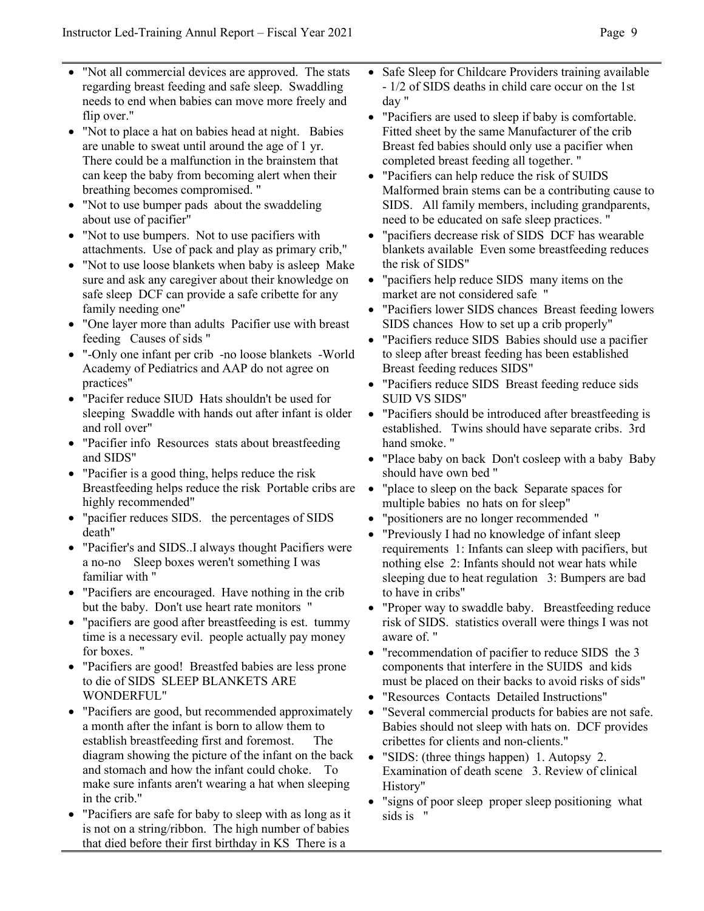- "Not all commercial devices are approved. The stats regarding breast feeding and safe sleep. Swaddling needs to end when babies can move more freely and flip over."
- "Not to place a hat on babies head at night. Babies are unable to sweat until around the age of 1 yr. There could be a malfunction in the brainstem that can keep the baby from becoming alert when their breathing becomes compromised. "
- "Not to use bumper pads about the swaddeling about use of pacifier"
- "Not to use bumpers. Not to use pacifiers with attachments. Use of pack and play as primary crib,"
- "Not to use loose blankets when baby is asleep Make sure and ask any caregiver about their knowledge on safe sleep DCF can provide a safe cribette for any family needing one"
- "One layer more than adults Pacifier use with breast feeding Causes of sids "
- "-Only one infant per crib -no loose blankets -World Academy of Pediatrics and AAP do not agree on practices"
- "Pacifer reduce SIUD Hats shouldn't be used for sleeping Swaddle with hands out after infant is older and roll over"
- "Pacifier info Resources stats about breastfeeding and SIDS"
- "Pacifier is a good thing, helps reduce the risk Breastfeeding helps reduce the risk Portable cribs are highly recommended"
- "pacifier reduces SIDS. the percentages of SIDS death"
- "Pacifier's and SIDS..I always thought Pacifiers were a no-no Sleep boxes weren't something I was familiar with "
- "Pacifiers are encouraged. Have nothing in the crib but the baby. Don't use heart rate monitors "
- "pacifiers are good after breastfeeding is est. tummy time is a necessary evil. people actually pay money for boxes. "
- "Pacifiers are good! Breastfed babies are less prone to die of SIDS SLEEP BLANKETS ARE WONDERFUL"
- "Pacifiers are good, but recommended approximately a month after the infant is born to allow them to establish breastfeeding first and foremost. The diagram showing the picture of the infant on the back and stomach and how the infant could choke. To make sure infants aren't wearing a hat when sleeping in the crib."
- "Pacifiers are safe for baby to sleep with as long as it is not on a string/ribbon. The high number of babies that died before their first birthday in KS There is a Safe Sleep for Childcare Providers training available - 1/2 of SIDS deaths in child care occur on the 1st day "
- "Pacifiers are used to sleep if baby is comfortable. Fitted sheet by the same Manufacturer of the crib Breast fed babies should only use a pacifier when completed breast feeding all together. "
- "Pacifiers can help reduce the risk of SUIDS Malformed brain stems can be a contributing cause to SIDS. All family members, including grandparents, need to be educated on safe sleep practices. "
- "pacifiers decrease risk of SIDS DCF has wearable blankets available Even some breastfeeding reduces the risk of SIDS"
- "pacifiers help reduce SIDS many items on the market are not considered safe "
- "Pacifiers lower SIDS chances Breast feeding lowers SIDS chances How to set up a crib properly"
- "Pacifiers reduce SIDS Babies should use a pacifier to sleep after breast feeding has been established Breast feeding reduces SIDS"
- "Pacifiers reduce SIDS Breast feeding reduce sids SUID VS SIDS"
- "Pacifiers should be introduced after breastfeeding is established. Twins should have separate cribs. 3rd hand smoke. "
- "Place baby on back Don't cosleep with a baby Baby should have own bed "
- "place to sleep on the back Separate spaces for multiple babies no hats on for sleep"
- "positioners are no longer recommended "
- "Previously I had no knowledge of infant sleep requirements 1: Infants can sleep with pacifiers, but nothing else 2: Infants should not wear hats while sleeping due to heat regulation 3: Bumpers are bad to have in cribs"
- "Proper way to swaddle baby. Breastfeeding reduce risk of SIDS. statistics overall were things I was not aware of. "
- "recommendation of pacifier to reduce SIDS the 3 components that interfere in the SUIDS and kids must be placed on their backs to avoid risks of sids"
- "Resources Contacts Detailed Instructions"
- "Several commercial products for babies are not safe. Babies should not sleep with hats on. DCF provides cribettes for clients and non-clients."
- "SIDS: (three things happen) 1. Autopsy 2. Examination of death scene 3. Review of clinical History"
- "signs of poor sleep proper sleep positioning what sids is "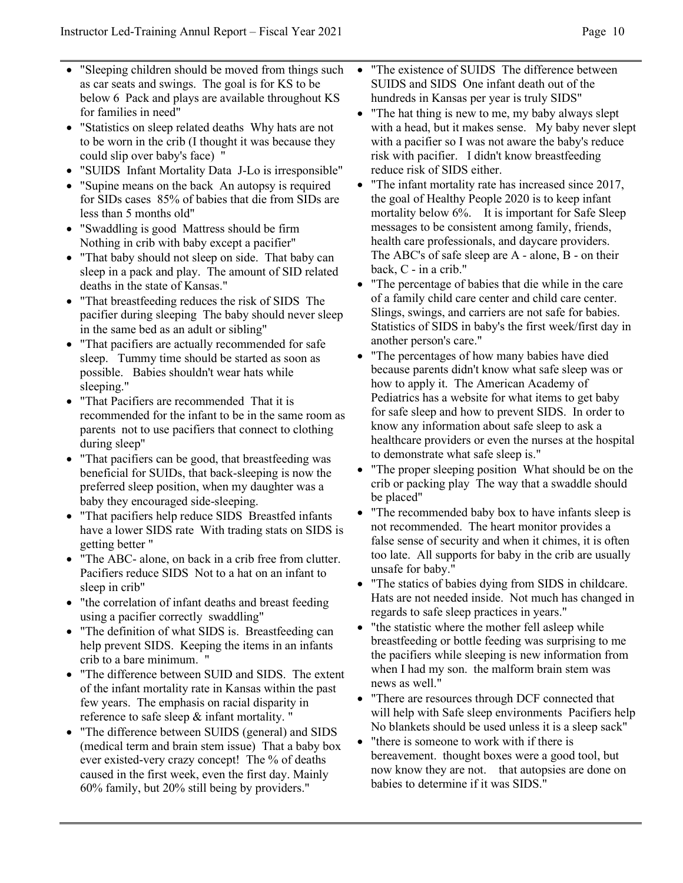- "Sleeping children should be moved from things such as car seats and swings. The goal is for KS to be below 6 Pack and plays are available throughout KS for families in need"
- "Statistics on sleep related deaths Why hats are not to be worn in the crib (I thought it was because they could slip over baby's face) "
- "SUIDS Infant Mortality Data J-Lo is irresponsible"
- "Supine means on the back An autopsy is required for SIDs cases 85% of babies that die from SIDs are less than 5 months old"
- "Swaddling is good Mattress should be firm Nothing in crib with baby except a pacifier"
- "That baby should not sleep on side. That baby can sleep in a pack and play. The amount of SID related deaths in the state of Kansas."
- "That breastfeeding reduces the risk of SIDS The pacifier during sleeping The baby should never sleep in the same bed as an adult or sibling"
- "That pacifiers are actually recommended for safe sleep. Tummy time should be started as soon as possible. Babies shouldn't wear hats while sleeping."
- "That Pacifiers are recommended That it is recommended for the infant to be in the same room as parents not to use pacifiers that connect to clothing during sleep"
- "That pacifiers can be good, that breastfeeding was beneficial for SUIDs, that back-sleeping is now the preferred sleep position, when my daughter was a baby they encouraged side-sleeping.
- "That pacifiers help reduce SIDS Breastfed infants have a lower SIDS rate With trading stats on SIDS is getting better "
- "The ABC- alone, on back in a crib free from clutter. Pacifiers reduce SIDS Not to a hat on an infant to sleep in crib"
- "the correlation of infant deaths and breast feeding using a pacifier correctly swaddling"
- "The definition of what SIDS is. Breastfeeding can help prevent SIDS. Keeping the items in an infants crib to a bare minimum. "
- "The difference between SUID and SIDS. The extent of the infant mortality rate in Kansas within the past few years. The emphasis on racial disparity in reference to safe sleep & infant mortality. "
- "The difference between SUIDS (general) and SIDS (medical term and brain stem issue) That a baby box ever existed-very crazy concept! The % of deaths caused in the first week, even the first day. Mainly 60% family, but 20% still being by providers."
- "The existence of SUIDS The difference between SUIDS and SIDS One infant death out of the hundreds in Kansas per year is truly SIDS"
- "The hat thing is new to me, my baby always slept with a head, but it makes sense. My baby never slept with a pacifier so I was not aware the baby's reduce risk with pacifier. I didn't know breastfeeding reduce risk of SIDS either.
- "The infant mortality rate has increased since 2017, the goal of Healthy People 2020 is to keep infant mortality below 6%. It is important for Safe Sleep messages to be consistent among family, friends, health care professionals, and daycare providers. The ABC's of safe sleep are A - alone, B - on their back, C - in a crib."
- "The percentage of babies that die while in the care of a family child care center and child care center. Slings, swings, and carriers are not safe for babies. Statistics of SIDS in baby's the first week/first day in another person's care."
- "The percentages of how many babies have died because parents didn't know what safe sleep was or how to apply it. The American Academy of Pediatrics has a website for what items to get baby for safe sleep and how to prevent SIDS. In order to know any information about safe sleep to ask a healthcare providers or even the nurses at the hospital to demonstrate what safe sleep is."
- "The proper sleeping position What should be on the crib or packing play The way that a swaddle should be placed"
- "The recommended baby box to have infants sleep is not recommended. The heart monitor provides a false sense of security and when it chimes, it is often too late. All supports for baby in the crib are usually unsafe for baby."
- "The statics of babies dying from SIDS in childcare. Hats are not needed inside. Not much has changed in regards to safe sleep practices in years."
- "the statistic where the mother fell asleep while breastfeeding or bottle feeding was surprising to me the pacifiers while sleeping is new information from when I had my son. the malform brain stem was news as well."
- "There are resources through DCF connected that will help with Safe sleep environments Pacifiers help No blankets should be used unless it is a sleep sack"
- "there is someone to work with if there is bereavement. thought boxes were a good tool, but now know they are not. that autopsies are done on babies to determine if it was SIDS."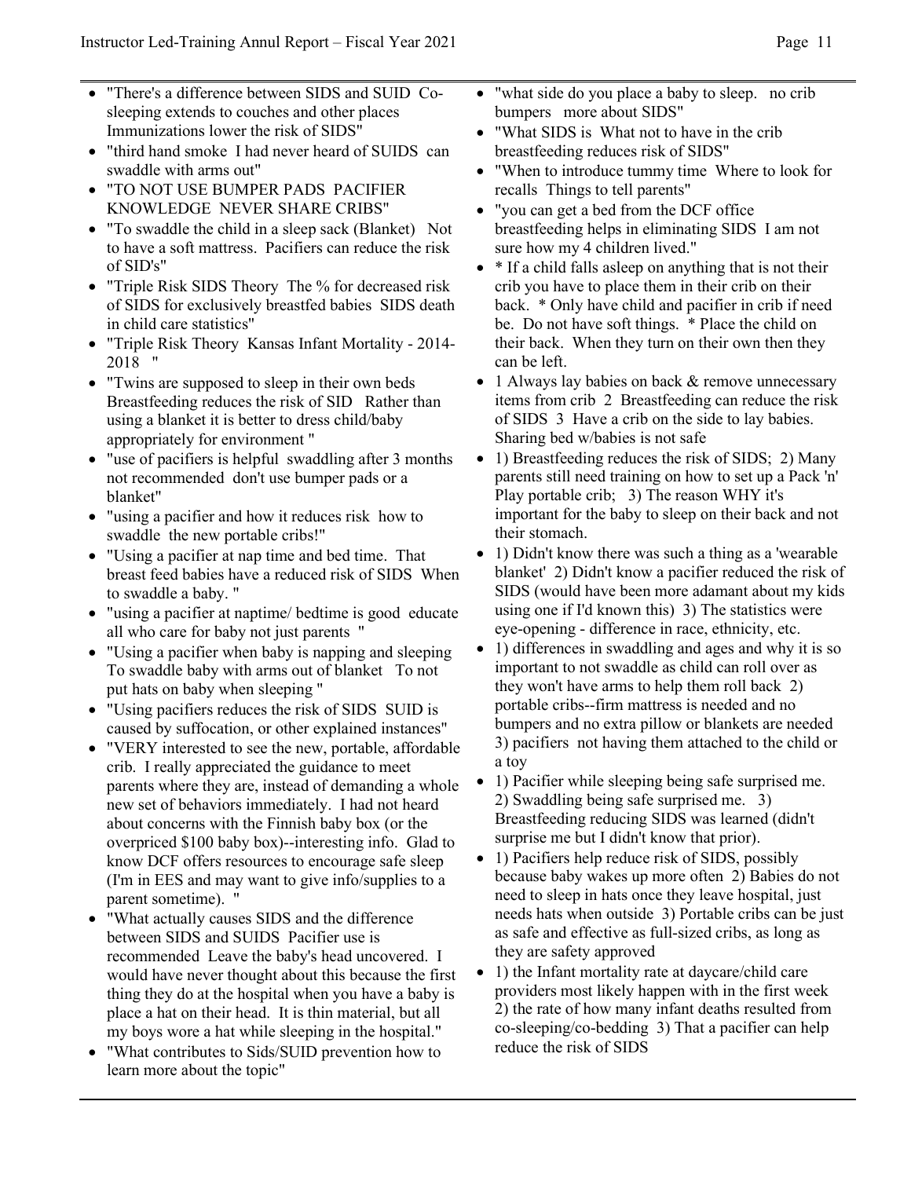- "There's a difference between SIDS and SUID  Co-sleeping extends to couches and other places  Immunizations lower the risk of SIDS"
- "third hand smoke  I had never heard of SUIDS  can swaddle with arms out"
- "TO NOT USE BUMPER PADS  PACIFIER KNOWLEDGE  NEVER SHARE CRIBS"
- "To swaddle the child in a sleep sack (Blanket)   Not to have a soft mattress.  Pacifiers can reduce the risk of SID's"
- "Triple Risk SIDS Theory  The % for decreased risk of SIDS for exclusively breastfed babies  SIDS death in child care statistics"
- "Triple Risk Theory  Kansas Infant Mortality - 2014-2018   "
- "Twins are supposed to sleep in their own beds  Breastfeeding reduces the risk of SID   Rather than using a blanket it is better to dress child/baby appropriately for environment "
- "use of pacifiers is helpful  swaddling after 3 months not recommended  don't use bumper pads or a blanket"
- "using a pacifier and how it reduces risk  how to swaddle  the new portable cribs!"
- "Using a pacifier at nap time and bed time.  That breast feed babies have a reduced risk of SIDS  When to swaddle a baby. "
- "using a pacifier at naptime/ bedtime is good  educate all who care for baby not just parents  "
- "Using a pacifier when baby is napping and sleeping  To swaddle baby with arms out of blanket   To not put hats on baby when sleeping "
- "Using pacifiers reduces the risk of SIDS  SUID is caused by suffocation, or other explained instances"
- "VERY interested to see the new, portable, affordable crib.  I really appreciated the guidance to meet parents where they are, instead of demanding a whole new set of behaviors immediately.  I had not heard about concerns with the Finnish baby box (or the overpriced $100 baby box)--interesting info.  Glad to know DCF offers resources to encourage safe sleep (I'm in EES and may want to give info/supplies to a parent sometime).  "
- "What actually causes SIDS and the difference between SIDS and SUIDS  Pacifier use is recommended  Leave the baby's head uncovered.  I would have never thought about this because the first thing they do at the hospital when you have a baby is place a hat on their head.  It is thin material, but all my boys wore a hat while sleeping in the hospital."
- "What contributes to Sids/SUID prevention how to learn more about the topic"
- "what side do you place a baby to sleep.   no crib bumpers   more about SIDS"
- "What SIDS is  What not to have in the crib  breastfeeding reduces risk of SIDS"
- "When to introduce tummy time  Where to look for recalls  Things to tell parents"
- "you can get a bed from the DCF office  breastfeeding helps in eliminating SIDS  I am not sure how my 4 children lived."
- * If a child falls asleep on anything that is not their crib you have to place them in their crib on their back.  * Only have child and pacifier in crib if need be.  Do not have soft things.  * Place the child on their back.  When they turn on their own then they can be left.
- 1 Always lay babies on back & remove unnecessary items from crib  2  Breastfeeding can reduce the risk of SIDS  3  Have a crib on the side to lay babies.  Sharing bed w/babies is not safe
- 1) Breastfeeding reduces the risk of SIDS;  2) Many parents still need training on how to set up a Pack 'n' Play portable crib;   3) The reason WHY it's important for the baby to sleep on their back and not their stomach.
- 1) Didn't know there was such a thing as a 'wearable blanket'  2) Didn't know a pacifier reduced the risk of SIDS (would have been more adamant about my kids using one if I'd known this)  3) The statistics were eye-opening - difference in race, ethnicity, etc.
- 1) differences in swaddling and ages and why it is so important to not swaddle as child can roll over as they won't have arms to help them roll back  2) portable cribs--firm mattress is needed and no bumpers and no extra pillow or blankets are needed  3) pacifiers  not having them attached to the child or a toy
- 1) Pacifier while sleeping being safe surprised me.  2) Swaddling being safe surprised me.   3) Breastfeeding reducing SIDS was learned (didn't surprise me but I didn't know that prior).
- 1) Pacifiers help reduce risk of SIDS, possibly because baby wakes up more often  2) Babies do not need to sleep in hats once they leave hospital, just needs hats when outside  3) Portable cribs can be just as safe and effective as full-sized cribs, as long as they are safety approved
- 1) the Infant mortality rate at daycare/child care providers most likely happen with in the first week  2) the rate of how many infant deaths resulted from co-sleeping/co-bedding  3) That a pacifier can help reduce the risk of SIDS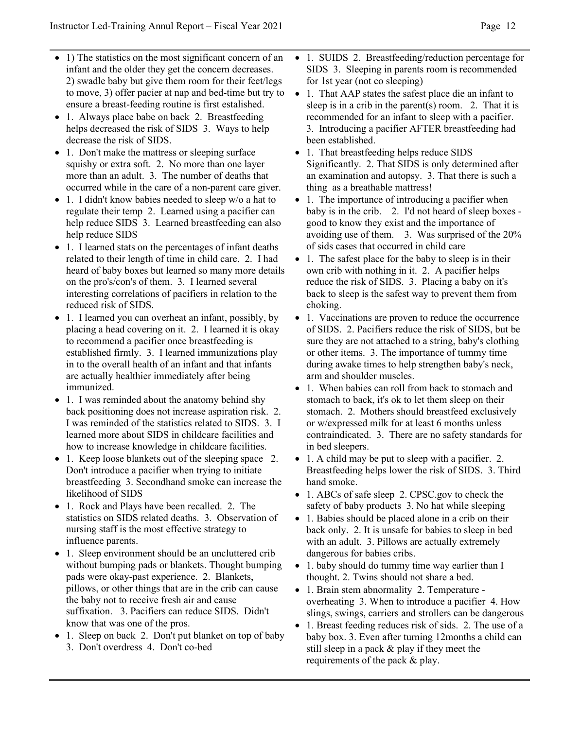- 1) The statistics on the most significant concern of an infant and the older they get the concern decreases. 2) swadle baby but give them room for their feet/legs to move, 3) offer pacier at nap and bed-time but try to ensure a breast-feeding routine is first estalished.
- 1. Always place babe on back 2. Breastfeeding helps decreased the risk of SIDS 3. Ways to help decrease the risk of SIDS.
- 1. Don't make the mattress or sleeping surface squishy or extra soft. 2. No more than one layer more than an adult. 3. The number of deaths that occurred while in the care of a non-parent care giver.
- 1. I didn't know babies needed to sleep w/o a hat to regulate their temp 2. Learned using a pacifier can help reduce SIDS 3. Learned breastfeeding can also help reduce SIDS
- 1. I learned stats on the percentages of infant deaths related to their length of time in child care. 2. I had heard of baby boxes but learned so many more details on the pro's/con's of them. 3. I learned several interesting correlations of pacifiers in relation to the reduced risk of SIDS.
- 1. I learned you can overheat an infant, possibly, by placing a head covering on it. 2. I learned it is okay to recommend a pacifier once breastfeeding is established firmly. 3. I learned immunizations play in to the overall health of an infant and that infants are actually healthier immediately after being immunized.
- 1. I was reminded about the anatomy behind shy back positioning does not increase aspiration risk. 2. I was reminded of the statistics related to SIDS. 3. I learned more about SIDS in childcare facilities and how to increase knowledge in childcare facilities.
- 1. Keep loose blankets out of the sleeping space 2. Don't introduce a pacifier when trying to initiate breastfeeding 3. Secondhand smoke can increase the likelihood of SIDS
- 1. Rock and Plays have been recalled. 2. The statistics on SIDS related deaths. 3. Observation of nursing staff is the most effective strategy to influence parents.
- 1. Sleep environment should be an uncluttered crib without bumping pads or blankets. Thought bumping pads were okay-past experience. 2. Blankets, pillows, or other things that are in the crib can cause the baby not to receive fresh air and cause suffixation. 3. Pacifiers can reduce SIDS. Didn't know that was one of the pros.
- 1. Sleep on back 2. Don't put blanket on top of baby 3. Don't overdress 4. Don't co-bed
- 1. SUIDS 2. Breastfeeding/reduction percentage for SIDS 3. Sleeping in parents room is recommended for 1st year (not co sleeping)
- 1. That AAP states the safest place die an infant to sleep is in a crib in the parent(s) room. 2. That it is recommended for an infant to sleep with a pacifier. 3. Introducing a pacifier AFTER breastfeeding had been established.
- 1. That breastfeeding helps reduce SIDS Significantly. 2. That SIDS is only determined after an examination and autopsy. 3. That there is such a thing as a breathable mattress!
- 1. The importance of introducing a pacifier when baby is in the crib. 2. I'd not heard of sleep boxes - good to know they exist and the importance of avoiding use of them. 3. Was surprised of the 20% of sids cases that occurred in child care
- 1. The safest place for the baby to sleep is in their own crib with nothing in it. 2. A pacifier helps reduce the risk of SIDS. 3. Placing a baby on it's back to sleep is the safest way to prevent them from choking.
- 1. Vaccinations are proven to reduce the occurrence of SIDS. 2. Pacifiers reduce the risk of SIDS, but be sure they are not attached to a string, baby's clothing or other items. 3. The importance of tummy time during awake times to help strengthen baby's neck, arm and shoulder muscles.
- 1. When babies can roll from back to stomach and stomach to back, it's ok to let them sleep on their stomach. 2. Mothers should breastfeed exclusively or w/expressed milk for at least 6 months unless contraindicated. 3. There are no safety standards for in bed sleepers.
- 1. A child may be put to sleep with a pacifier. 2. Breastfeeding helps lower the risk of SIDS. 3. Third hand smoke.
- 1. ABCs of safe sleep 2. CPSC.gov to check the safety of baby products 3. No hat while sleeping
- 1. Babies should be placed alone in a crib on their back only. 2. It is unsafe for babies to sleep in bed with an adult. 3. Pillows are actually extremely dangerous for babies cribs.
- 1. baby should do tummy time way earlier than I thought. 2. Twins should not share a bed.
- 1. Brain stem abnormality 2. Temperature - overheating 3. When to introduce a pacifier 4. How slings, swings, carriers and strollers can be dangerous
- 1. Breast feeding reduces risk of sids. 2. The use of a baby box. 3. Even after turning 12months a child can still sleep in a pack & play if they meet the requirements of the pack & play.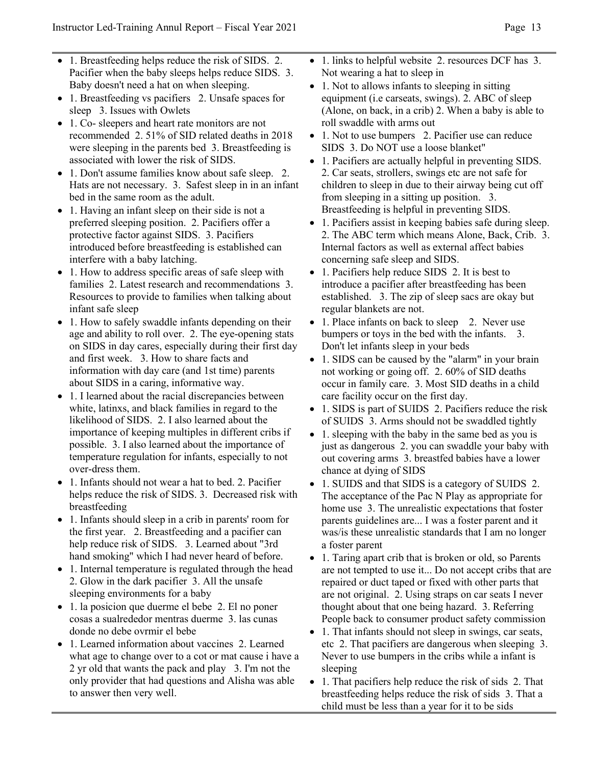- 1. Breastfeeding helps reduce the risk of SIDS. 2. Pacifier when the baby sleeps helps reduce SIDS. 3. Baby doesn't need a hat on when sleeping.
- 1. Breastfeeding vs pacifiers 2. Unsafe spaces for sleep 3. Issues with Owlets
- 1. Co- sleepers and heart rate monitors are not recommended 2. 51% of SID related deaths in 2018 were sleeping in the parents bed 3. Breastfeeding is associated with lower the risk of SIDS.
- 1. Don't assume families know about safe sleep. 2. Hats are not necessary. 3. Safest sleep in in an infant bed in the same room as the adult.
- 1. Having an infant sleep on their side is not a preferred sleeping position. 2. Pacifiers offer a protective factor against SIDS. 3. Pacifiers introduced before breastfeeding is established can interfere with a baby latching.
- 1. How to address specific areas of safe sleep with families 2. Latest research and recommendations 3. Resources to provide to families when talking about infant safe sleep
- 1. How to safely swaddle infants depending on their age and ability to roll over. 2. The eye-opening stats on SIDS in day cares, especially during their first day and first week. 3. How to share facts and information with day care (and 1st time) parents about SIDS in a caring, informative way.
- 1. I learned about the racial discrepancies between white, latinxs, and black families in regard to the likelihood of SIDS. 2. I also learned about the importance of keeping multiples in different cribs if possible. 3. I also learned about the importance of temperature regulation for infants, especially to not over-dress them.
- 1. Infants should not wear a hat to bed. 2. Pacifier helps reduce the risk of SIDS. 3. Decreased risk with breastfeeding
- 1. Infants should sleep in a crib in parents' room for the first year. 2. Breastfeeding and a pacifier can help reduce risk of SIDS. 3. Learned about "3rd hand smoking" which I had never heard of before.
- 1. Internal temperature is regulated through the head 2. Glow in the dark pacifier 3. All the unsafe sleeping environments for a baby
- 1. la posicion que duerme el bebe 2. El no poner cosas a sualrededor mentras duerme 3. las cunas donde no debe ovrmir el bebe
- 1. Learned information about vaccines 2. Learned what age to change over to a cot or mat cause i have a 2 yr old that wants the pack and play 3. I'm not the only provider that had questions and Alisha was able to answer then very well.
- 1. links to helpful website 2. resources DCF has 3. Not wearing a hat to sleep in
- 1. Not to allows infants to sleeping in sitting equipment (i.e carseats, swings). 2. ABC of sleep (Alone, on back, in a crib) 2. When a baby is able to roll swaddle with arms out
- 1. Not to use bumpers 2. Pacifier use can reduce SIDS 3. Do NOT use a loose blanket"
- 1. Pacifiers are actually helpful in preventing SIDS. 2. Car seats, strollers, swings etc are not safe for children to sleep in due to their airway being cut off from sleeping in a sitting up position. 3. Breastfeeding is helpful in preventing SIDS.
- 1. Pacifiers assist in keeping babies safe during sleep. 2. The ABC term which means Alone, Back, Crib. 3. Internal factors as well as external affect babies concerning safe sleep and SIDS.
- 1. Pacifiers help reduce SIDS 2. It is best to introduce a pacifier after breastfeeding has been established. 3. The zip of sleep sacs are okay but regular blankets are not.
- 1. Place infants on back to sleep 2. Never use bumpers or toys in the bed with the infants. 3. Don't let infants sleep in your beds
- 1. SIDS can be caused by the "alarm" in your brain not working or going off. 2. 60% of SID deaths occur in family care. 3. Most SID deaths in a child care facility occur on the first day.
- 1. SIDS is part of SUIDS 2. Pacifiers reduce the risk of SUIDS 3. Arms should not be swaddled tightly
- 1. sleeping with the baby in the same bed as you is just as dangerous 2. you can swaddle your baby with out covering arms 3. breastfed babies have a lower chance at dying of SIDS
- 1. SUIDS and that SIDS is a category of SUIDS 2. The acceptance of the Pac N Play as appropriate for home use 3. The unrealistic expectations that foster parents guidelines are... I was a foster parent and it was/is these unrealistic standards that I am no longer a foster parent
- 1. Taring apart crib that is broken or old, so Parents are not tempted to use it... Do not accept cribs that are repaired or duct taped or fixed with other parts that are not original. 2. Using straps on car seats I never thought about that one being hazard. 3. Referring People back to consumer product safety commission
- 1. That infants should not sleep in swings, car seats, etc 2. That pacifiers are dangerous when sleeping 3. Never to use bumpers in the cribs while a infant is sleeping
- 1. That pacifiers help reduce the risk of sids 2. That breastfeeding helps reduce the risk of sids 3. That a child must be less than a year for it to be sids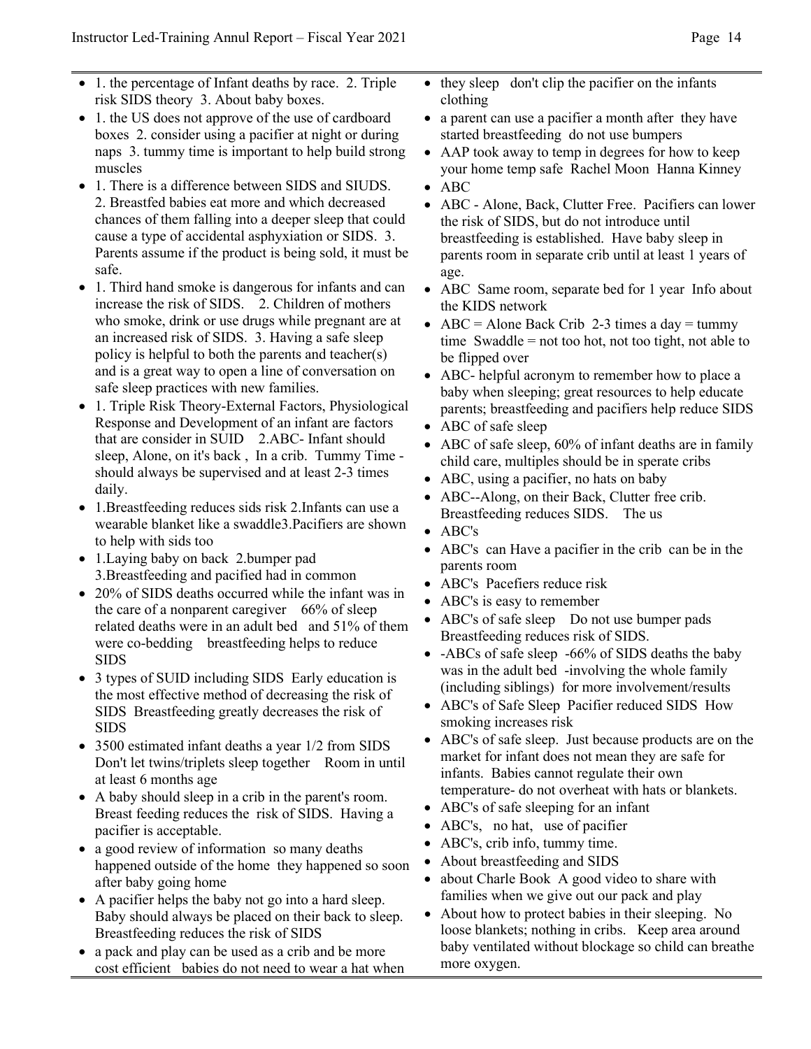- 1. the percentage of Infant deaths by race. 2. Triple risk SIDS theory 3. About baby boxes.
- 1. the US does not approve of the use of cardboard boxes 2. consider using a pacifier at night or during naps 3. tummy time is important to help build strong muscles
- 1. There is a difference between SIDS and SIUDS. 2. Breastfed babies eat more and which decreased chances of them falling into a deeper sleep that could cause a type of accidental asphyxiation or SIDS. 3. Parents assume if the product is being sold, it must be safe.
- 1. Third hand smoke is dangerous for infants and can increase the risk of SIDS. 2. Children of mothers who smoke, drink or use drugs while pregnant are at an increased risk of SIDS. 3. Having a safe sleep policy is helpful to both the parents and teacher(s) and is a great way to open a line of conversation on safe sleep practices with new families.
- 1. Triple Risk Theory-External Factors, Physiological Response and Development of an infant are factors that are consider in SUID 2.ABC- Infant should sleep, Alone, on it's back , In a crib. Tummy Time - should always be supervised and at least 2-3 times daily.
- 1.Breastfeeding reduces sids risk 2.Infants can use a wearable blanket like a swaddle3.Pacifiers are shown to help with sids too
- 1.Laying baby on back 2.bumper pad 3.Breastfeeding and pacified had in common
- 20% of SIDS deaths occurred while the infant was in the care of a nonparent caregiver 66% of sleep related deaths were in an adult bed and 51% of them were co-bedding breastfeeding helps to reduce SIDS
- 3 types of SUID including SIDS Early education is the most effective method of decreasing the risk of SIDS Breastfeeding greatly decreases the risk of SIDS
- 3500 estimated infant deaths a year 1/2 from SIDS Don't let twins/triplets sleep together Room in until at least 6 months age
- A baby should sleep in a crib in the parent's room. Breast feeding reduces the risk of SIDS. Having a pacifier is acceptable.
- a good review of information so many deaths happened outside of the home they happened so soon after baby going home
- A pacifier helps the baby not go into a hard sleep. Baby should always be placed on their back to sleep. Breastfeeding reduces the risk of SIDS
- a pack and play can be used as a crib and be more cost efficient babies do not need to wear a hat when they sleep don't clip the pacifier on the infants clothing
- a parent can use a pacifier a month after they have started breastfeeding do not use bumpers
- AAP took away to temp in degrees for how to keep your home temp safe Rachel Moon Hanna Kinney
- ABC
- ABC - Alone, Back, Clutter Free. Pacifiers can lower the risk of SIDS, but do not introduce until breastfeeding is established. Have baby sleep in parents room in separate crib until at least 1 years of age.
- ABC Same room, separate bed for 1 year Info about the KIDS network
- ABC = Alone Back Crib 2-3 times a day = tummy time Swaddle = not too hot, not too tight, not able to be flipped over
- ABC- helpful acronym to remember how to place a baby when sleeping; great resources to help educate parents; breastfeeding and pacifiers help reduce SIDS
- ABC of safe sleep
- ABC of safe sleep, 60% of infant deaths are in family child care, multiples should be in sperate cribs
- ABC, using a pacifier, no hats on baby
- ABC--Along, on their Back, Clutter free crib. Breastfeeding reduces SIDS. The us
- ABC's
- ABC's can Have a pacifier in the crib can be in the parents room
- ABC's Pacefiers reduce risk
- ABC's is easy to remember
- ABC's of safe sleep Do not use bumper pads Breastfeeding reduces risk of SIDS.
- -ABCs of safe sleep -66% of SIDS deaths the baby was in the adult bed -involving the whole family (including siblings) for more involvement/results
- ABC's of Safe Sleep Pacifier reduced SIDS How smoking increases risk
- ABC's of safe sleep. Just because products are on the market for infant does not mean they are safe for infants. Babies cannot regulate their own temperature- do not overheat with hats or blankets.
- ABC's of safe sleeping for an infant
- ABC's, no hat, use of pacifier
- ABC's, crib info, tummy time.
- About breastfeeding and SIDS
- about Charle Book A good video to share with families when we give out our pack and play
- About how to protect babies in their sleeping. No loose blankets; nothing in cribs. Keep area around baby ventilated without blockage so child can breathe more oxygen.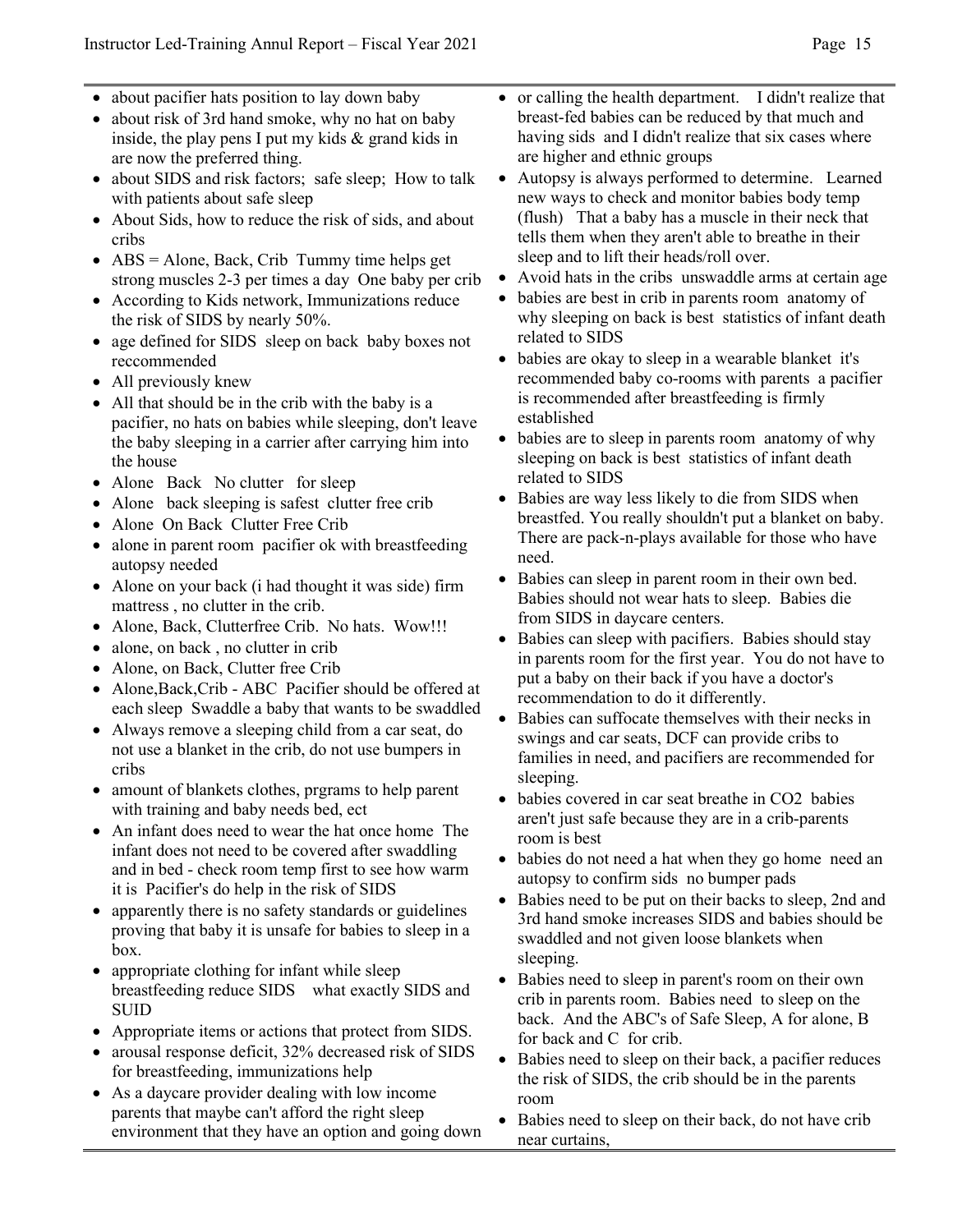- about pacifier hats position to lay down baby
- about risk of 3rd hand smoke, why no hat on baby inside, the play pens I put my kids & grand kids in are now the preferred thing.
- about SIDS and risk factors; safe sleep; How to talk with patients about safe sleep
- About Sids, how to reduce the risk of sids, and about cribs
- ABS = Alone, Back, Crib Tummy time helps get strong muscles 2-3 per times a day One baby per crib
- According to Kids network, Immunizations reduce the risk of SIDS by nearly 50%.
- age defined for SIDS sleep on back baby boxes not reccommended
- All previously knew
- All that should be in the crib with the baby is a pacifier, no hats on babies while sleeping, don't leave the baby sleeping in a carrier after carrying him into the house
- Alone Back No clutter for sleep
- Alone back sleeping is safest clutter free crib
- Alone On Back Clutter Free Crib
- alone in parent room pacifier ok with breastfeeding autopsy needed
- Alone on your back (i had thought it was side) firm mattress , no clutter in the crib.
- Alone, Back, Clutterfree Crib. No hats. Wow!!!
- alone, on back , no clutter in crib
- Alone, on Back, Clutter free Crib
- Alone,Back,Crib - ABC Pacifier should be offered at each sleep Swaddle a baby that wants to be swaddled
- Always remove a sleeping child from a car seat, do not use a blanket in the crib, do not use bumpers in cribs
- amount of blankets clothes, prgrams to help parent with training and baby needs bed, ect
- An infant does need to wear the hat once home The infant does not need to be covered after swaddling and in bed - check room temp first to see how warm it is Pacifier's do help in the risk of SIDS
- apparently there is no safety standards or guidelines proving that baby it is unsafe for babies to sleep in a box.
- appropriate clothing for infant while sleep breastfeeding reduce SIDS what exactly SIDS and SUID
- Appropriate items or actions that protect from SIDS.
- arousal response deficit, 32% decreased risk of SIDS for breastfeeding, immunizations help
- As a daycare provider dealing with low income parents that maybe can't afford the right sleep environment that they have an option and going down or calling the health department. I didn't realize that breast-fed babies can be reduced by that much and having sids and I didn't realize that six cases where are higher and ethnic groups
- Autopsy is always performed to determine. Learned new ways to check and monitor babies body temp (flush) That a baby has a muscle in their neck that tells them when they aren't able to breathe in their sleep and to lift their heads/roll over.
- Avoid hats in the cribs unswaddle arms at certain age
- babies are best in crib in parents room anatomy of why sleeping on back is best statistics of infant death related to SIDS
- babies are okay to sleep in a wearable blanket it's recommended baby co-rooms with parents a pacifier is recommended after breastfeeding is firmly established
- babies are to sleep in parents room anatomy of why sleeping on back is best statistics of infant death related to SIDS
- Babies are way less likely to die from SIDS when breastfed. You really shouldn't put a blanket on baby. There are pack-n-plays available for those who have need.
- Babies can sleep in parent room in their own bed. Babies should not wear hats to sleep. Babies die from SIDS in daycare centers.
- Babies can sleep with pacifiers. Babies should stay in parents room for the first year. You do not have to put a baby on their back if you have a doctor's recommendation to do it differently.
- Babies can suffocate themselves with their necks in swings and car seats, DCF can provide cribs to families in need, and pacifiers are recommended for sleeping.
- babies covered in car seat breathe in CO2 babies aren't just safe because they are in a crib-parents room is best
- babies do not need a hat when they go home need an autopsy to confirm sids no bumper pads
- Babies need to be put on their backs to sleep, 2nd and 3rd hand smoke increases SIDS and babies should be swaddled and not given loose blankets when sleeping.
- Babies need to sleep in parent's room on their own crib in parents room. Babies need to sleep on the back. And the ABC's of Safe Sleep, A for alone, B for back and C for crib.
- Babies need to sleep on their back, a pacifier reduces the risk of SIDS, the crib should be in the parents room
- Babies need to sleep on their back, do not have crib near curtains,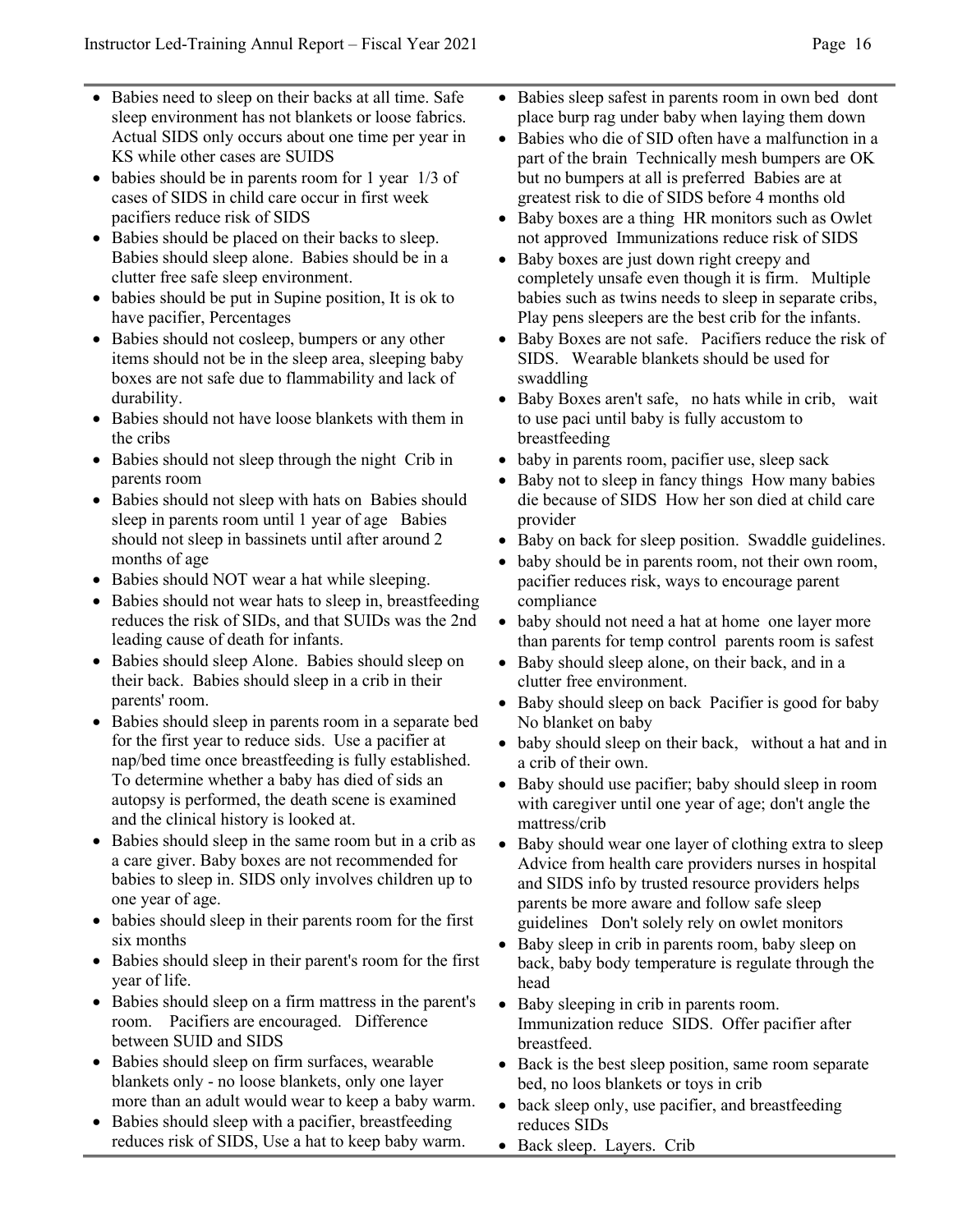- Babies need to sleep on their backs at all time. Safe sleep environment has not blankets or loose fabrics. Actual SIDS only occurs about one time per year in KS while other cases are SUIDS
- babies should be in parents room for 1 year 1/3 of cases of SIDS in child care occur in first week pacifiers reduce risk of SIDS
- Babies should be placed on their backs to sleep. Babies should sleep alone. Babies should be in a clutter free safe sleep environment.
- babies should be put in Supine position, It is ok to have pacifier, Percentages
- Babies should not cosleep, bumpers or any other items should not be in the sleep area, sleeping baby boxes are not safe due to flammability and lack of durability.
- Babies should not have loose blankets with them in the cribs
- Babies should not sleep through the night Crib in parents room
- Babies should not sleep with hats on Babies should sleep in parents room until 1 year of age Babies should not sleep in bassinets until after around 2 months of age
- Babies should NOT wear a hat while sleeping.
- Babies should not wear hats to sleep in, breastfeeding reduces the risk of SIDs, and that SUIDs was the 2nd leading cause of death for infants.
- Babies should sleep Alone. Babies should sleep on their back. Babies should sleep in a crib in their parents' room.
- Babies should sleep in parents room in a separate bed for the first year to reduce sids. Use a pacifier at nap/bed time once breastfeeding is fully established. To determine whether a baby has died of sids an autopsy is performed, the death scene is examined and the clinical history is looked at.
- Babies should sleep in the same room but in a crib as a care giver. Baby boxes are not recommended for babies to sleep in. SIDS only involves children up to one year of age.
- babies should sleep in their parents room for the first six months
- Babies should sleep in their parent's room for the first year of life.
- Babies should sleep on a firm mattress in the parent's room. Pacifiers are encouraged. Difference between SUID and SIDS
- Babies should sleep on firm surfaces, wearable blankets only - no loose blankets, only one layer more than an adult would wear to keep a baby warm.
- Babies should sleep with a pacifier, breastfeeding reduces risk of SIDS, Use a hat to keep baby warm.
- Babies sleep safest in parents room in own bed dont place burp rag under baby when laying them down
- Babies who die of SID often have a malfunction in a part of the brain Technically mesh bumpers are OK but no bumpers at all is preferred Babies are at greatest risk to die of SIDS before 4 months old
- Baby boxes are a thing HR monitors such as Owlet not approved Immunizations reduce risk of SIDS
- Baby boxes are just down right creepy and completely unsafe even though it is firm. Multiple babies such as twins needs to sleep in separate cribs, Play pens sleepers are the best crib for the infants.
- Baby Boxes are not safe. Pacifiers reduce the risk of SIDS. Wearable blankets should be used for swaddling
- Baby Boxes aren't safe, no hats while in crib, wait to use paci until baby is fully accustom to breastfeeding
- baby in parents room, pacifier use, sleep sack
- Baby not to sleep in fancy things How many babies die because of SIDS How her son died at child care provider
- Baby on back for sleep position. Swaddle guidelines.
- baby should be in parents room, not their own room, pacifier reduces risk, ways to encourage parent compliance
- baby should not need a hat at home one layer more than parents for temp control parents room is safest
- Baby should sleep alone, on their back, and in a clutter free environment.
- Baby should sleep on back Pacifier is good for baby No blanket on baby
- baby should sleep on their back, without a hat and in a crib of their own.
- Baby should use pacifier; baby should sleep in room with caregiver until one year of age; don't angle the mattress/crib
- Baby should wear one layer of clothing extra to sleep Advice from health care providers nurses in hospital and SIDS info by trusted resource providers helps parents be more aware and follow safe sleep guidelines Don't solely rely on owlet monitors
- Baby sleep in crib in parents room, baby sleep on back, baby body temperature is regulate through the head
- Baby sleeping in crib in parents room. Immunization reduce SIDS. Offer pacifier after breastfeed.
- Back is the best sleep position, same room separate bed, no loos blankets or toys in crib
- back sleep only, use pacifier, and breastfeeding reduces SIDs
- Back sleep. Layers. Crib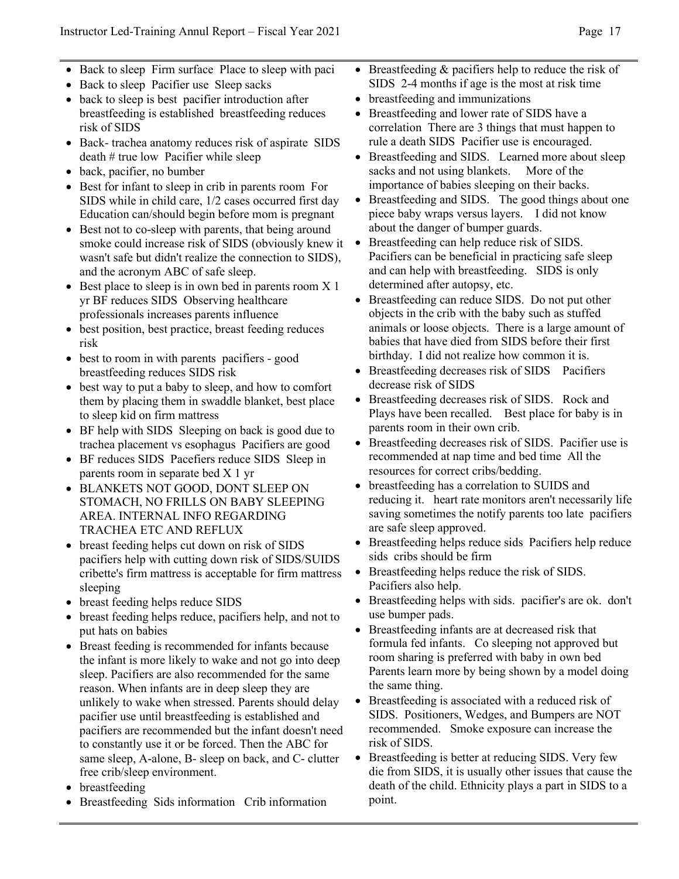- Back to sleep  Firm surface  Place to sleep with paci
- Back to sleep  Pacifier use  Sleep sacks
- back to sleep is best  pacifier introduction after breastfeeding is established  breastfeeding reduces risk of SIDS
- Back- trachea anatomy reduces risk of aspirate  SIDS death # true low  Pacifier while sleep
- back, pacifier, no bumber
- Best for infant to sleep in crib in parents room  For SIDS while in child care, 1/2 cases occurred first day  Education can/should begin before mom is pregnant
- Best not to co-sleep with parents, that being around smoke could increase risk of SIDS (obviously knew it wasn't safe but didn't realize the connection to SIDS), and the acronym ABC of safe sleep.
- Best place to sleep is in own bed in parents room X 1 yr BF reduces SIDS  Observing healthcare professionals increases parents influence
- best position, best practice, breast feeding reduces risk
- best to room in with parents  pacifiers - good  breastfeeding reduces SIDS risk
- best way to put a baby to sleep, and how to comfort them by placing them in swaddle blanket, best place to sleep kid on firm mattress
- BF help with SIDS  Sleeping on back is good due to trachea placement vs esophagus  Pacifiers are good
- BF reduces SIDS  Pacefiers reduce SIDS  Sleep in parents room in separate bed X 1 yr
- BLANKETS NOT GOOD, DONT SLEEP ON STOMACH, NO FRILLS ON BABY SLEEPING AREA. INTERNAL INFO REGARDING TRACHEA ETC AND REFLUX
- breast feeding helps cut down on risk of SIDS  pacifiers help with cutting down risk of SIDS/SUIDS  cribette's firm mattress is acceptable for firm mattress sleeping
- breast feeding helps reduce SIDS
- breast feeding helps reduce, pacifiers help, and not to put hats on babies
- Breast feeding is recommended for infants because the infant is more likely to wake and not go into deep sleep. Pacifiers are also recommended for the same reason. When infants are in deep sleep they are unlikely to wake when stressed. Parents should delay pacifier use until breastfeeding is established and pacifiers are recommended but the infant doesn't need to constantly use it or be forced. Then the ABC for same sleep, A-alone, B- sleep on back, and C- clutter free crib/sleep environment.
- breastfeeding
- Breastfeeding  Sids information   Crib information
- Breastfeeding & pacifiers help to reduce the risk of SIDS  2-4 months if age is the most at risk time
- breastfeeding and immunizations
- Breastfeeding and lower rate of SIDS have a correlation  There are 3 things that must happen to rule a death SIDS  Pacifier use is encouraged.
- Breastfeeding and SIDS.   Learned more about sleep sacks and not using blankets.    More of the importance of babies sleeping on their backs.
- Breastfeeding and SIDS.   The good things about one piece baby wraps versus layers.    I did not know about the danger of bumper guards.
- Breastfeeding can help reduce risk of SIDS. Pacifiers can be beneficial in practicing safe sleep and can help with breastfeeding.   SIDS is only determined after autopsy, etc.
- Breastfeeding can reduce SIDS.  Do not put other objects in the crib with the baby such as stuffed animals or loose objects.  There is a large amount of babies that have died from SIDS before their first birthday.  I did not realize how common it is.
- Breastfeeding decreases risk of SIDS    Pacifiers decrease risk of SIDS
- Breastfeeding decreases risk of SIDS.   Rock and Plays have been recalled.    Best place for baby is in parents room in their own crib.
- Breastfeeding decreases risk of SIDS.  Pacifier use is recommended at nap time and bed time  All the resources for correct cribs/bedding.
- breastfeeding has a correlation to SUIDS and reducing it.   heart rate monitors aren't necessarily life saving sometimes the notify parents too late  pacifiers are safe sleep approved.
- Breastfeeding helps reduce sids  Pacifiers help reduce sids  cribs should be firm
- Breastfeeding helps reduce the risk of SIDS. Pacifiers also help.
- Breastfeeding helps with sids.  pacifier's are ok.  don't use bumper pads.
- Breastfeeding infants are at decreased risk that formula fed infants.   Co sleeping not approved but room sharing is preferred with baby in own bed  Parents learn more by being shown by a model doing the same thing.
- Breastfeeding is associated with a reduced risk of SIDS.  Positioners, Wedges, and Bumpers are NOT recommended.   Smoke exposure can increase the risk of SIDS.
- Breastfeeding is better at reducing SIDS. Very few die from SIDS, it is usually other issues that cause the death of the child. Ethnicity plays a part in SIDS to a point.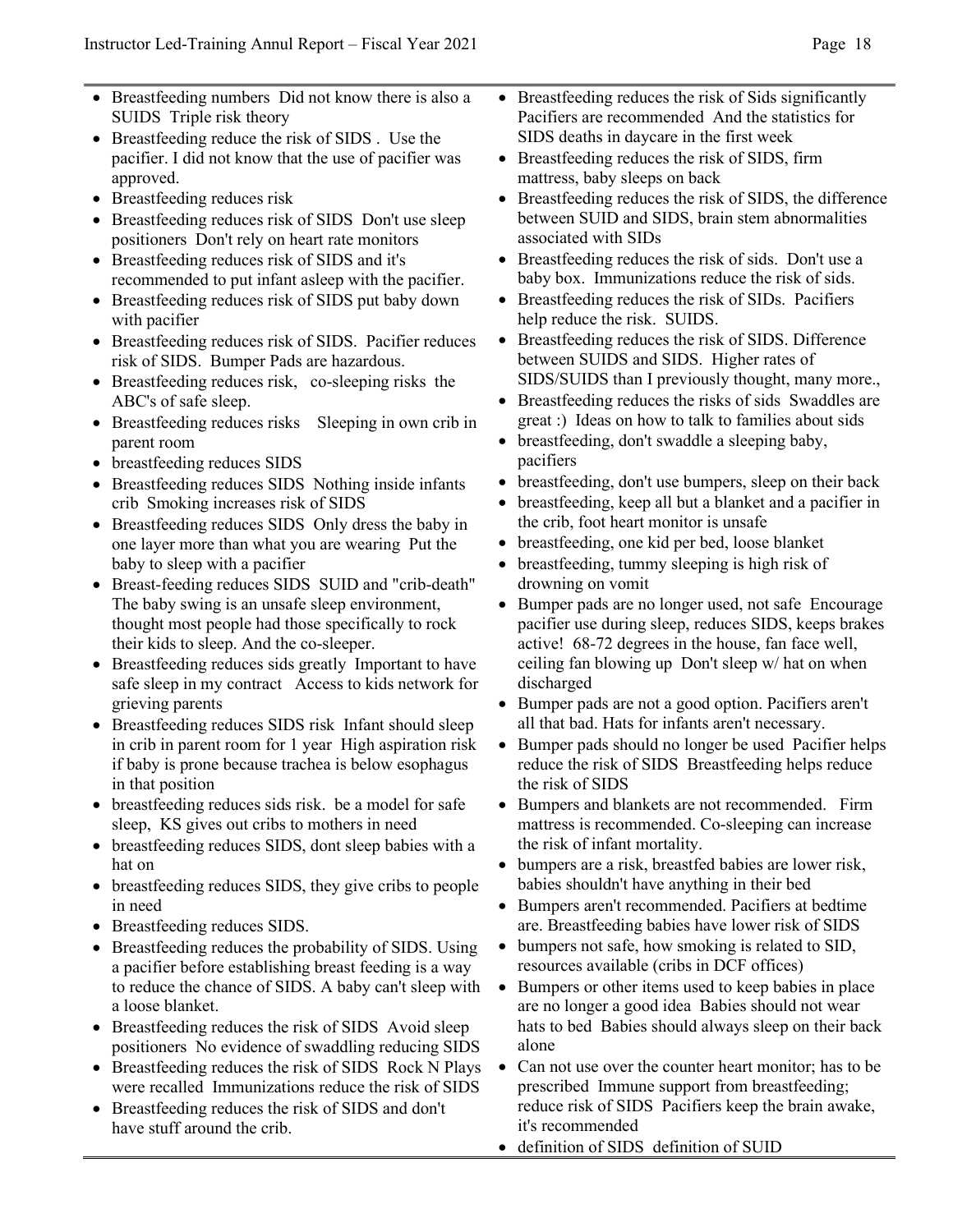- Breastfeeding numbers  Did not know there is also a SUIDS  Triple risk theory
- Breastfeeding reduce the risk of SIDS .  Use the pacifier. I did not know that the use of pacifier was approved.
- Breastfeeding reduces risk
- Breastfeeding reduces risk of SIDS  Don't use sleep positioners  Don't rely on heart rate monitors
- Breastfeeding reduces risk of SIDS and it's recommended to put infant asleep with the pacifier.
- Breastfeeding reduces risk of SIDS put baby down with pacifier
- Breastfeeding reduces risk of SIDS.  Pacifier reduces risk of SIDS.  Bumper Pads are hazardous.
- Breastfeeding reduces risk,   co-sleeping risks  the ABC's of safe sleep.
- Breastfeeding reduces risks    Sleeping in own crib in parent room
- breastfeeding reduces SIDS
- Breastfeeding reduces SIDS  Nothing inside infants crib  Smoking increases risk of SIDS
- Breastfeeding reduces SIDS  Only dress the baby in one layer more than what you are wearing  Put the baby to sleep with a pacifier
- Breast-feeding reduces SIDS  SUID and "crib-death" The baby swing is an unsafe sleep environment, thought most people had those specifically to rock their kids to sleep. And the co-sleeper.
- Breastfeeding reduces sids greatly  Important to have safe sleep in my contract   Access to kids network for grieving parents
- Breastfeeding reduces SIDS risk  Infant should sleep in crib in parent room for 1 year  High aspiration risk if baby is prone because trachea is below esophagus in that position
- breastfeeding reduces sids risk.  be a model for safe sleep,  KS gives out cribs to mothers in need
- breastfeeding reduces SIDS, dont sleep babies with a hat on
- breastfeeding reduces SIDS, they give cribs to people in need
- Breastfeeding reduces SIDS.
- Breastfeeding reduces the probability of SIDS. Using a pacifier before establishing breast feeding is a way to reduce the chance of SIDS. A baby can't sleep with a loose blanket.
- Breastfeeding reduces the risk of SIDS  Avoid sleep positioners  No evidence of swaddling reducing SIDS
- Breastfeeding reduces the risk of SIDS  Rock N Plays were recalled  Immunizations reduce the risk of SIDS
- Breastfeeding reduces the risk of SIDS and don't have stuff around the crib.
- Breastfeeding reduces the risk of Sids significantly  Pacifiers are recommended  And the statistics for SIDS deaths in daycare in the first week
- Breastfeeding reduces the risk of SIDS, firm mattress, baby sleeps on back
- Breastfeeding reduces the risk of SIDS, the difference between SUID and SIDS, brain stem abnormalities associated with SIDs
- Breastfeeding reduces the risk of sids.  Don't use a baby box.  Immunizations reduce the risk of sids.
- Breastfeeding reduces the risk of SIDs.  Pacifiers help reduce the risk.  SUIDS.
- Breastfeeding reduces the risk of SIDS. Difference between SUIDS and SIDS.  Higher rates of SIDS/SUIDS than I previously thought, many more.,
- Breastfeeding reduces the risks of sids  Swaddles are great :)  Ideas on how to talk to families about sids
- breastfeeding, don't swaddle a sleeping baby, pacifiers
- breastfeeding, don't use bumpers, sleep on their back
- breastfeeding, keep all but a blanket and a pacifier in the crib, foot heart monitor is unsafe
- breastfeeding, one kid per bed, loose blanket
- breastfeeding, tummy sleeping is high risk of drowning on vomit
- Bumper pads are no longer used, not safe  Encourage pacifier use during sleep, reduces SIDS, keeps brakes active!  68-72 degrees in the house, fan face well, ceiling fan blowing up  Don't sleep w/ hat on when discharged
- Bumper pads are not a good option. Pacifiers aren't all that bad. Hats for infants aren't necessary.
- Bumper pads should no longer be used  Pacifier helps reduce the risk of SIDS  Breastfeeding helps reduce the risk of SIDS
- Bumpers and blankets are not recommended.   Firm mattress is recommended. Co-sleeping can increase the risk of infant mortality.
- bumpers are a risk, breastfed babies are lower risk, babies shouldn't have anything in their bed
- Bumpers aren't recommended. Pacifiers at bedtime are. Breastfeeding babies have lower risk of SIDS
- bumpers not safe, how smoking is related to SID, resources available (cribs in DCF offices)
- Bumpers or other items used to keep babies in place are no longer a good idea  Babies should not wear hats to bed  Babies should always sleep on their back alone
- Can not use over the counter heart monitor; has to be prescribed  Immune support from breastfeeding; reduce risk of SIDS  Pacifiers keep the brain awake, it's recommended
- definition of SIDS  definition of SUID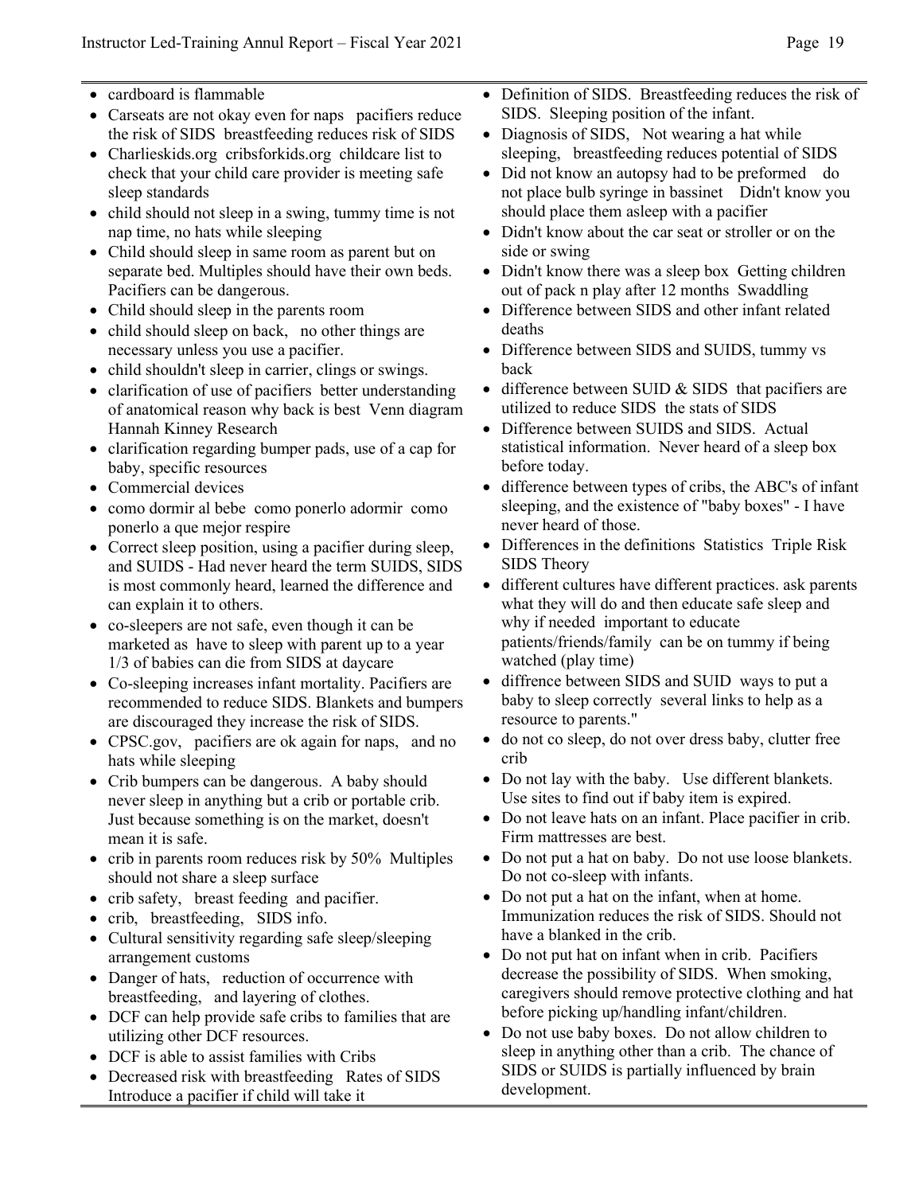- cardboard is flammable
- Carseats are not okay even for naps pacifiers reduce the risk of SIDS breastfeeding reduces risk of SIDS
- Charlieskids.org cribsforkids.org childcare list to check that your child care provider is meeting safe sleep standards
- child should not sleep in a swing, tummy time is not nap time, no hats while sleeping
- Child should sleep in same room as parent but on separate bed. Multiples should have their own beds. Pacifiers can be dangerous.
- Child should sleep in the parents room
- child should sleep on back, no other things are necessary unless you use a pacifier.
- child shouldn't sleep in carrier, clings or swings.
- clarification of use of pacifiers better understanding of anatomical reason why back is best Venn diagram Hannah Kinney Research
- clarification regarding bumper pads, use of a cap for baby, specific resources
- Commercial devices
- como dormir al bebe como ponerlo adormir como ponerlo a que mejor respire
- Correct sleep position, using a pacifier during sleep, and SUIDS - Had never heard the term SUIDS, SIDS is most commonly heard, learned the difference and can explain it to others.
- co-sleepers are not safe, even though it can be marketed as have to sleep with parent up to a year 1/3 of babies can die from SIDS at daycare
- Co-sleeping increases infant mortality. Pacifiers are recommended to reduce SIDS. Blankets and bumpers are discouraged they increase the risk of SIDS.
- CPSC.gov, pacifiers are ok again for naps, and no hats while sleeping
- Crib bumpers can be dangerous. A baby should never sleep in anything but a crib or portable crib. Just because something is on the market, doesn't mean it is safe.
- crib in parents room reduces risk by 50% Multiples should not share a sleep surface
- crib safety, breast feeding and pacifier.
- crib, breastfeeding, SIDS info.
- Cultural sensitivity regarding safe sleep/sleeping arrangement customs
- Danger of hats, reduction of occurrence with breastfeeding, and layering of clothes.
- DCF can help provide safe cribs to families that are utilizing other DCF resources.
- DCF is able to assist families with Cribs
- Decreased risk with breastfeeding Rates of SIDS Introduce a pacifier if child will take it
- Definition of SIDS. Breastfeeding reduces the risk of SIDS. Sleeping position of the infant.
- Diagnosis of SIDS, Not wearing a hat while sleeping, breastfeeding reduces potential of SIDS
- Did not know an autopsy had to be preformed do not place bulb syringe in bassinet Didn't know you should place them asleep with a pacifier
- Didn't know about the car seat or stroller or on the side or swing
- Didn't know there was a sleep box Getting children out of pack n play after 12 months Swaddling
- Difference between SIDS and other infant related deaths
- Difference between SIDS and SUIDS, tummy vs back
- difference between SUID & SIDS that pacifiers are utilized to reduce SIDS the stats of SIDS
- Difference between SUIDS and SIDS. Actual statistical information. Never heard of a sleep box before today.
- difference between types of cribs, the ABC's of infant sleeping, and the existence of "baby boxes" - I have never heard of those.
- Differences in the definitions Statistics Triple Risk SIDS Theory
- different cultures have different practices. ask parents what they will do and then educate safe sleep and why if needed important to educate patients/friends/family can be on tummy if being watched (play time)
- diffrence between SIDS and SUID ways to put a baby to sleep correctly several links to help as a resource to parents."
- do not co sleep, do not over dress baby, clutter free crib
- Do not lay with the baby. Use different blankets. Use sites to find out if baby item is expired.
- Do not leave hats on an infant. Place pacifier in crib. Firm mattresses are best.
- Do not put a hat on baby. Do not use loose blankets. Do not co-sleep with infants.
- Do not put a hat on the infant, when at home. Immunization reduces the risk of SIDS. Should not have a blanked in the crib.
- Do not put hat on infant when in crib. Pacifiers decrease the possibility of SIDS. When smoking, caregivers should remove protective clothing and hat before picking up/handling infant/children.
- Do not use baby boxes. Do not allow children to sleep in anything other than a crib. The chance of SIDS or SUIDS is partially influenced by brain development.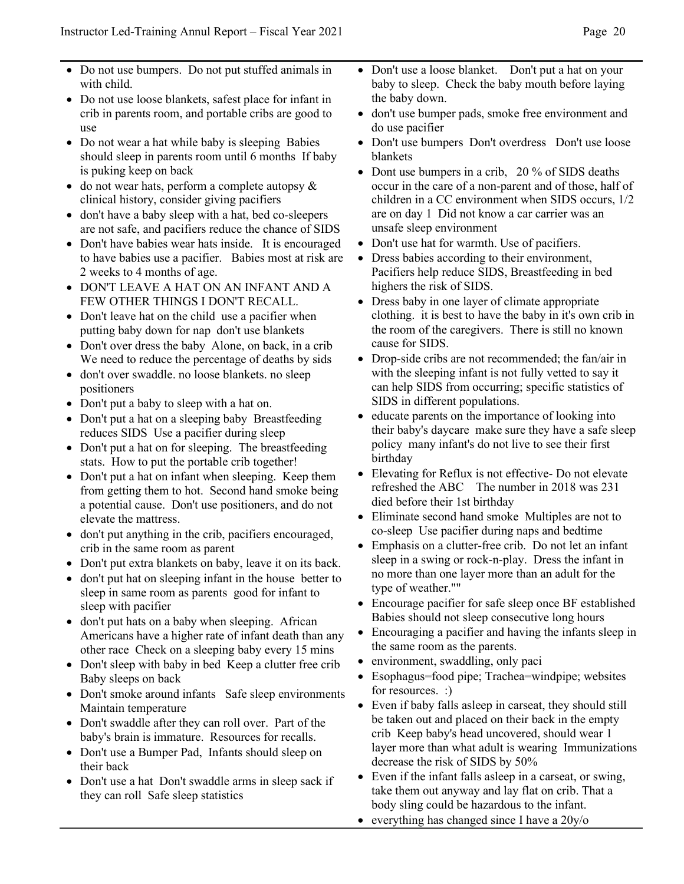- Do not use bumpers. Do not put stuffed animals in with child.
- Do not use loose blankets, safest place for infant in crib in parents room, and portable cribs are good to use
- Do not wear a hat while baby is sleeping Babies should sleep in parents room until 6 months If baby is puking keep on back
- do not wear hats, perform a complete autopsy & clinical history, consider giving pacifiers
- don't have a baby sleep with a hat, bed co-sleepers are not safe, and pacifiers reduce the chance of SIDS
- Don't have babies wear hats inside. It is encouraged to have babies use a pacifier. Babies most at risk are 2 weeks to 4 months of age.
- DON'T LEAVE A HAT ON AN INFANT AND A FEW OTHER THINGS I DON'T RECALL.
- Don't leave hat on the child use a pacifier when putting baby down for nap don't use blankets
- Don't over dress the baby Alone, on back, in a crib We need to reduce the percentage of deaths by sids
- don't over swaddle. no loose blankets. no sleep positioners
- Don't put a baby to sleep with a hat on.
- Don't put a hat on a sleeping baby Breastfeeding reduces SIDS Use a pacifier during sleep
- Don't put a hat on for sleeping. The breastfeeding stats. How to put the portable crib together!
- Don't put a hat on infant when sleeping. Keep them from getting them to hot. Second hand smoke being a potential cause. Don't use positioners, and do not elevate the mattress.
- don't put anything in the crib, pacifiers encouraged, crib in the same room as parent
- Don't put extra blankets on baby, leave it on its back.
- don't put hat on sleeping infant in the house better to sleep in same room as parents good for infant to sleep with pacifier
- don't put hats on a baby when sleeping. African Americans have a higher rate of infant death than any other race Check on a sleeping baby every 15 mins
- Don't sleep with baby in bed Keep a clutter free crib Baby sleeps on back
- Don't smoke around infants Safe sleep environments Maintain temperature
- Don't swaddle after they can roll over. Part of the baby's brain is immature. Resources for recalls.
- Don't use a Bumper Pad, Infants should sleep on their back
- Don't use a hat Don't swaddle arms in sleep sack if they can roll Safe sleep statistics
- Don't use a loose blanket. Don't put a hat on your baby to sleep. Check the baby mouth before laying the baby down.
- don't use bumper pads, smoke free environment and do use pacifier
- Don't use bumpers Don't overdress Don't use loose blankets
- Dont use bumpers in a crib, 20 % of SIDS deaths occur in the care of a non-parent and of those, half of children in a CC environment when SIDS occurs, 1/2 are on day 1 Did not know a car carrier was an unsafe sleep environment
- Don't use hat for warmth. Use of pacifiers.
- Dress babies according to their environment, Pacifiers help reduce SIDS, Breastfeeding in bed highers the risk of SIDS.
- Dress baby in one layer of climate appropriate clothing. it is best to have the baby in it's own crib in the room of the caregivers. There is still no known cause for SIDS.
- Drop-side cribs are not recommended; the fan/air in with the sleeping infant is not fully vetted to say it can help SIDS from occurring; specific statistics of SIDS in different populations.
- educate parents on the importance of looking into their baby's daycare make sure they have a safe sleep policy many infant's do not live to see their first birthday
- Elevating for Reflux is not effective- Do not elevate refreshed the ABC The number in 2018 was 231 died before their 1st birthday
- Eliminate second hand smoke Multiples are not to co-sleep Use pacifier during naps and bedtime
- Emphasis on a clutter-free crib. Do not let an infant sleep in a swing or rock-n-play. Dress the infant in no more than one layer more than an adult for the type of weather.""
- Encourage pacifier for safe sleep once BF established Babies should not sleep consecutive long hours
- Encouraging a pacifier and having the infants sleep in the same room as the parents.
- environment, swaddling, only paci
- Esophagus=food pipe; Trachea=windpipe; websites for resources. :)
- Even if baby falls asleep in carseat, they should still be taken out and placed on their back in the empty crib Keep baby's head uncovered, should wear 1 layer more than what adult is wearing Immunizations decrease the risk of SIDS by 50%
- Even if the infant falls asleep in a carseat, or swing, take them out anyway and lay flat on crib. That a body sling could be hazardous to the infant.
- everything has changed since I have a 20y/o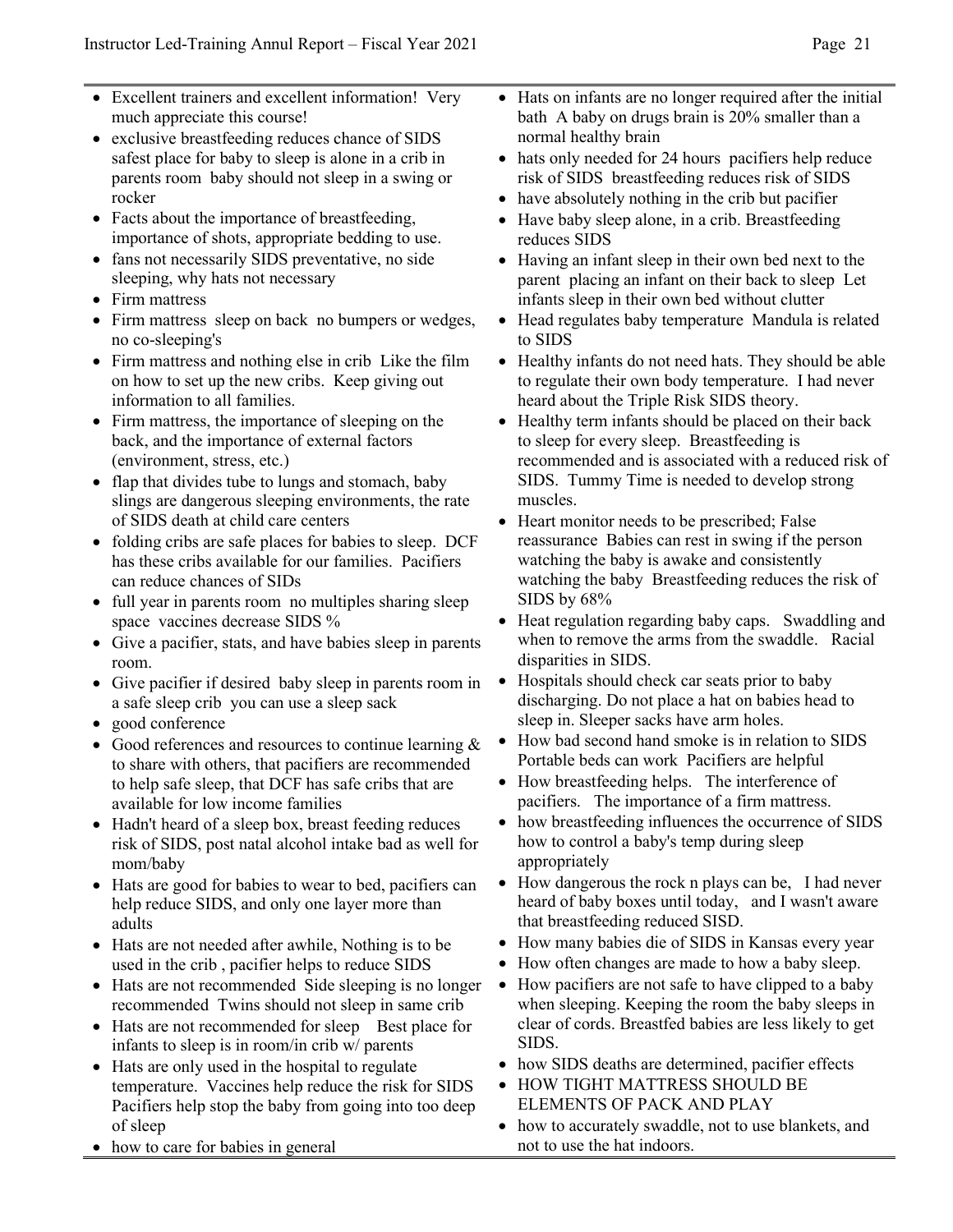- Excellent trainers and excellent information! Very much appreciate this course!
- exclusive breastfeeding reduces chance of SIDS safest place for baby to sleep is alone in a crib in parents room baby should not sleep in a swing or rocker
- Facts about the importance of breastfeeding, importance of shots, appropriate bedding to use.
- fans not necessarily SIDS preventative, no side sleeping, why hats not necessary
- Firm mattress
- Firm mattress sleep on back no bumpers or wedges, no co-sleeping's
- Firm mattress and nothing else in crib Like the film on how to set up the new cribs. Keep giving out information to all families.
- Firm mattress, the importance of sleeping on the back, and the importance of external factors (environment, stress, etc.)
- flap that divides tube to lungs and stomach, baby slings are dangerous sleeping environments, the rate of SIDS death at child care centers
- folding cribs are safe places for babies to sleep. DCF has these cribs available for our families. Pacifiers can reduce chances of SIDs
- full year in parents room no multiples sharing sleep space vaccines decrease SIDS %
- Give a pacifier, stats, and have babies sleep in parents room.
- Give pacifier if desired baby sleep in parents room in a safe sleep crib you can use a sleep sack
- good conference
- Good references and resources to continue learning & to share with others, that pacifiers are recommended to help safe sleep, that DCF has safe cribs that are available for low income families
- Hadn't heard of a sleep box, breast feeding reduces risk of SIDS, post natal alcohol intake bad as well for mom/baby
- Hats are good for babies to wear to bed, pacifiers can help reduce SIDS, and only one layer more than adults
- Hats are not needed after awhile, Nothing is to be used in the crib , pacifier helps to reduce SIDS
- Hats are not recommended Side sleeping is no longer recommended Twins should not sleep in same crib
- Hats are not recommended for sleep Best place for infants to sleep is in room/in crib w/ parents
- Hats are only used in the hospital to regulate temperature. Vaccines help reduce the risk for SIDS Pacifiers help stop the baby from going into too deep of sleep
- how to care for babies in general
- Hats on infants are no longer required after the initial bath A baby on drugs brain is 20% smaller than a normal healthy brain
- hats only needed for 24 hours pacifiers help reduce risk of SIDS breastfeeding reduces risk of SIDS
- have absolutely nothing in the crib but pacifier
- Have baby sleep alone, in a crib. Breastfeeding reduces SIDS
- Having an infant sleep in their own bed next to the parent placing an infant on their back to sleep Let infants sleep in their own bed without clutter
- Head regulates baby temperature Mandula is related to SIDS
- Healthy infants do not need hats. They should be able to regulate their own body temperature. I had never heard about the Triple Risk SIDS theory.
- Healthy term infants should be placed on their back to sleep for every sleep. Breastfeeding is recommended and is associated with a reduced risk of SIDS. Tummy Time is needed to develop strong muscles.
- Heart monitor needs to be prescribed; False reassurance Babies can rest in swing if the person watching the baby is awake and consistently watching the baby Breastfeeding reduces the risk of SIDS by 68%
- Heat regulation regarding baby caps. Swaddling and when to remove the arms from the swaddle. Racial disparities in SIDS.
- Hospitals should check car seats prior to baby discharging. Do not place a hat on babies head to sleep in. Sleeper sacks have arm holes.
- How bad second hand smoke is in relation to SIDS Portable beds can work Pacifiers are helpful
- How breastfeeding helps. The interference of pacifiers. The importance of a firm mattress.
- how breastfeeding influences the occurrence of SIDS how to control a baby's temp during sleep appropriately
- How dangerous the rock n plays can be, I had never heard of baby boxes until today, and I wasn't aware that breastfeeding reduced SISD.
- How many babies die of SIDS in Kansas every year
- How often changes are made to how a baby sleep.
- How pacifiers are not safe to have clipped to a baby when sleeping. Keeping the room the baby sleeps in clear of cords. Breastfed babies are less likely to get SIDS.
- how SIDS deaths are determined, pacifier effects
- HOW TIGHT MATTRESS SHOULD BE ELEMENTS OF PACK AND PLAY
- how to accurately swaddle, not to use blankets, and not to use the hat indoors.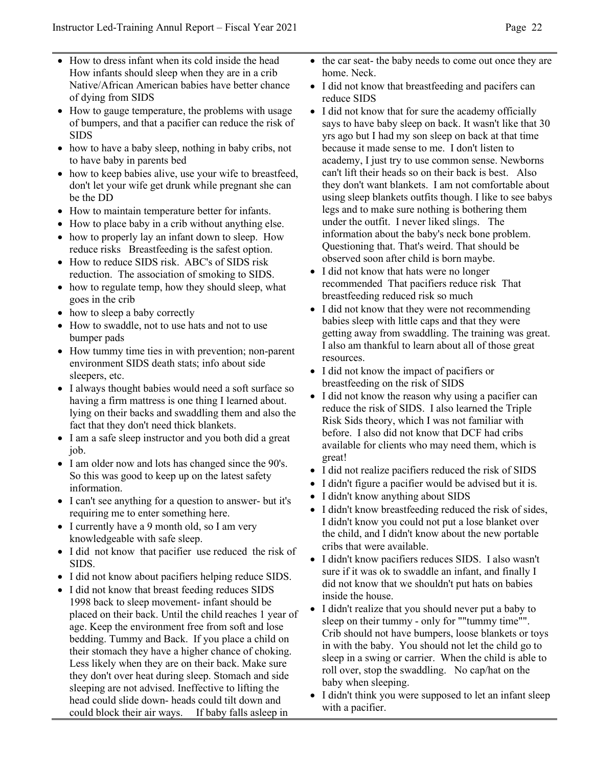- How to dress infant when its cold inside the head How infants should sleep when they are in a crib Native/African American babies have better chance of dying from SIDS
- How to gauge temperature, the problems with usage of bumpers, and that a pacifier can reduce the risk of SIDS
- how to have a baby sleep, nothing in baby cribs, not to have baby in parents bed
- how to keep babies alive, use your wife to breastfeed, don't let your wife get drunk while pregnant she can be the DD
- How to maintain temperature better for infants.
- How to place baby in a crib without anything else.
- how to properly lay an infant down to sleep. How reduce risks Breastfeeding is the safest option.
- How to reduce SIDS risk. ABC's of SIDS risk reduction. The association of smoking to SIDS.
- how to regulate temp, how they should sleep, what goes in the crib
- how to sleep a baby correctly
- How to swaddle, not to use hats and not to use bumper pads
- How tummy time ties in with prevention; non-parent environment SIDS death stats; info about side sleepers, etc.
- I always thought babies would need a soft surface so having a firm mattress is one thing I learned about. lying on their backs and swaddling them and also the fact that they don't need thick blankets.
- I am a safe sleep instructor and you both did a great job.
- I am older now and lots has changed since the 90's. So this was good to keep up on the latest safety information.
- I can't see anything for a question to answer- but it's requiring me to enter something here.
- I currently have a 9 month old, so I am very knowledgeable with safe sleep.
- I did not know that pacifier use reduced the risk of SIDS.
- I did not know about pacifiers helping reduce SIDS.
- I did not know that breast feeding reduces SIDS 1998 back to sleep movement- infant should be placed on their back. Until the child reaches 1 year of age. Keep the environment free from soft and lose bedding. Tummy and Back. If you place a child on their stomach they have a higher chance of choking. Less likely when they are on their back. Make sure they don't over heat during sleep. Stomach and side sleeping are not advised. Ineffective to lifting the head could slide down- heads could tilt down and could block their air ways. If baby falls asleep in the car seat- the baby needs to come out once they are home. Neck.
- I did not know that breastfeeding and pacifers can reduce SIDS
- I did not know that for sure the academy officially says to have baby sleep on back. It wasn't like that 30 yrs ago but I had my son sleep on back at that time because it made sense to me. I don't listen to academy, I just try to use common sense. Newborns can't lift their heads so on their back is best. Also they don't want blankets. I am not comfortable about using sleep blankets outfits though. I like to see babys legs and to make sure nothing is bothering them under the outfit. I never liked slings. The information about the baby's neck bone problem. Questioning that. That's weird. That should be observed soon after child is born maybe.
- I did not know that hats were no longer recommended That pacifiers reduce risk That breastfeeding reduced risk so much
- I did not know that they were not recommending babies sleep with little caps and that they were getting away from swaddling. The training was great. I also am thankful to learn about all of those great resources.
- I did not know the impact of pacifiers or breastfeeding on the risk of SIDS
- I did not know the reason why using a pacifier can reduce the risk of SIDS. I also learned the Triple Risk Sids theory, which I was not familiar with before. I also did not know that DCF had cribs available for clients who may need them, which is great!
- I did not realize pacifiers reduced the risk of SIDS
- I didn't figure a pacifier would be advised but it is.
- I didn't know anything about SIDS
- I didn't know breastfeeding reduced the risk of sides, I didn't know you could not put a lose blanket over the child, and I didn't know about the new portable cribs that were available.
- I didn't know pacifiers reduces SIDS. I also wasn't sure if it was ok to swaddle an infant, and finally I did not know that we shouldn't put hats on babies inside the house.
- I didn't realize that you should never put a baby to sleep on their tummy - only for ""tummy time"". Crib should not have bumpers, loose blankets or toys in with the baby. You should not let the child go to sleep in a swing or carrier. When the child is able to roll over, stop the swaddling. No cap/hat on the baby when sleeping.
- I didn't think you were supposed to let an infant sleep with a pacifier.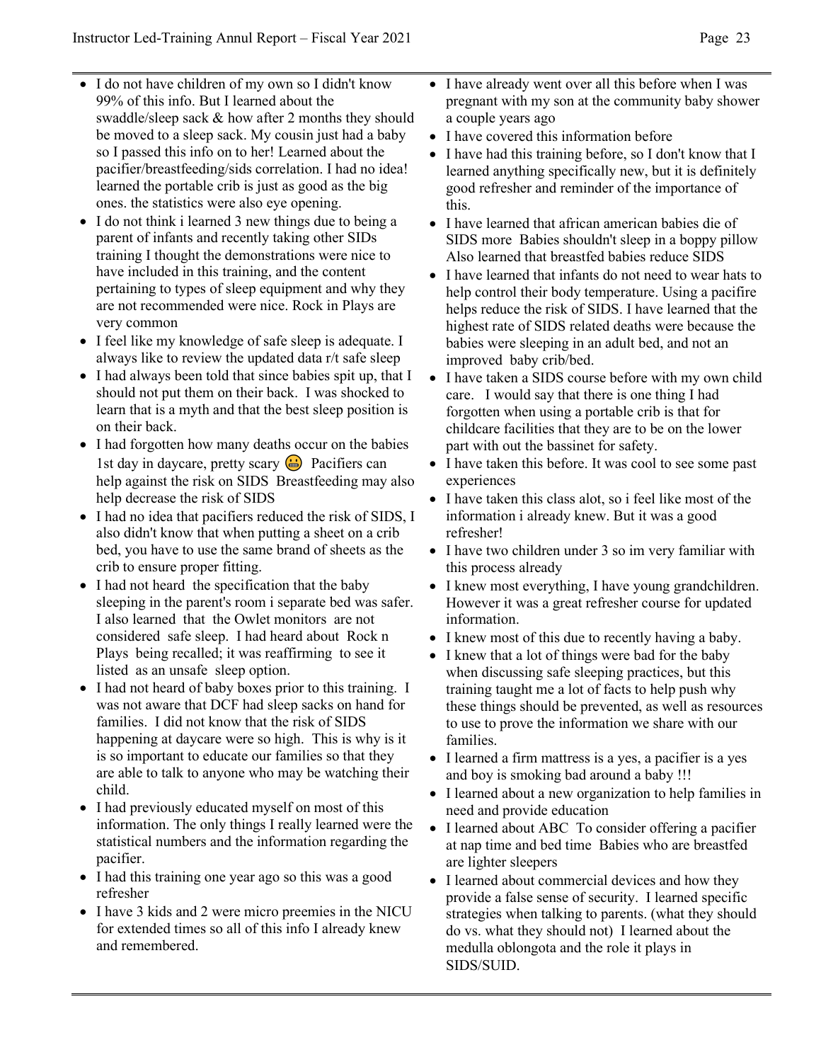- I do not have children of my own so I didn't know 99% of this info. But I learned about the swaddle/sleep sack & how after 2 months they should be moved to a sleep sack. My cousin just had a baby so I passed this info on to her! Learned about the pacifier/breastfeeding/sids correlation. I had no idea! learned the portable crib is just as good as the big ones. the statistics were also eye opening.
- I do not think i learned 3 new things due to being a parent of infants and recently taking other SIDs training I thought the demonstrations were nice to have included in this training, and the content pertaining to types of sleep equipment and why they are not recommended were nice. Rock in Plays are very common
- I feel like my knowledge of safe sleep is adequate. I always like to review the updated data r/t safe sleep
- I had always been told that since babies spit up, that I should not put them on their back. I was shocked to learn that is a myth and that the best sleep position is on their back.
- I had forgotten how many deaths occur on the babies 1st day in daycare, pretty scary 😬 Pacifiers can help against the risk on SIDS Breastfeeding may also help decrease the risk of SIDS
- I had no idea that pacifiers reduced the risk of SIDS, I also didn't know that when putting a sheet on a crib bed, you have to use the same brand of sheets as the crib to ensure proper fitting.
- I had not heard the specification that the baby sleeping in the parent's room i separate bed was safer. I also learned that the Owlet monitors are not considered safe sleep. I had heard about Rock n Plays being recalled; it was reaffirming to see it listed as an unsafe sleep option.
- I had not heard of baby boxes prior to this training. I was not aware that DCF had sleep sacks on hand for families. I did not know that the risk of SIDS happening at daycare were so high. This is why is it is so important to educate our families so that they are able to talk to anyone who may be watching their child.
- I had previously educated myself on most of this information. The only things I really learned were the statistical numbers and the information regarding the pacifier.
- I had this training one year ago so this was a good refresher
- I have 3 kids and 2 were micro preemies in the NICU for extended times so all of this info I already knew and remembered.
- I have already went over all this before when I was pregnant with my son at the community baby shower a couple years ago
- I have covered this information before
- I have had this training before, so I don't know that I learned anything specifically new, but it is definitely good refresher and reminder of the importance of this.
- I have learned that african american babies die of SIDS more Babies shouldn't sleep in a boppy pillow Also learned that breastfed babies reduce SIDS
- I have learned that infants do not need to wear hats to help control their body temperature. Using a pacifire helps reduce the risk of SIDS. I have learned that the highest rate of SIDS related deaths were because the babies were sleeping in an adult bed, and not an improved baby crib/bed.
- I have taken a SIDS course before with my own child care. I would say that there is one thing I had forgotten when using a portable crib is that for childcare facilities that they are to be on the lower part with out the bassinet for safety.
- I have taken this before. It was cool to see some past experiences
- I have taken this class alot, so i feel like most of the information i already knew. But it was a good refresher!
- I have two children under 3 so im very familiar with this process already
- I knew most everything, I have young grandchildren. However it was a great refresher course for updated information.
- I knew most of this due to recently having a baby.
- I knew that a lot of things were bad for the baby when discussing safe sleeping practices, but this training taught me a lot of facts to help push why these things should be prevented, as well as resources to use to prove the information we share with our families.
- I learned a firm mattress is a yes, a pacifier is a yes and boy is smoking bad around a baby !!!
- I learned about a new organization to help families in need and provide education
- I learned about ABC To consider offering a pacifier at nap time and bed time Babies who are breastfed are lighter sleepers
- I learned about commercial devices and how they provide a false sense of security. I learned specific strategies when talking to parents. (what they should do vs. what they should not) I learned about the medulla oblongota and the role it plays in SIDS/SUID.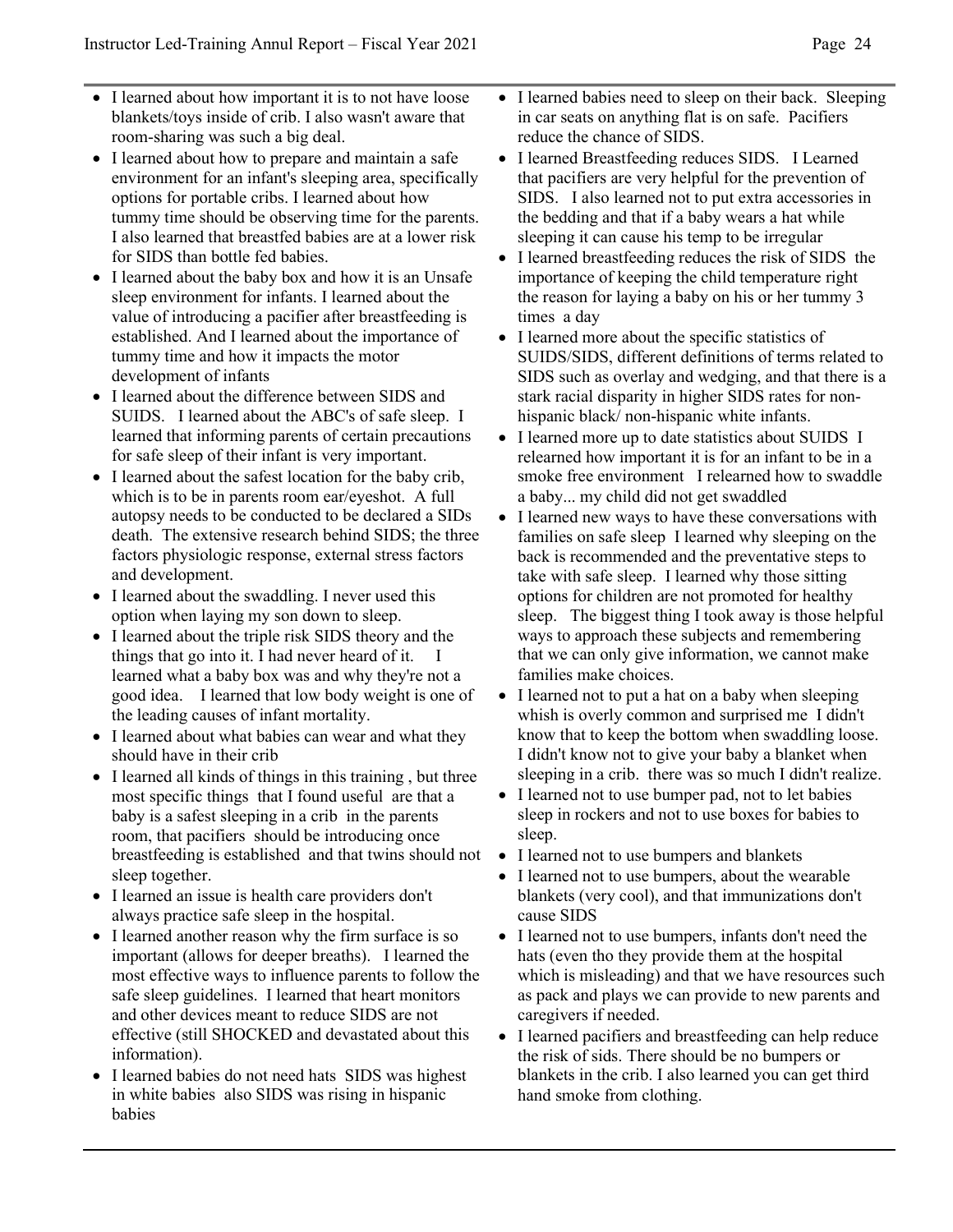- I learned about how important it is to not have loose blankets/toys inside of crib. I also wasn't aware that room-sharing was such a big deal.
- I learned about how to prepare and maintain a safe environment for an infant's sleeping area, specifically options for portable cribs. I learned about how tummy time should be observing time for the parents. I also learned that breastfed babies are at a lower risk for SIDS than bottle fed babies.
- I learned about the baby box and how it is an Unsafe sleep environment for infants. I learned about the value of introducing a pacifier after breastfeeding is established. And I learned about the importance of tummy time and how it impacts the motor development of infants
- I learned about the difference between SIDS and SUIDS. I learned about the ABC's of safe sleep. I learned that informing parents of certain precautions for safe sleep of their infant is very important.
- I learned about the safest location for the baby crib, which is to be in parents room ear/eyeshot. A full autopsy needs to be conducted to be declared a SIDs death. The extensive research behind SIDS; the three factors physiologic response, external stress factors and development.
- I learned about the swaddling. I never used this option when laying my son down to sleep.
- I learned about the triple risk SIDS theory and the things that go into it. I had never heard of it. I learned what a baby box was and why they're not a good idea. I learned that low body weight is one of the leading causes of infant mortality.
- I learned about what babies can wear and what they should have in their crib
- I learned all kinds of things in this training , but three most specific things that I found useful are that a baby is a safest sleeping in a crib in the parents room, that pacifiers should be introducing once breastfeeding is established and that twins should not sleep together.
- I learned an issue is health care providers don't always practice safe sleep in the hospital.
- I learned another reason why the firm surface is so important (allows for deeper breaths). I learned the most effective ways to influence parents to follow the safe sleep guidelines. I learned that heart monitors and other devices meant to reduce SIDS are not effective (still SHOCKED and devastated about this information).
- I learned babies do not need hats SIDS was highest in white babies also SIDS was rising in hispanic babies
- I learned babies need to sleep on their back. Sleeping in car seats on anything flat is on safe. Pacifiers reduce the chance of SIDS.
- I learned Breastfeeding reduces SIDS. I Learned that pacifiers are very helpful for the prevention of SIDS. I also learned not to put extra accessories in the bedding and that if a baby wears a hat while sleeping it can cause his temp to be irregular
- I learned breastfeeding reduces the risk of SIDS the importance of keeping the child temperature right the reason for laying a baby on his or her tummy 3 times a day
- I learned more about the specific statistics of SUIDS/SIDS, different definitions of terms related to SIDS such as overlay and wedging, and that there is a stark racial disparity in higher SIDS rates for non-hispanic black/ non-hispanic white infants.
- I learned more up to date statistics about SUIDS I relearned how important it is for an infant to be in a smoke free environment I relearned how to swaddle a baby... my child did not get swaddled
- I learned new ways to have these conversations with families on safe sleep I learned why sleeping on the back is recommended and the preventative steps to take with safe sleep. I learned why those sitting options for children are not promoted for healthy sleep. The biggest thing I took away is those helpful ways to approach these subjects and remembering that we can only give information, we cannot make families make choices.
- I learned not to put a hat on a baby when sleeping whish is overly common and surprised me I didn't know that to keep the bottom when swaddling loose. I didn't know not to give your baby a blanket when sleeping in a crib. there was so much I didn't realize.
- I learned not to use bumper pad, not to let babies sleep in rockers and not to use boxes for babies to sleep.
- I learned not to use bumpers and blankets
- I learned not to use bumpers, about the wearable blankets (very cool), and that immunizations don't cause SIDS
- I learned not to use bumpers, infants don't need the hats (even tho they provide them at the hospital which is misleading) and that we have resources such as pack and plays we can provide to new parents and caregivers if needed.
- I learned pacifiers and breastfeeding can help reduce the risk of sids. There should be no bumpers or blankets in the crib. I also learned you can get third hand smoke from clothing.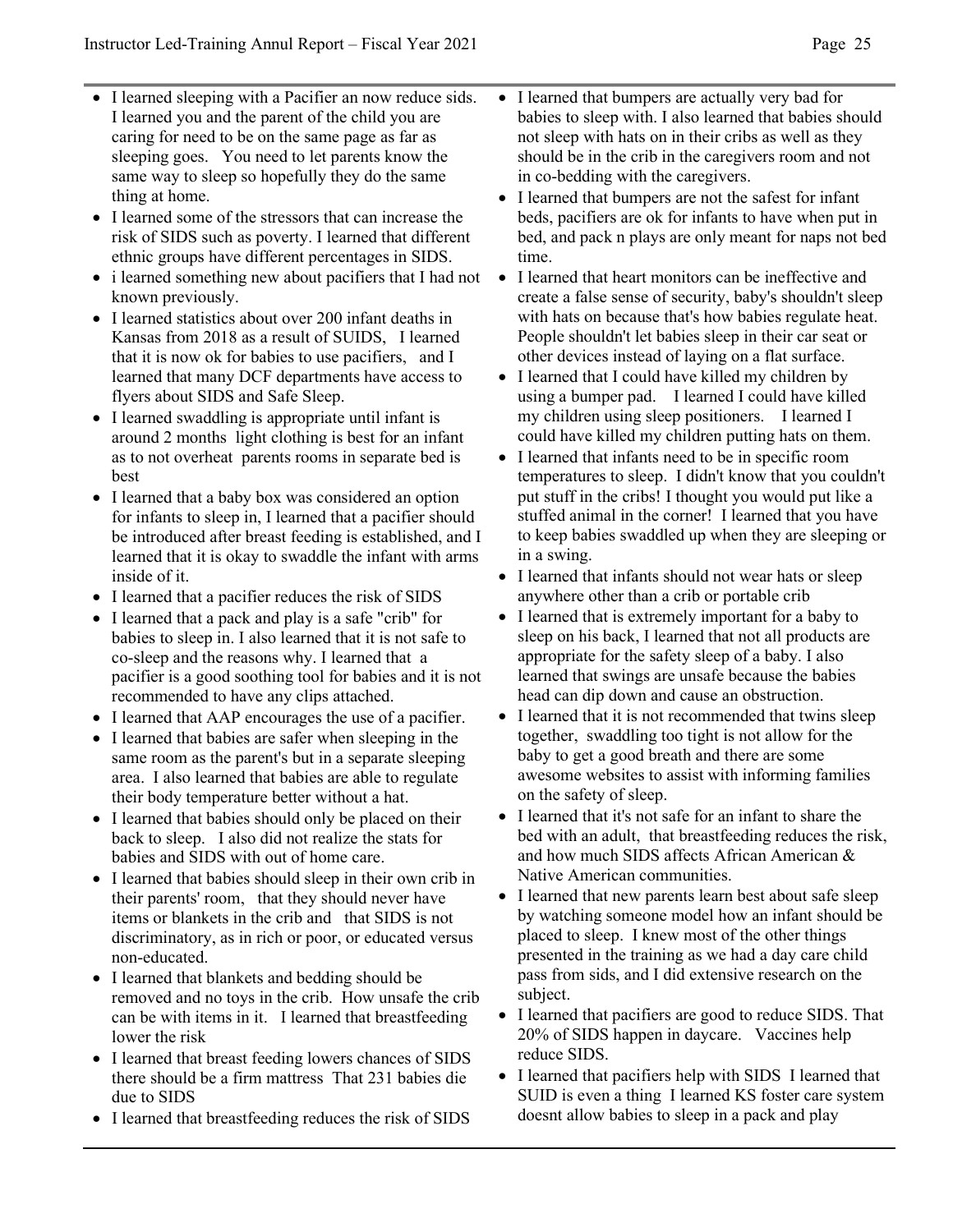- I learned sleeping with a Pacifier an now reduce sids. I learned you and the parent of the child you are caring for need to be on the same page as far as sleeping goes. You need to let parents know the same way to sleep so hopefully they do the same thing at home.
- I learned some of the stressors that can increase the risk of SIDS such as poverty. I learned that different ethnic groups have different percentages in SIDS.
- i learned something new about pacifiers that I had not known previously.
- I learned statistics about over 200 infant deaths in Kansas from 2018 as a result of SUIDS, I learned that it is now ok for babies to use pacifiers, and I learned that many DCF departments have access to flyers about SIDS and Safe Sleep.
- I learned swaddling is appropriate until infant is around 2 months light clothing is best for an infant as to not overheat parents rooms in separate bed is best
- I learned that a baby box was considered an option for infants to sleep in, I learned that a pacifier should be introduced after breast feeding is established, and I learned that it is okay to swaddle the infant with arms inside of it.
- I learned that a pacifier reduces the risk of SIDS
- I learned that a pack and play is a safe "crib" for babies to sleep in. I also learned that it is not safe to co-sleep and the reasons why. I learned that a pacifier is a good soothing tool for babies and it is not recommended to have any clips attached.
- I learned that AAP encourages the use of a pacifier.
- I learned that babies are safer when sleeping in the same room as the parent's but in a separate sleeping area. I also learned that babies are able to regulate their body temperature better without a hat.
- I learned that babies should only be placed on their back to sleep. I also did not realize the stats for babies and SIDS with out of home care.
- I learned that babies should sleep in their own crib in their parents' room, that they should never have items or blankets in the crib and that SIDS is not discriminatory, as in rich or poor, or educated versus non-educated.
- I learned that blankets and bedding should be removed and no toys in the crib. How unsafe the crib can be with items in it. I learned that breastfeeding lower the risk
- I learned that breast feeding lowers chances of SIDS there should be a firm mattress That 231 babies die due to SIDS
- I learned that breastfeeding reduces the risk of SIDS
- I learned that bumpers are actually very bad for babies to sleep with. I also learned that babies should not sleep with hats on in their cribs as well as they should be in the crib in the caregivers room and not in co-bedding with the caregivers.
- I learned that bumpers are not the safest for infant beds, pacifiers are ok for infants to have when put in bed, and pack n plays are only meant for naps not bed time.
- I learned that heart monitors can be ineffective and create a false sense of security, baby's shouldn't sleep with hats on because that's how babies regulate heat. People shouldn't let babies sleep in their car seat or other devices instead of laying on a flat surface.
- I learned that I could have killed my children by using a bumper pad. I learned I could have killed my children using sleep positioners. I learned I could have killed my children putting hats on them.
- I learned that infants need to be in specific room temperatures to sleep. I didn't know that you couldn't put stuff in the cribs! I thought you would put like a stuffed animal in the corner! I learned that you have to keep babies swaddled up when they are sleeping or in a swing.
- I learned that infants should not wear hats or sleep anywhere other than a crib or portable crib
- I learned that is extremely important for a baby to sleep on his back, I learned that not all products are appropriate for the safety sleep of a baby. I also learned that swings are unsafe because the babies head can dip down and cause an obstruction.
- I learned that it is not recommended that twins sleep together, swaddling too tight is not allow for the baby to get a good breath and there are some awesome websites to assist with informing families on the safety of sleep.
- I learned that it's not safe for an infant to share the bed with an adult, that breastfeeding reduces the risk, and how much SIDS affects African American & Native American communities.
- I learned that new parents learn best about safe sleep by watching someone model how an infant should be placed to sleep. I knew most of the other things presented in the training as we had a day care child pass from sids, and I did extensive research on the subject.
- I learned that pacifiers are good to reduce SIDS. That 20% of SIDS happen in daycare. Vaccines help reduce SIDS.
- I learned that pacifiers help with SIDS I learned that SUID is even a thing I learned KS foster care system doesnt allow babies to sleep in a pack and play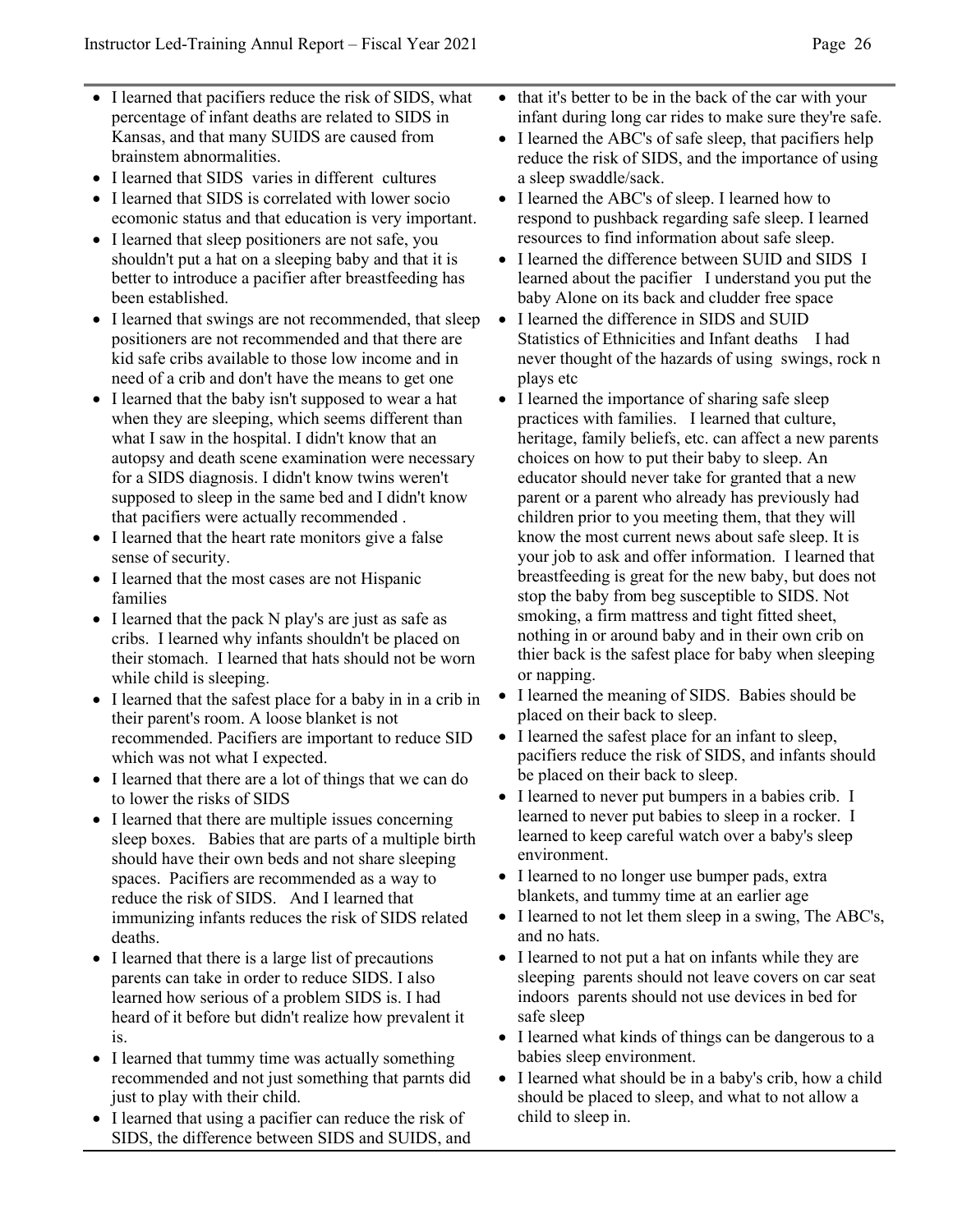- I learned that pacifiers reduce the risk of SIDS, what percentage of infant deaths are related to SIDS in Kansas, and that many SUIDS are caused from brainstem abnormalities.
- I learned that SIDS varies in different cultures
- I learned that SIDS is correlated with lower socio ecomonic status and that education is very important.
- I learned that sleep positioners are not safe, you shouldn't put a hat on a sleeping baby and that it is better to introduce a pacifier after breastfeeding has been established.
- I learned that swings are not recommended, that sleep positioners are not recommended and that there are kid safe cribs available to those low income and in need of a crib and don't have the means to get one
- I learned that the baby isn't supposed to wear a hat when they are sleeping, which seems different than what I saw in the hospital. I didn't know that an autopsy and death scene examination were necessary for a SIDS diagnosis. I didn't know twins weren't supposed to sleep in the same bed and I didn't know that pacifiers were actually recommended .
- I learned that the heart rate monitors give a false sense of security.
- I learned that the most cases are not Hispanic families
- I learned that the pack N play's are just as safe as cribs. I learned why infants shouldn't be placed on their stomach. I learned that hats should not be worn while child is sleeping.
- I learned that the safest place for a baby in in a crib in their parent's room. A loose blanket is not recommended. Pacifiers are important to reduce SID which was not what I expected.
- I learned that there are a lot of things that we can do to lower the risks of SIDS
- I learned that there are multiple issues concerning sleep boxes. Babies that are parts of a multiple birth should have their own beds and not share sleeping spaces. Pacifiers are recommended as a way to reduce the risk of SIDS. And I learned that immunizing infants reduces the risk of SIDS related deaths.
- I learned that there is a large list of precautions parents can take in order to reduce SIDS. I also learned how serious of a problem SIDS is. I had heard of it before but didn't realize how prevalent it is.
- I learned that tummy time was actually something recommended and not just something that parnts did just to play with their child.
- I learned that using a pacifier can reduce the risk of SIDS, the difference between SIDS and SUIDS, and that it's better to be in the back of the car with your infant during long car rides to make sure they're safe.
- I learned the ABC's of safe sleep, that pacifiers help reduce the risk of SIDS, and the importance of using a sleep swaddle/sack.
- I learned the ABC's of sleep. I learned how to respond to pushback regarding safe sleep. I learned resources to find information about safe sleep.
- I learned the difference between SUID and SIDS I learned about the pacifier I understand you put the baby Alone on its back and cludder free space
- I learned the difference in SIDS and SUID Statistics of Ethnicities and Infant deaths I had never thought of the hazards of using swings, rock n plays etc
- I learned the importance of sharing safe sleep practices with families. I learned that culture, heritage, family beliefs, etc. can affect a new parents choices on how to put their baby to sleep. An educator should never take for granted that a new parent or a parent who already has previously had children prior to you meeting them, that they will know the most current news about safe sleep. It is your job to ask and offer information. I learned that breastfeeding is great for the new baby, but does not stop the baby from beg susceptible to SIDS. Not smoking, a firm mattress and tight fitted sheet, nothing in or around baby and in their own crib on thier back is the safest place for baby when sleeping or napping.
- I learned the meaning of SIDS. Babies should be placed on their back to sleep.
- I learned the safest place for an infant to sleep, pacifiers reduce the risk of SIDS, and infants should be placed on their back to sleep.
- I learned to never put bumpers in a babies crib. I learned to never put babies to sleep in a rocker. I learned to keep careful watch over a baby's sleep environment.
- I learned to no longer use bumper pads, extra blankets, and tummy time at an earlier age
- I learned to not let them sleep in a swing, The ABC's, and no hats.
- I learned to not put a hat on infants while they are sleeping parents should not leave covers on car seat indoors parents should not use devices in bed for safe sleep
- I learned what kinds of things can be dangerous to a babies sleep environment.
- I learned what should be in a baby's crib, how a child should be placed to sleep, and what to not allow a child to sleep in.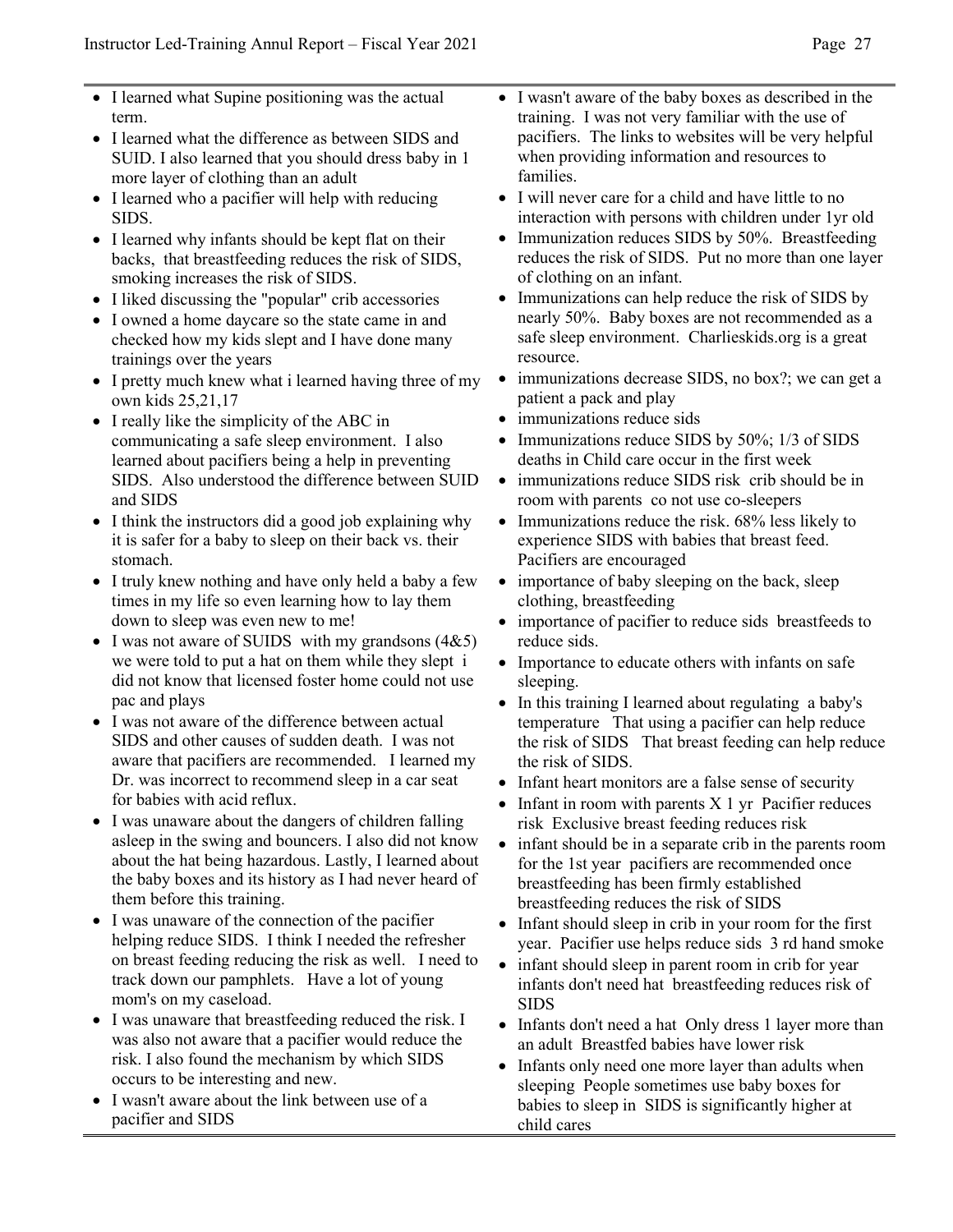- I learned what Supine positioning was the actual term.
- I learned what the difference as between SIDS and SUID. I also learned that you should dress baby in 1 more layer of clothing than an adult
- I learned who a pacifier will help with reducing SIDS.
- I learned why infants should be kept flat on their backs, that breastfeeding reduces the risk of SIDS, smoking increases the risk of SIDS.
- I liked discussing the "popular" crib accessories
- I owned a home daycare so the state came in and checked how my kids slept and I have done many trainings over the years
- I pretty much knew what i learned having three of my own kids 25,21,17
- I really like the simplicity of the ABC in communicating a safe sleep environment. I also learned about pacifiers being a help in preventing SIDS. Also understood the difference between SUID and SIDS
- I think the instructors did a good job explaining why it is safer for a baby to sleep on their back vs. their stomach.
- I truly knew nothing and have only held a baby a few times in my life so even learning how to lay them down to sleep was even new to me!
- I was not aware of SUIDS with my grandsons (4&5) we were told to put a hat on them while they slept i did not know that licensed foster home could not use pac and plays
- I was not aware of the difference between actual SIDS and other causes of sudden death. I was not aware that pacifiers are recommended. I learned my Dr. was incorrect to recommend sleep in a car seat for babies with acid reflux.
- I was unaware about the dangers of children falling asleep in the swing and bouncers. I also did not know about the hat being hazardous. Lastly, I learned about the baby boxes and its history as I had never heard of them before this training.
- I was unaware of the connection of the pacifier helping reduce SIDS. I think I needed the refresher on breast feeding reducing the risk as well. I need to track down our pamphlets. Have a lot of young mom's on my caseload.
- I was unaware that breastfeeding reduced the risk. I was also not aware that a pacifier would reduce the risk. I also found the mechanism by which SIDS occurs to be interesting and new.
- I wasn't aware about the link between use of a pacifier and SIDS
- I wasn't aware of the baby boxes as described in the training. I was not very familiar with the use of pacifiers. The links to websites will be very helpful when providing information and resources to families.
- I will never care for a child and have little to no interaction with persons with children under 1yr old
- Immunization reduces SIDS by 50%. Breastfeeding reduces the risk of SIDS. Put no more than one layer of clothing on an infant.
- Immunizations can help reduce the risk of SIDS by nearly 50%. Baby boxes are not recommended as a safe sleep environment. Charlieskids.org is a great resource.
- immunizations decrease SIDS, no box?; we can get a patient a pack and play
- immunizations reduce sids
- Immunizations reduce SIDS by 50%; 1/3 of SIDS deaths in Child care occur in the first week
- immunizations reduce SIDS risk crib should be in room with parents co not use co-sleepers
- Immunizations reduce the risk. 68% less likely to experience SIDS with babies that breast feed. Pacifiers are encouraged
- importance of baby sleeping on the back, sleep clothing, breastfeeding
- importance of pacifier to reduce sids breastfeeds to reduce sids.
- Importance to educate others with infants on safe sleeping.
- In this training I learned about regulating a baby's temperature That using a pacifier can help reduce the risk of SIDS That breast feeding can help reduce the risk of SIDS.
- Infant heart monitors are a false sense of security
- Infant in room with parents X 1 yr Pacifier reduces risk Exclusive breast feeding reduces risk
- infant should be in a separate crib in the parents room for the 1st year pacifiers are recommended once breastfeeding has been firmly established breastfeeding reduces the risk of SIDS
- Infant should sleep in crib in your room for the first year. Pacifier use helps reduce sids 3 rd hand smoke
- infant should sleep in parent room in crib for year infants don't need hat breastfeeding reduces risk of SIDS
- Infants don't need a hat Only dress 1 layer more than an adult Breastfed babies have lower risk
- Infants only need one more layer than adults when sleeping People sometimes use baby boxes for babies to sleep in SIDS is significantly higher at child cares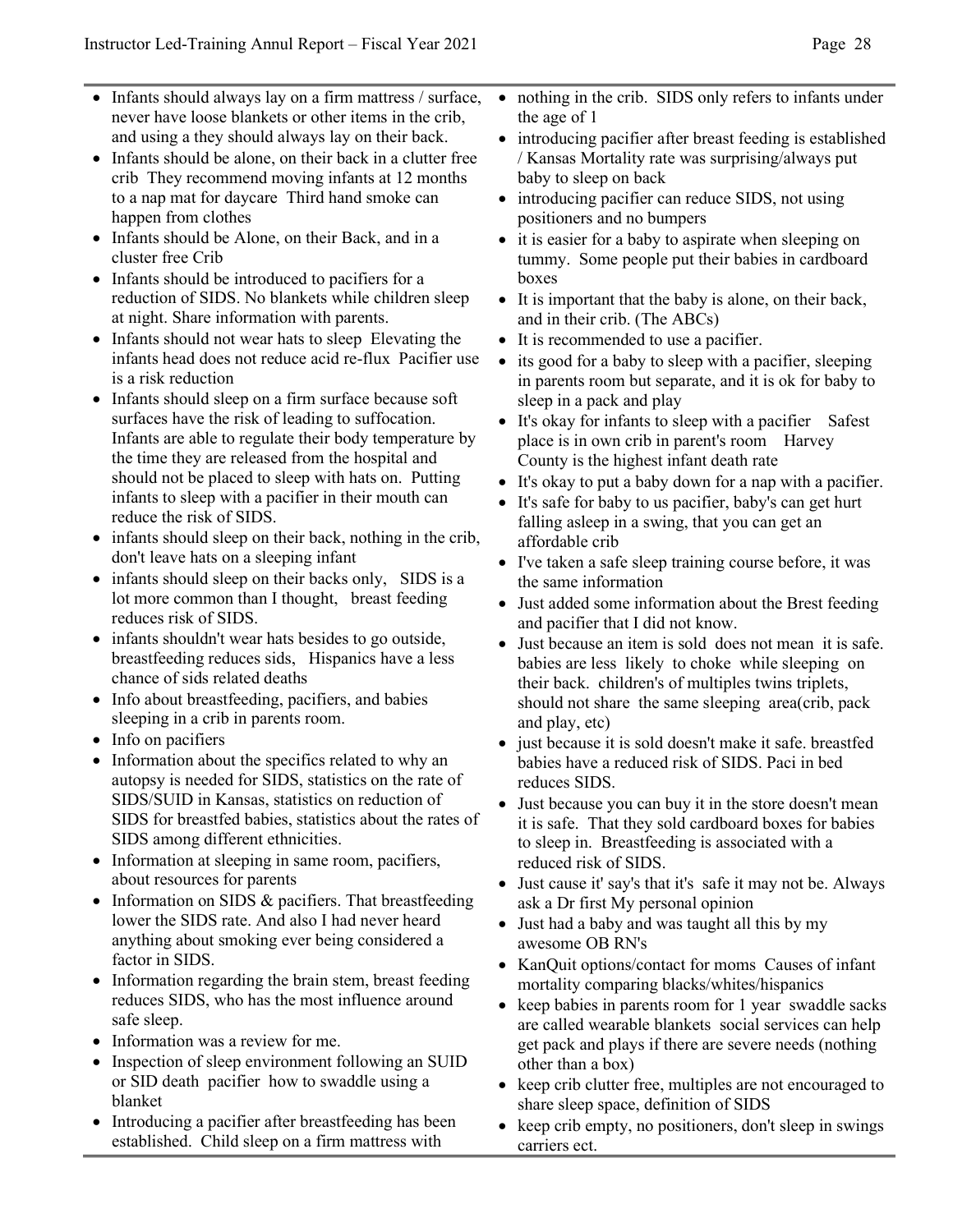- Infants should always lay on a firm mattress / surface, never have loose blankets or other items in the crib, and using a they should always lay on their back.
- Infants should be alone, on their back in a clutter free crib They recommend moving infants at 12 months to a nap mat for daycare Third hand smoke can happen from clothes
- Infants should be Alone, on their Back, and in a cluster free Crib
- Infants should be introduced to pacifiers for a reduction of SIDS. No blankets while children sleep at night. Share information with parents.
- Infants should not wear hats to sleep Elevating the infants head does not reduce acid re-flux Pacifier use is a risk reduction
- Infants should sleep on a firm surface because soft surfaces have the risk of leading to suffocation. Infants are able to regulate their body temperature by the time they are released from the hospital and should not be placed to sleep with hats on. Putting infants to sleep with a pacifier in their mouth can reduce the risk of SIDS.
- infants should sleep on their back, nothing in the crib, don't leave hats on a sleeping infant
- infants should sleep on their backs only, SIDS is a lot more common than I thought, breast feeding reduces risk of SIDS.
- infants shouldn't wear hats besides to go outside, breastfeeding reduces sids, Hispanics have a less chance of sids related deaths
- Info about breastfeeding, pacifiers, and babies sleeping in a crib in parents room.
- Info on pacifiers
- Information about the specifics related to why an autopsy is needed for SIDS, statistics on the rate of SIDS/SUID in Kansas, statistics on reduction of SIDS for breastfed babies, statistics about the rates of SIDS among different ethnicities.
- Information at sleeping in same room, pacifiers, about resources for parents
- Information on SIDS & pacifiers. That breastfeeding lower the SIDS rate. And also I had never heard anything about smoking ever being considered a factor in SIDS.
- Information regarding the brain stem, breast feeding reduces SIDS, who has the most influence around safe sleep.
- Information was a review for me.
- Inspection of sleep environment following an SUID or SID death pacifier how to swaddle using a blanket
- Introducing a pacifier after breastfeeding has been established. Child sleep on a firm mattress with nothing in the crib. SIDS only refers to infants under the age of 1
- introducing pacifier after breast feeding is established / Kansas Mortality rate was surprising/always put baby to sleep on back
- introducing pacifier can reduce SIDS, not using positioners and no bumpers
- it is easier for a baby to aspirate when sleeping on tummy. Some people put their babies in cardboard boxes
- It is important that the baby is alone, on their back, and in their crib. (The ABCs)
- It is recommended to use a pacifier.
- its good for a baby to sleep with a pacifier, sleeping in parents room but separate, and it is ok for baby to sleep in a pack and play
- It's okay for infants to sleep with a pacifier Safest place is in own crib in parent's room Harvey County is the highest infant death rate
- It's okay to put a baby down for a nap with a pacifier.
- It's safe for baby to us pacifier, baby's can get hurt falling asleep in a swing, that you can get an affordable crib
- I've taken a safe sleep training course before, it was the same information
- Just added some information about the Brest feeding and pacifier that I did not know.
- Just because an item is sold does not mean it is safe. babies are less likely to choke while sleeping on their back. children's of multiples twins triplets, should not share the same sleeping area(crib, pack and play, etc)
- just because it is sold doesn't make it safe. breastfed babies have a reduced risk of SIDS. Paci in bed reduces SIDS.
- Just because you can buy it in the store doesn't mean it is safe. That they sold cardboard boxes for babies to sleep in. Breastfeeding is associated with a reduced risk of SIDS.
- Just cause it' say's that it's safe it may not be. Always ask a Dr first My personal opinion
- Just had a baby and was taught all this by my awesome OB RN's
- KanQuit options/contact for moms Causes of infant mortality comparing blacks/whites/hispanics
- keep babies in parents room for 1 year swaddle sacks are called wearable blankets social services can help get pack and plays if there are severe needs (nothing other than a box)
- keep crib clutter free, multiples are not encouraged to share sleep space, definition of SIDS
- keep crib empty, no positioners, don't sleep in swings carriers ect.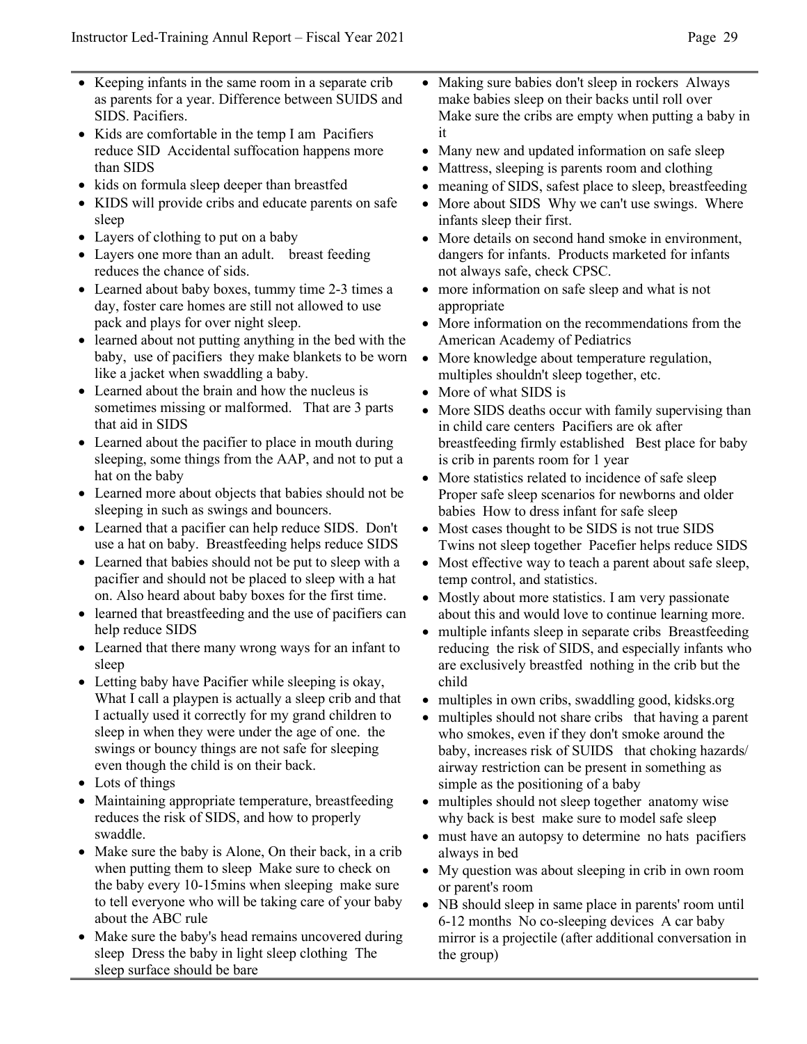- Keeping infants in the same room in a separate crib as parents for a year. Difference between SUIDS and SIDS. Pacifiers.
- Kids are comfortable in the temp I am  Pacifiers reduce SID  Accidental suffocation happens more than SIDS
- kids on formula sleep deeper than breastfed
- KIDS will provide cribs and educate parents on safe sleep
- Layers of clothing to put on a baby
- Layers one more than an adult.    breast feeding reduces the chance of sids.
- Learned about baby boxes, tummy time 2-3 times a day, foster care homes are still not allowed to use pack and plays for over night sleep.
- learned about not putting anything in the bed with the baby,  use of pacifiers  they make blankets to be worn like a jacket when swaddling a baby.
- Learned about the brain and how the nucleus is sometimes missing or malformed.   That are 3 parts that aid in SIDS
- Learned about the pacifier to place in mouth during sleeping, some things from the AAP, and not to put a hat on the baby
- Learned more about objects that babies should not be sleeping in such as swings and bouncers.
- Learned that a pacifier can help reduce SIDS.  Don't use a hat on baby.  Breastfeeding helps reduce SIDS
- Learned that babies should not be put to sleep with a pacifier and should not be placed to sleep with a hat on. Also heard about baby boxes for the first time.
- learned that breastfeeding and the use of pacifiers can help reduce SIDS
- Learned that there many wrong ways for an infant to sleep
- Letting baby have Pacifier while sleeping is okay, What I call a playpen is actually a sleep crib and that I actually used it correctly for my grand children to sleep in when they were under the age of one.  the swings or bouncy things are not safe for sleeping even though the child is on their back.
- Lots of things
- Maintaining appropriate temperature, breastfeeding reduces the risk of SIDS, and how to properly swaddle.
- Make sure the baby is Alone, On their back, in a crib when putting them to sleep  Make sure to check on the baby every 10-15mins when sleeping  make sure to tell everyone who will be taking care of your baby about the ABC rule
- Make sure the baby's head remains uncovered during sleep  Dress the baby in light sleep clothing  The sleep surface should be bare
- Making sure babies don't sleep in rockers  Always make babies sleep on their backs until roll over  Make sure the cribs are empty when putting a baby in it
- Many new and updated information on safe sleep
- Mattress, sleeping is parents room and clothing
- meaning of SIDS, safest place to sleep, breastfeeding
- More about SIDS  Why we can't use swings.  Where infants sleep their first.
- More details on second hand smoke in environment, dangers for infants.  Products marketed for infants not always safe, check CPSC.
- more information on safe sleep and what is not appropriate
- More information on the recommendations from the American Academy of Pediatrics
- More knowledge about temperature regulation, multiples shouldn't sleep together, etc.
- More of what SIDS is
- More SIDS deaths occur with family supervising than in child care centers  Pacifiers are ok after breastfeeding firmly established   Best place for baby is crib in parents room for 1 year
- More statistics related to incidence of safe sleep  Proper safe sleep scenarios for newborns and older babies  How to dress infant for safe sleep
- Most cases thought to be SIDS is not true SIDS  Twins not sleep together  Pacefier helps reduce SIDS
- Most effective way to teach a parent about safe sleep, temp control, and statistics.
- Mostly about more statistics. I am very passionate about this and would love to continue learning more.
- multiple infants sleep in separate cribs  Breastfeeding reducing  the risk of SIDS, and especially infants who are exclusively breastfed  nothing in the crib but the child
- multiples in own cribs, swaddling good, kidsks.org
- multiples should not share cribs   that having a parent who smokes, even if they don't smoke around the baby, increases risk of SUIDS   that choking hazards/ airway restriction can be present in something as simple as the positioning of a baby
- multiples should not sleep together  anatomy wise why back is best  make sure to model safe sleep
- must have an autopsy to determine  no hats  pacifiers always in bed
- My question was about sleeping in crib in own room or parent's room
- NB should sleep in same place in parents' room until 6-12 months  No co-sleeping devices  A car baby mirror is a projectile (after additional conversation in the group)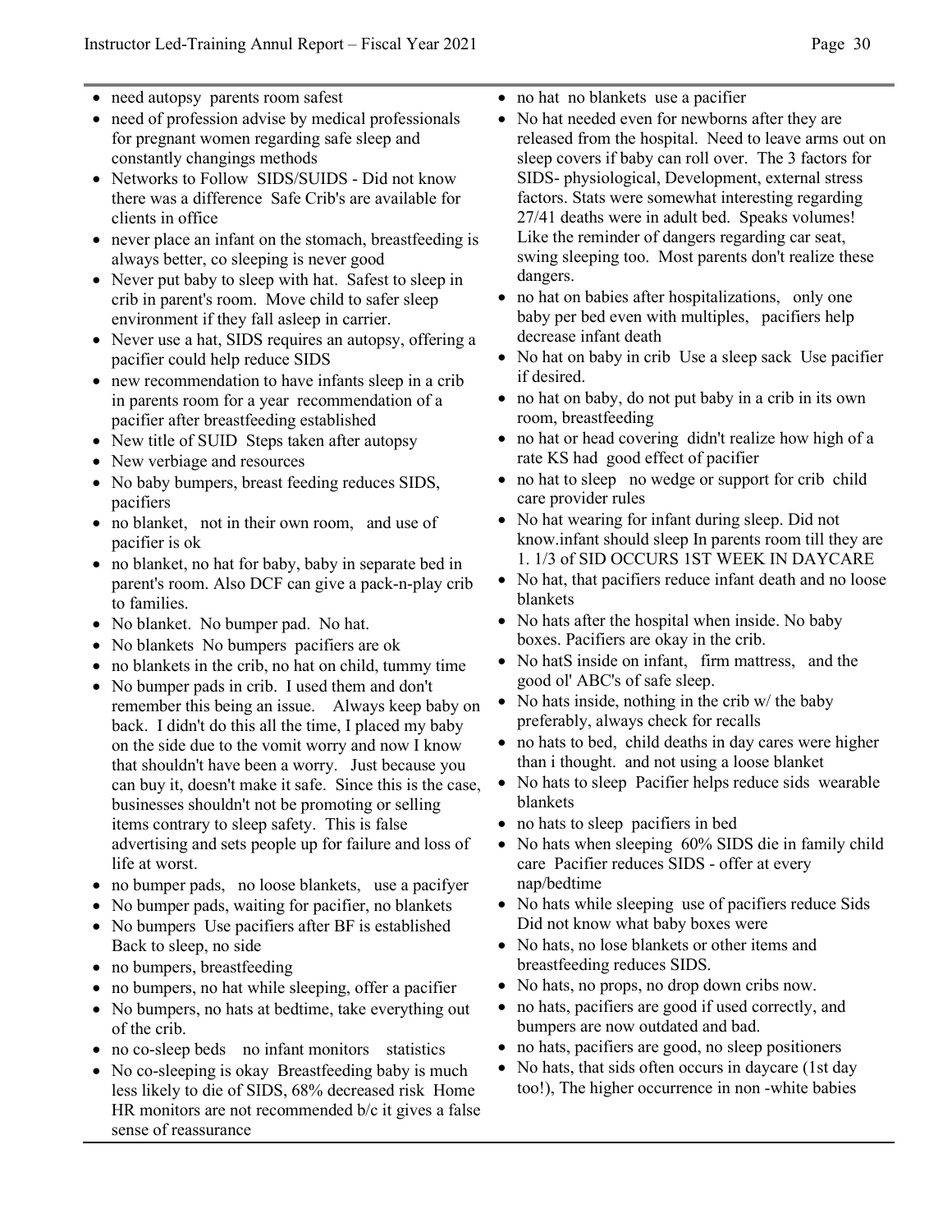- need autopsy parents room safest
- need of profession advise by medical professionals for pregnant women regarding safe sleep and constantly changings methods
- Networks to Follow SIDS/SUIDS - Did not know there was a difference Safe Crib's are available for clients in office
- never place an infant on the stomach, breastfeeding is always better, co sleeping is never good
- Never put baby to sleep with hat. Safest to sleep in crib in parent's room. Move child to safer sleep environment if they fall asleep in carrier.
- Never use a hat, SIDS requires an autopsy, offering a pacifier could help reduce SIDS
- new recommendation to have infants sleep in a crib in parents room for a year recommendation of a pacifier after breastfeeding established
- New title of SUID Steps taken after autopsy
- New verbiage and resources
- No baby bumpers, breast feeding reduces SIDS, pacifiers
- no blanket, not in their own room, and use of pacifier is ok
- no blanket, no hat for baby, baby in separate bed in parent's room. Also DCF can give a pack-n-play crib to families.
- No blanket. No bumper pad. No hat.
- No blankets No bumpers pacifiers are ok
- no blankets in the crib, no hat on child, tummy time
- No bumper pads in crib. I used them and don't remember this being an issue. Always keep baby on back. I didn't do this all the time, I placed my baby on the side due to the vomit worry and now I know that shouldn't have been a worry. Just because you can buy it, doesn't make it safe. Since this is the case, businesses shouldn't not be promoting or selling items contrary to sleep safety. This is false advertising and sets people up for failure and loss of life at worst.
- no bumper pads, no loose blankets, use a pacifyer
- No bumper pads, waiting for pacifier, no blankets
- No bumpers Use pacifiers after BF is established Back to sleep, no side
- no bumpers, breastfeeding
- no bumpers, no hat while sleeping, offer a pacifier
- No bumpers, no hats at bedtime, take everything out of the crib.
- no co-sleep beds no infant monitors statistics
- No co-sleeping is okay Breastfeeding baby is much less likely to die of SIDS, 68% decreased risk Home HR monitors are not recommended b/c it gives a false sense of reassurance
- no hat no blankets use a pacifier
- No hat needed even for newborns after they are released from the hospital. Need to leave arms out on sleep covers if baby can roll over. The 3 factors for SIDS- physiological, Development, external stress factors. Stats were somewhat interesting regarding 27/41 deaths were in adult bed. Speaks volumes! Like the reminder of dangers regarding car seat, swing sleeping too. Most parents don't realize these dangers.
- no hat on babies after hospitalizations, only one baby per bed even with multiples, pacifiers help decrease infant death
- No hat on baby in crib Use a sleep sack Use pacifier if desired.
- no hat on baby, do not put baby in a crib in its own room, breastfeeding
- no hat or head covering didn't realize how high of a rate KS had good effect of pacifier
- no hat to sleep no wedge or support for crib child care provider rules
- No hat wearing for infant during sleep. Did not know.infant should sleep In parents room till they are 1. 1/3 of SID OCCURS 1ST WEEK IN DAYCARE
- No hat, that pacifiers reduce infant death and no loose blankets
- No hats after the hospital when inside. No baby boxes. Pacifiers are okay in the crib.
- No hatS inside on infant, firm mattress, and the good ol' ABC's of safe sleep.
- No hats inside, nothing in the crib w/ the baby preferably, always check for recalls
- no hats to bed, child deaths in day cares were higher than i thought. and not using a loose blanket
- No hats to sleep Pacifier helps reduce sids wearable blankets
- no hats to sleep pacifiers in bed
- No hats when sleeping 60% SIDS die in family child care Pacifier reduces SIDS - offer at every nap/bedtime
- No hats while sleeping use of pacifiers reduce Sids Did not know what baby boxes were
- No hats, no lose blankets or other items and breastfeeding reduces SIDS.
- No hats, no props, no drop down cribs now.
- no hats, pacifiers are good if used correctly, and bumpers are now outdated and bad.
- no hats, pacifiers are good, no sleep positioners
- No hats, that sids often occurs in daycare (1st day too!), The higher occurrence in non -white babies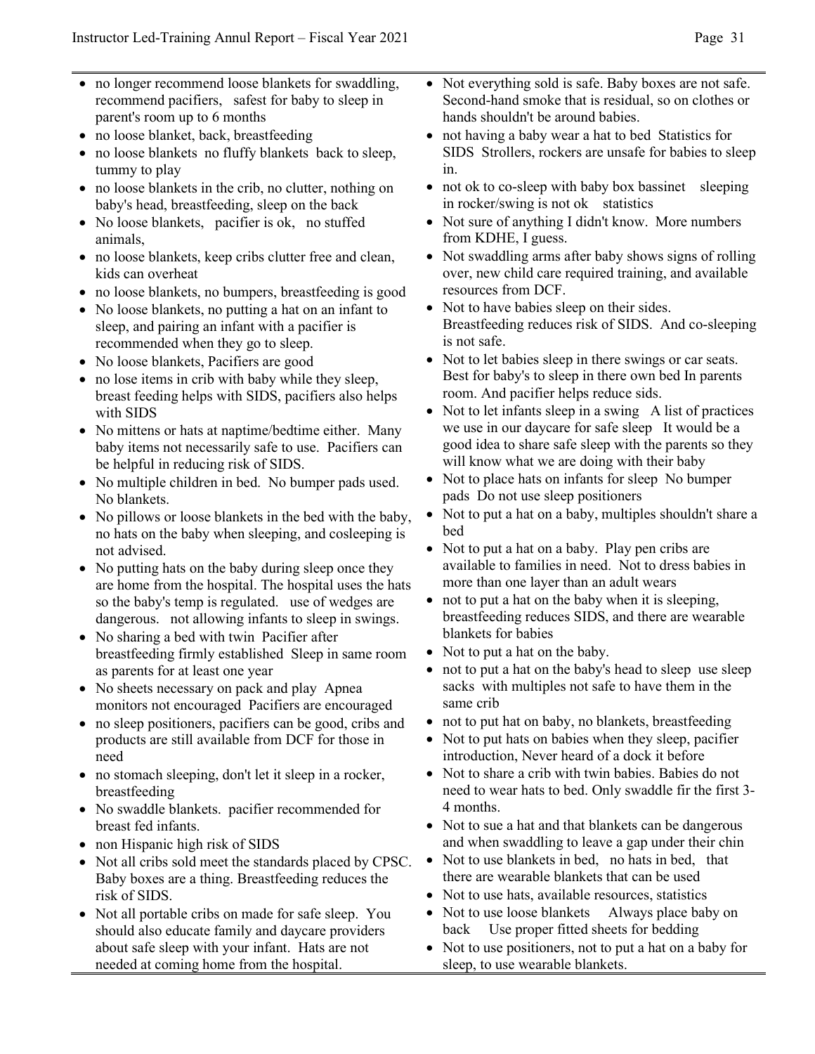- no longer recommend loose blankets for swaddling, recommend pacifiers, safest for baby to sleep in parent's room up to 6 months
- no loose blanket, back, breastfeeding
- no loose blankets no fluffy blankets back to sleep, tummy to play
- no loose blankets in the crib, no clutter, nothing on baby's head, breastfeeding, sleep on the back
- No loose blankets, pacifier is ok, no stuffed animals,
- no loose blankets, keep cribs clutter free and clean, kids can overheat
- no loose blankets, no bumpers, breastfeeding is good
- No loose blankets, no putting a hat on an infant to sleep, and pairing an infant with a pacifier is recommended when they go to sleep.
- No loose blankets, Pacifiers are good
- no lose items in crib with baby while they sleep, breast feeding helps with SIDS, pacifiers also helps with SIDS
- No mittens or hats at naptime/bedtime either. Many baby items not necessarily safe to use. Pacifiers can be helpful in reducing risk of SIDS.
- No multiple children in bed. No bumper pads used. No blankets.
- No pillows or loose blankets in the bed with the baby, no hats on the baby when sleeping, and cosleeping is not advised.
- No putting hats on the baby during sleep once they are home from the hospital. The hospital uses the hats so the baby's temp is regulated. use of wedges are dangerous. not allowing infants to sleep in swings.
- No sharing a bed with twin Pacifier after breastfeeding firmly established Sleep in same room as parents for at least one year
- No sheets necessary on pack and play Apnea monitors not encouraged Pacifiers are encouraged
- no sleep positioners, pacifiers can be good, cribs and products are still available from DCF for those in need
- no stomach sleeping, don't let it sleep in a rocker, breastfeeding
- No swaddle blankets. pacifier recommended for breast fed infants.
- non Hispanic high risk of SIDS
- Not all cribs sold meet the standards placed by CPSC. Baby boxes are a thing. Breastfeeding reduces the risk of SIDS.
- Not all portable cribs on made for safe sleep. You should also educate family and daycare providers about safe sleep with your infant. Hats are not needed at coming home from the hospital.
- Not everything sold is safe. Baby boxes are not safe. Second-hand smoke that is residual, so on clothes or hands shouldn't be around babies.
- not having a baby wear a hat to bed Statistics for SIDS Strollers, rockers are unsafe for babies to sleep in.
- not ok to co-sleep with baby box bassinet sleeping in rocker/swing is not ok statistics
- Not sure of anything I didn't know. More numbers from KDHE, I guess.
- Not swaddling arms after baby shows signs of rolling over, new child care required training, and available resources from DCF.
- Not to have babies sleep on their sides. Breastfeeding reduces risk of SIDS. And co-sleeping is not safe.
- Not to let babies sleep in there swings or car seats. Best for baby's to sleep in there own bed In parents room. And pacifier helps reduce sids.
- Not to let infants sleep in a swing A list of practices we use in our daycare for safe sleep It would be a good idea to share safe sleep with the parents so they will know what we are doing with their baby
- Not to place hats on infants for sleep No bumper pads Do not use sleep positioners
- Not to put a hat on a baby, multiples shouldn't share a bed
- Not to put a hat on a baby. Play pen cribs are available to families in need. Not to dress babies in more than one layer than an adult wears
- not to put a hat on the baby when it is sleeping, breastfeeding reduces SIDS, and there are wearable blankets for babies
- Not to put a hat on the baby.
- not to put a hat on the baby's head to sleep use sleep sacks with multiples not safe to have them in the same crib
- not to put hat on baby, no blankets, breastfeeding
- Not to put hats on babies when they sleep, pacifier introduction, Never heard of a dock it before
- Not to share a crib with twin babies. Babies do not need to wear hats to bed. Only swaddle fir the first 3-4 months.
- Not to sue a hat and that blankets can be dangerous and when swaddling to leave a gap under their chin
- Not to use blankets in bed, no hats in bed, that there are wearable blankets that can be used
- Not to use hats, available resources, statistics
- Not to use loose blankets Always place baby on back Use proper fitted sheets for bedding
- Not to use positioners, not to put a hat on a baby for sleep, to use wearable blankets.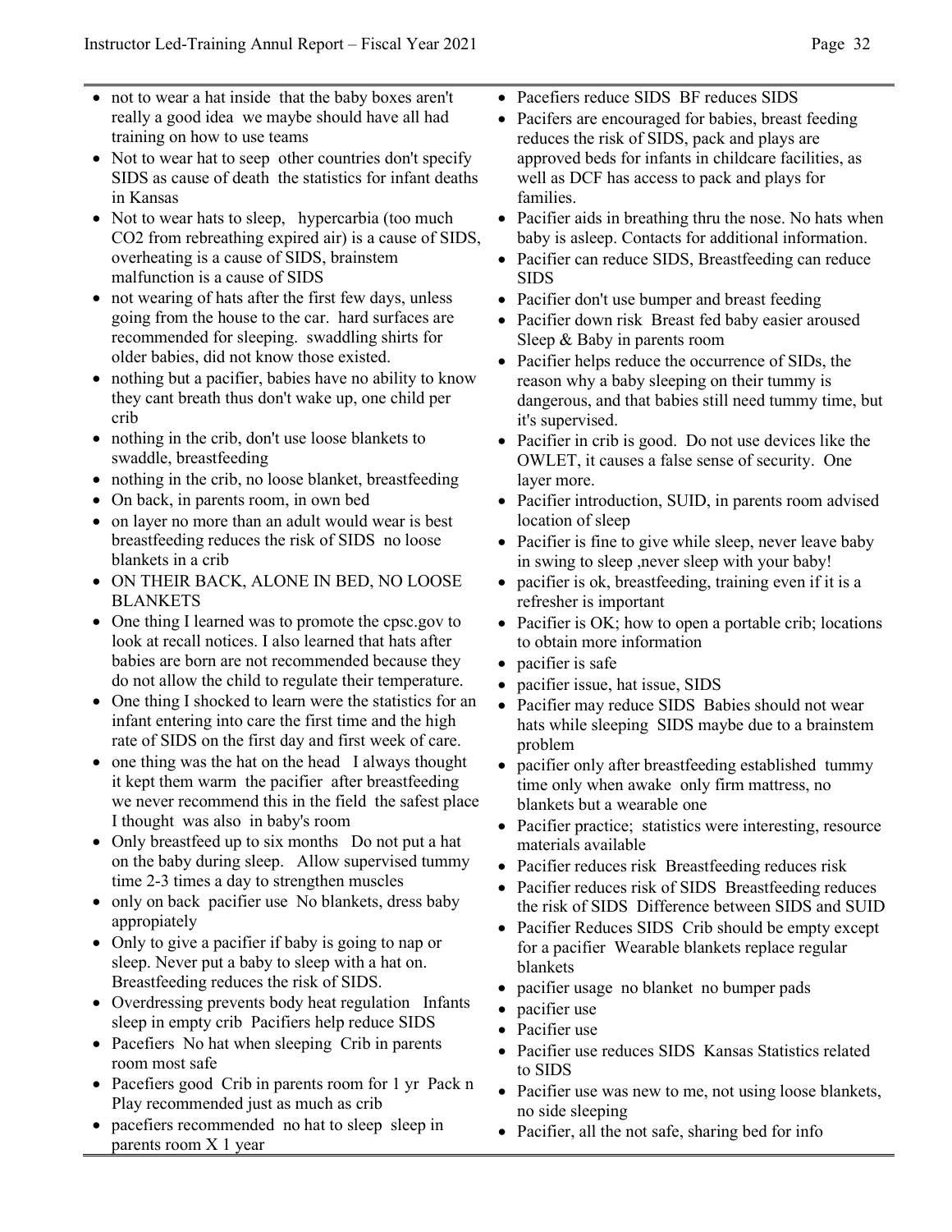- not to wear a hat inside that the baby boxes aren't really a good idea we maybe should have all had training on how to use teams
- Not to wear hat to seep other countries don't specify SIDS as cause of death the statistics for infant deaths in Kansas
- Not to wear hats to sleep, hypercarbia (too much $CO_2$ from rebreathing expired air) is a cause of SIDS, overheating is a cause of SIDS, brainstem malfunction is a cause of SIDS
- not wearing of hats after the first few days, unless going from the house to the car. hard surfaces are recommended for sleeping. swaddling shirts for older babies, did not know those existed.
- nothing but a pacifier, babies have no ability to know they cant breath thus don't wake up, one child per crib
- nothing in the crib, don't use loose blankets to swaddle, breastfeeding
- nothing in the crib, no loose blanket, breastfeeding
- On back, in parents room, in own bed
- on layer no more than an adult would wear is best breastfeeding reduces the risk of SIDS no loose blankets in a crib
- ON THEIR BACK, ALONE IN BED, NO LOOSE BLANKETS
- One thing I learned was to promote the cpsc.gov to look at recall notices. I also learned that hats after babies are born are not recommended because they do not allow the child to regulate their temperature.
- One thing I shocked to learn were the statistics for an infant entering into care the first time and the high rate of SIDS on the first day and first week of care.
- one thing was the hat on the head I always thought it kept them warm the pacifier after breastfeeding we never recommend this in the field the safest place I thought was also in baby's room
- Only breastfeed up to six months Do not put a hat on the baby during sleep. Allow supervised tummy time 2-3 times a day to strengthen muscles
- only on back pacifier use No blankets, dress baby appropiately
- Only to give a pacifier if baby is going to nap or sleep. Never put a baby to sleep with a hat on. Breastfeeding reduces the risk of SIDS.
- Overdressing prevents body heat regulation Infants sleep in empty crib Pacifiers help reduce SIDS
- Pacefiers No hat when sleeping Crib in parents room most safe
- Pacefiers good Crib in parents room for 1 yr Pack n Play recommended just as much as crib
- pacefiers recommended no hat to sleep sleep in parents room X 1 year
- Pacefiers reduce SIDS BF reduces SIDS
- Pacifers are encouraged for babies, breast feeding reduces the risk of SIDS, pack and plays are approved beds for infants in childcare facilities, as well as DCF has access to pack and plays for families.
- Pacifier aids in breathing thru the nose. No hats when baby is asleep. Contacts for additional information.
- Pacifier can reduce SIDS, Breastfeeding can reduce SIDS
- Pacifier don't use bumper and breast feeding
- Pacifier down risk Breast fed baby easier aroused Sleep & Baby in parents room
- Pacifier helps reduce the occurrence of SIDs, the reason why a baby sleeping on their tummy is dangerous, and that babies still need tummy time, but it's supervised.
- Pacifier in crib is good. Do not use devices like the OWLET, it causes a false sense of security. One layer more.
- Pacifier introduction, SUID, in parents room advised location of sleep
- Pacifier is fine to give while sleep, never leave baby in swing to sleep ,never sleep with your baby!
- pacifier is ok, breastfeeding, training even if it is a refresher is important
- Pacifier is OK; how to open a portable crib; locations to obtain more information
- pacifier is safe
- pacifier issue, hat issue, SIDS
- Pacifier may reduce SIDS Babies should not wear hats while sleeping SIDS maybe due to a brainstem problem
- pacifier only after breastfeeding established tummy time only when awake only firm mattress, no blankets but a wearable one
- Pacifier practice; statistics were interesting, resource materials available
- Pacifier reduces risk Breastfeeding reduces risk
- Pacifier reduces risk of SIDS Breastfeeding reduces the risk of SIDS Difference between SIDS and SUID
- Pacifier Reduces SIDS Crib should be empty except for a pacifier Wearable blankets replace regular blankets
- pacifier usage no blanket no bumper pads
- pacifier use
- Pacifier use
- Pacifier use reduces SIDS Kansas Statistics related to SIDS
- Pacifier use was new to me, not using loose blankets, no side sleeping
- Pacifier, all the not safe, sharing bed for info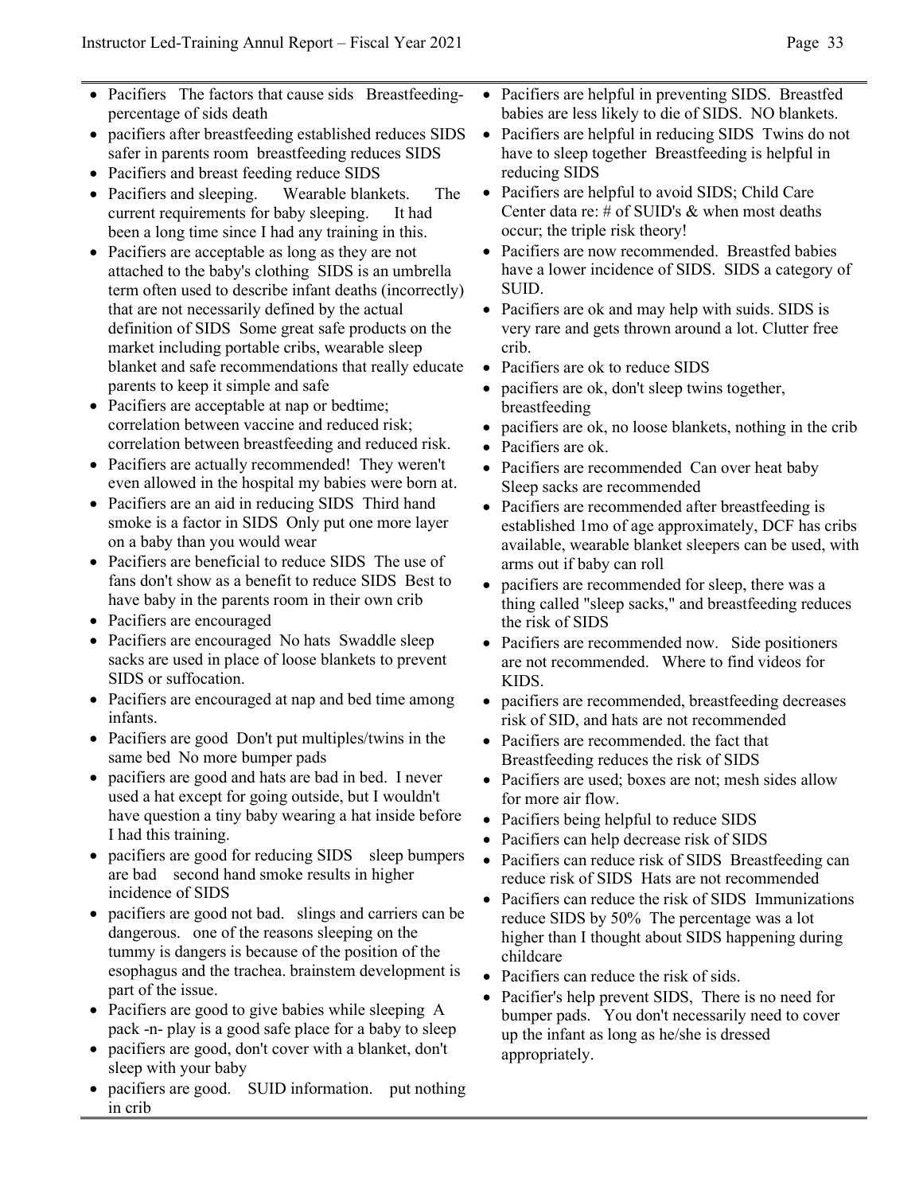- Pacifiers The factors that cause sids Breastfeeding- percentage of sids death
- pacifiers after breastfeeding established reduces SIDS safer in parents room breastfeeding reduces SIDS
- Pacifiers and breast feeding reduce SIDS
- Pacifiers and sleeping. Wearable blankets. The current requirements for baby sleeping. It had been a long time since I had any training in this.
- Pacifiers are acceptable as long as they are not attached to the baby's clothing SIDS is an umbrella term often used to describe infant deaths (incorrectly) that are not necessarily defined by the actual definition of SIDS Some great safe products on the market including portable cribs, wearable sleep blanket and safe recommendations that really educate parents to keep it simple and safe
- Pacifiers are acceptable at nap or bedtime; correlation between vaccine and reduced risk; correlation between breastfeeding and reduced risk.
- Pacifiers are actually recommended! They weren't even allowed in the hospital my babies were born at.
- Pacifiers are an aid in reducing SIDS Third hand smoke is a factor in SIDS Only put one more layer on a baby than you would wear
- Pacifiers are beneficial to reduce SIDS The use of fans don't show as a benefit to reduce SIDS Best to have baby in the parents room in their own crib
- Pacifiers are encouraged
- Pacifiers are encouraged No hats Swaddle sleep sacks are used in place of loose blankets to prevent SIDS or suffocation.
- Pacifiers are encouraged at nap and bed time among infants.
- Pacifiers are good Don't put multiples/twins in the same bed No more bumper pads
- pacifiers are good and hats are bad in bed. I never used a hat except for going outside, but I wouldn't have question a tiny baby wearing a hat inside before I had this training.
- pacifiers are good for reducing SIDS sleep bumpers are bad second hand smoke results in higher incidence of SIDS
- pacifiers are good not bad. slings and carriers can be dangerous. one of the reasons sleeping on the tummy is dangers is because of the position of the esophagus and the trachea. brainstem development is part of the issue.
- Pacifiers are good to give babies while sleeping A pack -n- play is a good safe place for a baby to sleep
- pacifiers are good, don't cover with a blanket, don't sleep with your baby
- pacifiers are good. SUID information. put nothing in crib
- Pacifiers are helpful in preventing SIDS. Breastfed babies are less likely to die of SIDS. NO blankets.
- Pacifiers are helpful in reducing SIDS Twins do not have to sleep together Breastfeeding is helpful in reducing SIDS
- Pacifiers are helpful to avoid SIDS; Child Care Center data re: # of SUID's & when most deaths occur; the triple risk theory!
- Pacifiers are now recommended. Breastfed babies have a lower incidence of SIDS. SIDS a category of SUID.
- Pacifiers are ok and may help with suids. SIDS is very rare and gets thrown around a lot. Clutter free crib.
- Pacifiers are ok to reduce SIDS
- pacifiers are ok, don't sleep twins together, breastfeeding
- pacifiers are ok, no loose blankets, nothing in the crib
- Pacifiers are ok.
- Pacifiers are recommended Can over heat baby Sleep sacks are recommended
- Pacifiers are recommended after breastfeeding is established 1mo of age approximately, DCF has cribs available, wearable blanket sleepers can be used, with arms out if baby can roll
- pacifiers are recommended for sleep, there was a thing called "sleep sacks," and breastfeeding reduces the risk of SIDS
- Pacifiers are recommended now. Side positioners are not recommended. Where to find videos for KIDS.
- pacifiers are recommended, breastfeeding decreases risk of SID, and hats are not recommended
- Pacifiers are recommended. the fact that Breastfeeding reduces the risk of SIDS
- Pacifiers are used; boxes are not; mesh sides allow for more air flow.
- Pacifiers being helpful to reduce SIDS
- Pacifiers can help decrease risk of SIDS
- Pacifiers can reduce risk of SIDS Breastfeeding can reduce risk of SIDS Hats are not recommended
- Pacifiers can reduce the risk of SIDS Immunizations reduce SIDS by 50% The percentage was a lot higher than I thought about SIDS happening during childcare
- Pacifiers can reduce the risk of sids.
- Pacifier's help prevent SIDS, There is no need for bumper pads. You don't necessarily need to cover up the infant as long as he/she is dressed appropriately.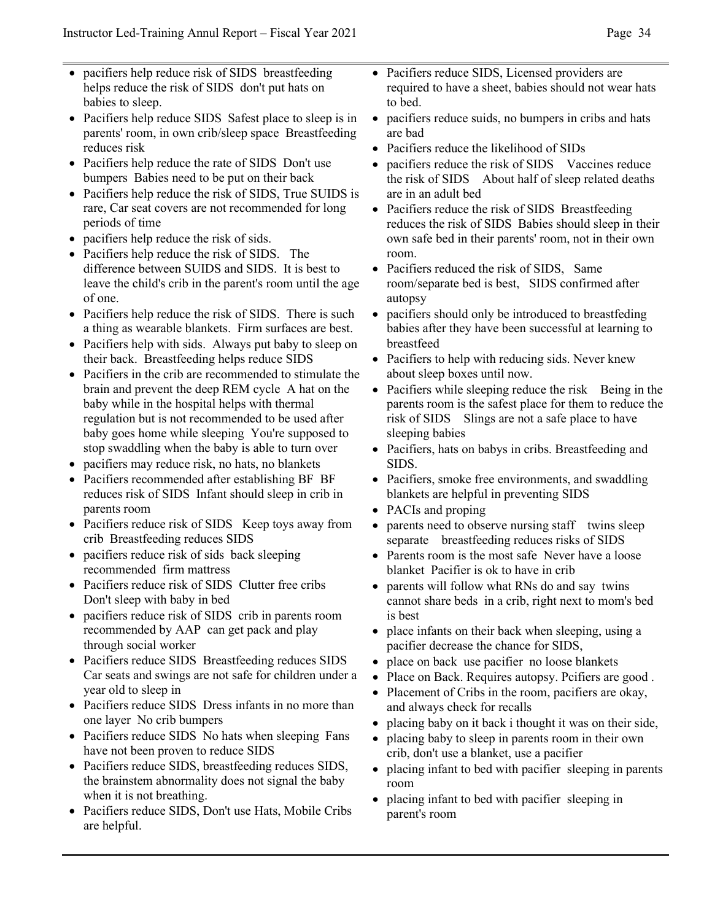- pacifiers help reduce risk of SIDS breastfeeding helps reduce the risk of SIDS don't put hats on babies to sleep.
- Pacifiers help reduce SIDS Safest place to sleep is in parents' room, in own crib/sleep space Breastfeeding reduces risk
- Pacifiers help reduce the rate of SIDS Don't use bumpers Babies need to be put on their back
- Pacifiers help reduce the risk of SIDS, True SUIDS is rare, Car seat covers are not recommended for long periods of time
- pacifiers help reduce the risk of sids.
- Pacifiers help reduce the risk of SIDS. The difference between SUIDS and SIDS. It is best to leave the child's crib in the parent's room until the age of one.
- Pacifiers help reduce the risk of SIDS. There is such a thing as wearable blankets. Firm surfaces are best.
- Pacifiers help with sids. Always put baby to sleep on their back. Breastfeeding helps reduce SIDS
- Pacifiers in the crib are recommended to stimulate the brain and prevent the deep REM cycle A hat on the baby while in the hospital helps with thermal regulation but is not recommended to be used after baby goes home while sleeping You're supposed to stop swaddling when the baby is able to turn over
- pacifiers may reduce risk, no hats, no blankets
- Pacifiers recommended after establishing BF BF reduces risk of SIDS Infant should sleep in crib in parents room
- Pacifiers reduce risk of SIDS Keep toys away from crib Breastfeeding reduces SIDS
- pacifiers reduce risk of sids back sleeping recommended firm mattress
- Pacifiers reduce risk of SIDS Clutter free cribs Don't sleep with baby in bed
- pacifiers reduce risk of SIDS crib in parents room recommended by AAP can get pack and play through social worker
- Pacifiers reduce SIDS Breastfeeding reduces SIDS Car seats and swings are not safe for children under a year old to sleep in
- Pacifiers reduce SIDS Dress infants in no more than one layer No crib bumpers
- Pacifiers reduce SIDS No hats when sleeping Fans have not been proven to reduce SIDS
- Pacifiers reduce SIDS, breastfeeding reduces SIDS, the brainstem abnormality does not signal the baby when it is not breathing.
- Pacifiers reduce SIDS, Don't use Hats, Mobile Cribs are helpful.
- Pacifiers reduce SIDS, Licensed providers are required to have a sheet, babies should not wear hats to bed.
- pacifiers reduce suids, no bumpers in cribs and hats are bad
- Pacifiers reduce the likelihood of SIDs
- pacifiers reduce the risk of SIDS Vaccines reduce the risk of SIDS About half of sleep related deaths are in an adult bed
- Pacifiers reduce the risk of SIDS Breastfeeding reduces the risk of SIDS Babies should sleep in their own safe bed in their parents' room, not in their own room.
- Pacifiers reduced the risk of SIDS, Same room/separate bed is best, SIDS confirmed after autopsy
- pacifiers should only be introduced to breastfeding babies after they have been successful at learning to breastfeed
- Pacifiers to help with reducing sids. Never knew about sleep boxes until now.
- Pacifiers while sleeping reduce the risk Being in the parents room is the safest place for them to reduce the risk of SIDS Slings are not a safe place to have sleeping babies
- Pacifiers, hats on babys in cribs. Breastfeeding and SIDS.
- Pacifiers, smoke free environments, and swaddling blankets are helpful in preventing SIDS
- PACIs and proping
- parents need to observe nursing staff twins sleep separate breastfeeding reduces risks of SIDS
- Parents room is the most safe Never have a loose blanket Pacifier is ok to have in crib
- parents will follow what RNs do and say twins cannot share beds in a crib, right next to mom's bed is best
- place infants on their back when sleeping, using a pacifier decrease the chance for SIDS,
- place on back use pacifier no loose blankets
- Place on Back. Requires autopsy. Pcifiers are good .
- Placement of Cribs in the room, pacifiers are okay, and always check for recalls
- placing baby on it back i thought it was on their side,
- placing baby to sleep in parents room in their own crib, don't use a blanket, use a pacifier
- placing infant to bed with pacifier sleeping in parents room
- placing infant to bed with pacifier sleeping in parent's room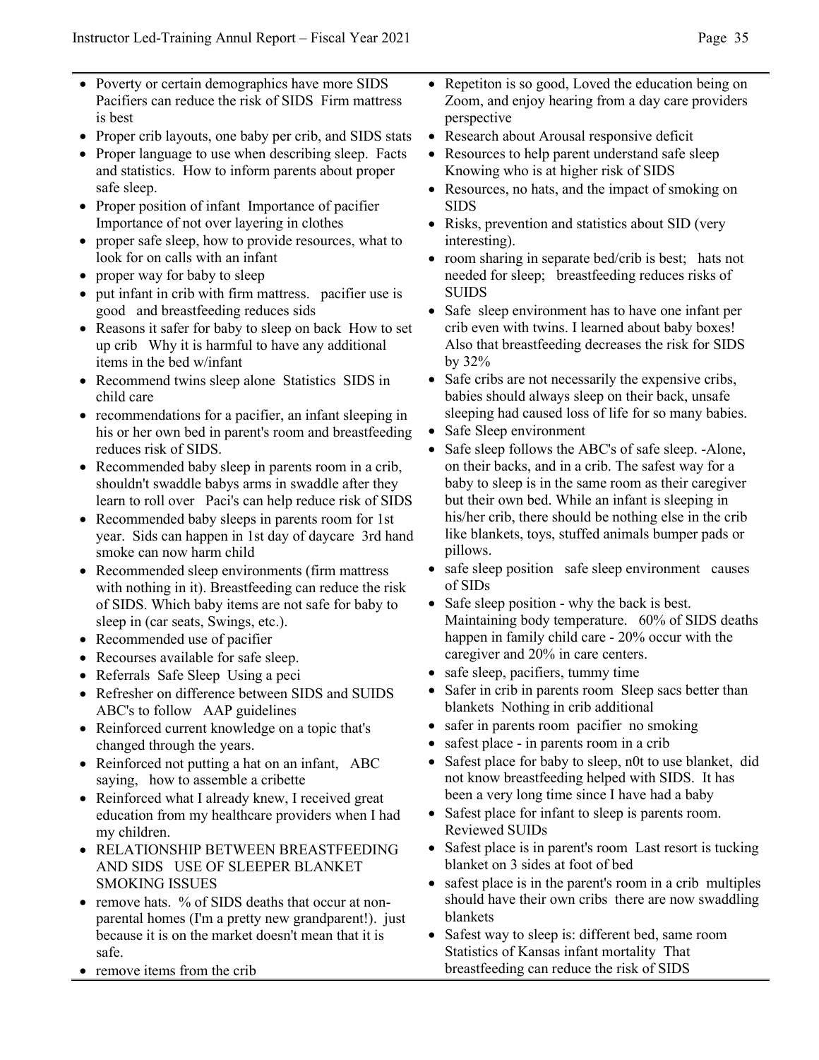- Poverty or certain demographics have more SIDS Pacifiers can reduce the risk of SIDS Firm mattress is best
- Proper crib layouts, one baby per crib, and SIDS stats
- Proper language to use when describing sleep. Facts and statistics. How to inform parents about proper safe sleep.
- Proper position of infant Importance of pacifier Importance of not over layering in clothes
- proper safe sleep, how to provide resources, what to look for on calls with an infant
- proper way for baby to sleep
- put infant in crib with firm mattress. pacifier use is good and breastfeeding reduces sids
- Reasons it safer for baby to sleep on back How to set up crib Why it is harmful to have any additional items in the bed w/infant
- Recommend twins sleep alone Statistics SIDS in child care
- recommendations for a pacifier, an infant sleeping in his or her own bed in parent's room and breastfeeding reduces risk of SIDS.
- Recommended baby sleep in parents room in a crib, shouldn't swaddle babys arms in swaddle after they learn to roll over Paci's can help reduce risk of SIDS
- Recommended baby sleeps in parents room for 1st year. Sids can happen in 1st day of daycare 3rd hand smoke can now harm child
- Recommended sleep environments (firm mattress with nothing in it). Breastfeeding can reduce the risk of SIDS. Which baby items are not safe for baby to sleep in (car seats, Swings, etc.).
- Recommended use of pacifier
- Recourses available for safe sleep.
- Referrals Safe Sleep Using a peci
- Refresher on difference between SIDS and SUIDS ABC's to follow AAP guidelines
- Reinforced current knowledge on a topic that's changed through the years.
- Reinforced not putting a hat on an infant, ABC saying, how to assemble a cribette
- Reinforced what I already knew, I received great education from my healthcare providers when I had my children.
- RELATIONSHIP BETWEEN BREASTFEEDING AND SIDS USE OF SLEEPER BLANKET SMOKING ISSUES
- remove hats. % of SIDS deaths that occur at non-parental homes (I'm a pretty new grandparent!). just because it is on the market doesn't mean that it is safe.
- remove items from the crib
- Repetiton is so good, Loved the education being on Zoom, and enjoy hearing from a day care providers perspective
- Research about Arousal responsive deficit
- Resources to help parent understand safe sleep Knowing who is at higher risk of SIDS
- Resources, no hats, and the impact of smoking on SIDS
- Risks, prevention and statistics about SID (very interesting).
- room sharing in separate bed/crib is best; hats not needed for sleep; breastfeeding reduces risks of SUIDS
- Safe sleep environment has to have one infant per crib even with twins. I learned about baby boxes! Also that breastfeeding decreases the risk for SIDS by 32%
- Safe cribs are not necessarily the expensive cribs, babies should always sleep on their back, unsafe sleeping had caused loss of life for so many babies.
- Safe Sleep environment
- Safe sleep follows the ABC's of safe sleep. -Alone, on their backs, and in a crib. The safest way for a baby to sleep is in the same room as their caregiver but their own bed. While an infant is sleeping in his/her crib, there should be nothing else in the crib like blankets, toys, stuffed animals bumper pads or pillows.
- safe sleep position safe sleep environment causes of SIDs
- Safe sleep position - why the back is best. Maintaining body temperature. 60% of SIDS deaths happen in family child care - 20% occur with the caregiver and 20% in care centers.
- safe sleep, pacifiers, tummy time
- Safer in crib in parents room Sleep sacs better than blankets Nothing in crib additional
- safer in parents room pacifier no smoking
- safest place - in parents room in a crib
- Safest place for baby to sleep, n0t to use blanket, did not know breastfeeding helped with SIDS. It has been a very long time since I have had a baby
- Safest place for infant to sleep is parents room. Reviewed SUIDs
- Safest place is in parent's room Last resort is tucking blanket on 3 sides at foot of bed
- safest place is in the parent's room in a crib multiples should have their own cribs there are now swaddling blankets
- Safest way to sleep is: different bed, same room Statistics of Kansas infant mortality That breastfeeding can reduce the risk of SIDS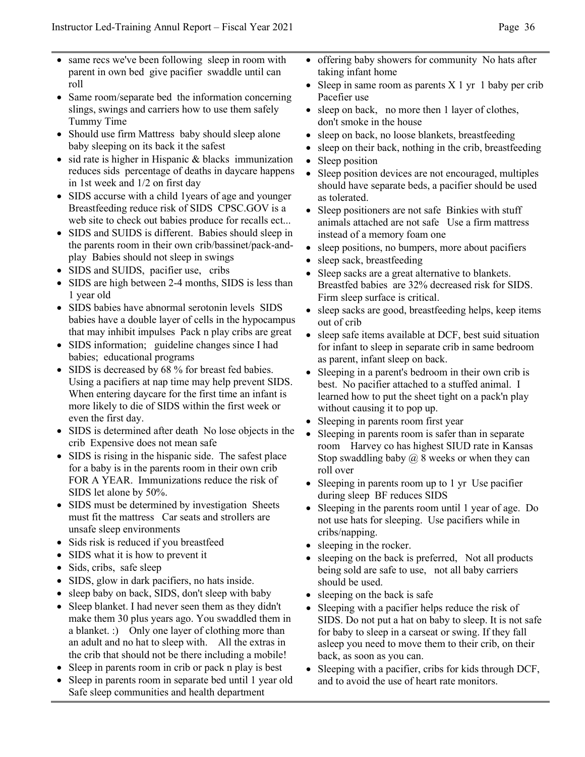- same recs we've been following sleep in room with parent in own bed give pacifier swaddle until can roll
- Same room/separate bed the information concerning slings, swings and carriers how to use them safely Tummy Time
- Should use firm Mattress baby should sleep alone baby sleeping on its back it the safest
- sid rate is higher in Hispanic & blacks immunization reduces sids percentage of deaths in daycare happens in 1st week and 1/2 on first day
- SIDS accurse with a child 1years of age and younger Breastfeeding reduce risk of SIDS CPSC.GOV is a web site to check out babies produce for recalls ect...
- SIDS and SUIDS is different. Babies should sleep in the parents room in their own crib/bassinet/pack-and-play Babies should not sleep in swings
- SIDS and SUIDS, pacifier use, cribs
- SIDS are high between 2-4 months, SIDS is less than 1 year old
- SIDS babies have abnormal serotonin levels SIDS babies have a double layer of cells in the hypocampus that may inhibit impulses Pack n play cribs are great
- SIDS information; guideline changes since I had babies; educational programs
- SIDS is decreased by 68 % for breast fed babies. Using a pacifiers at nap time may help prevent SIDS. When entering daycare for the first time an infant is more likely to die of SIDS within the first week or even the first day.
- SIDS is determined after death No lose objects in the crib Expensive does not mean safe
- SIDS is rising in the hispanic side. The safest place for a baby is in the parents room in their own crib FOR A YEAR. Immunizations reduce the risk of SIDS let alone by 50%.
- SIDS must be determined by investigation Sheets must fit the mattress Car seats and strollers are unsafe sleep environments
- Sids risk is reduced if you breastfeed
- SIDS what it is how to prevent it
- Sids, cribs, safe sleep
- SIDS, glow in dark pacifiers, no hats inside.
- sleep baby on back, SIDS, don't sleep with baby
- Sleep blanket. I had never seen them as they didn't make them 30 plus years ago. You swaddled them in a blanket. :) Only one layer of clothing more than an adult and no hat to sleep with. All the extras in the crib that should not be there including a mobile!
- Sleep in parents room in crib or pack n play is best
- Sleep in parents room in separate bed until 1 year old Safe sleep communities and health department
- offering baby showers for community No hats after taking infant home
- Sleep in same room as parents X 1 yr 1 baby per crib Pacefier use
- sleep on back, no more then 1 layer of clothes, don't smoke in the house
- sleep on back, no loose blankets, breastfeeding
- sleep on their back, nothing in the crib, breastfeeding
- Sleep position
- Sleep position devices are not encouraged, multiples should have separate beds, a pacifier should be used as tolerated.
- Sleep positioners are not safe Binkies with stuff animals attached are not safe Use a firm mattress instead of a memory foam one
- sleep positions, no bumpers, more about pacifiers
- sleep sack, breastfeeding
- Sleep sacks are a great alternative to blankets. Breastfed babies are 32% decreased risk for SIDS. Firm sleep surface is critical.
- sleep sacks are good, breastfeeding helps, keep items out of crib
- sleep safe items available at DCF, best suid situation for infant to sleep in separate crib in same bedroom as parent, infant sleep on back.
- Sleeping in a parent's bedroom in their own crib is best. No pacifier attached to a stuffed animal. I learned how to put the sheet tight on a pack'n play without causing it to pop up.
- Sleeping in parents room first year
- Sleeping in parents room is safer than in separate room Harvey co has highest SIUD rate in Kansas Stop swaddling baby @ 8 weeks or when they can roll over
- Sleeping in parents room up to 1 yr Use pacifier during sleep BF reduces SIDS
- Sleeping in the parents room until 1 year of age. Do not use hats for sleeping. Use pacifiers while in cribs/napping.
- sleeping in the rocker.
- sleeping on the back is preferred, Not all products being sold are safe to use, not all baby carriers should be used.
- sleeping on the back is safe
- Sleeping with a pacifier helps reduce the risk of SIDS. Do not put a hat on baby to sleep. It is not safe for baby to sleep in a carseat or swing. If they fall asleep you need to move them to their crib, on their back, as soon as you can.
- Sleeping with a pacifier, cribs for kids through DCF, and to avoid the use of heart rate monitors.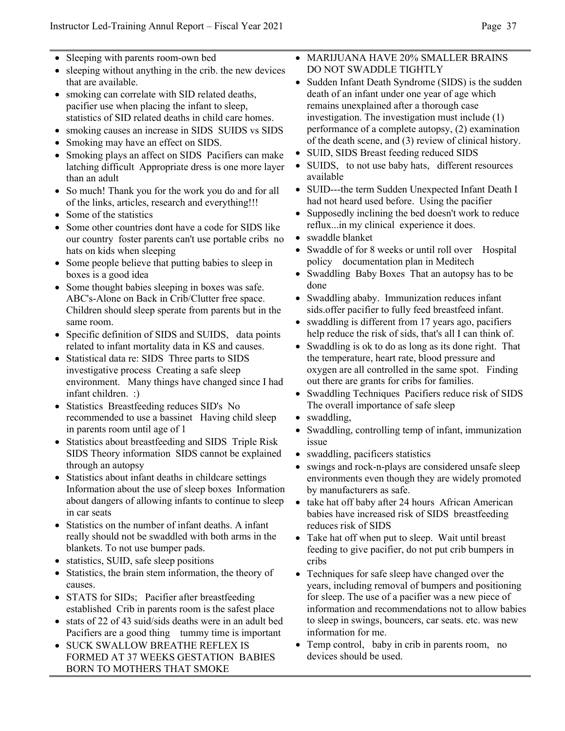- Sleeping with parents room-own bed
- sleeping without anything in the crib. the new devices that are available.
- smoking can correlate with SID related deaths, pacifier use when placing the infant to sleep, statistics of SID related deaths in child care homes.
- smoking causes an increase in SIDS SUIDS vs SIDS
- Smoking may have an effect on SIDS.
- Smoking plays an affect on SIDS Pacifiers can make latching difficult Appropriate dress is one more layer than an adult
- So much! Thank you for the work you do and for all of the links, articles, research and everything!!!
- Some of the statistics
- Some other countries dont have a code for SIDS like our country foster parents can't use portable cribs no hats on kids when sleeping
- Some people believe that putting babies to sleep in boxes is a good idea
- Some thought babies sleeping in boxes was safe. ABC's-Alone on Back in Crib/Clutter free space. Children should sleep sperate from parents but in the same room.
- Specific definition of SIDS and SUIDS, data points related to infant mortality data in KS and causes.
- Statistical data re: SIDS Three parts to SIDS investigative process Creating a safe sleep environment. Many things have changed since I had infant children. :)
- Statistics Breastfeeding reduces SID's No recommended to use a bassinet Having child sleep in parents room until age of 1
- Statistics about breastfeeding and SIDS Triple Risk SIDS Theory information SIDS cannot be explained through an autopsy
- Statistics about infant deaths in childcare settings Information about the use of sleep boxes Information about dangers of allowing infants to continue to sleep in car seats
- Statistics on the number of infant deaths. A infant really should not be swaddled with both arms in the blankets. To not use bumper pads.
- statistics, SUID, safe sleep positions
- Statistics, the brain stem information, the theory of causes.
- STATS for SIDs; Pacifier after breastfeeding established Crib in parents room is the safest place
- stats of 22 of 43 suid/sids deaths were in an adult bed Pacifiers are a good thing tummy time is important
- SUCK SWALLOW BREATHE REFLEX IS FORMED AT 37 WEEKS GESTATION BABIES BORN TO MOTHERS THAT SMOKE
- MARIJUANA HAVE 20% SMALLER BRAINS DO NOT SWADDLE TIGHTLY
- Sudden Infant Death Syndrome (SIDS) is the sudden death of an infant under one year of age which remains unexplained after a thorough case investigation. The investigation must include (1) performance of a complete autopsy, (2) examination of the death scene, and (3) review of clinical history.
- SUID, SIDS Breast feeding reduced SIDS
- SUIDS, to not use baby hats, different resources available
- SUID---the term Sudden Unexpected Infant Death I had not heard used before. Using the pacifier
- Supposedly inclining the bed doesn't work to reduce reflux...in my clinical experience it does.
- swaddle blanket
- Swaddle of for 8 weeks or until roll over Hospital policy documentation plan in Meditech
- Swaddling Baby Boxes That an autopsy has to be done
- Swaddling ababy. Immunization reduces infant sids.offer pacifier to fully feed breastfeed infant.
- swaddling is different from 17 years ago, pacifiers help reduce the risk of sids, that's all I can think of.
- Swaddling is ok to do as long as its done right. That the temperature, heart rate, blood pressure and oxygen are all controlled in the same spot. Finding out there are grants for cribs for families.
- Swaddling Techniques Pacifiers reduce risk of SIDS The overall importance of safe sleep
- swaddling,
- Swaddling, controlling temp of infant, immunization issue
- swaddling, pacificers statistics
- swings and rock-n-plays are considered unsafe sleep environments even though they are widely promoted by manufacturers as safe.
- take hat off baby after 24 hours African American babies have increased risk of SIDS breastfeeding reduces risk of SIDS
- Take hat off when put to sleep. Wait until breast feeding to give pacifier, do not put crib bumpers in cribs
- Techniques for safe sleep have changed over the years, including removal of bumpers and positioning for sleep. The use of a pacifier was a new piece of information and recommendations not to allow babies to sleep in swings, bouncers, car seats. etc. was new information for me.
- Temp control, baby in crib in parents room, no devices should be used.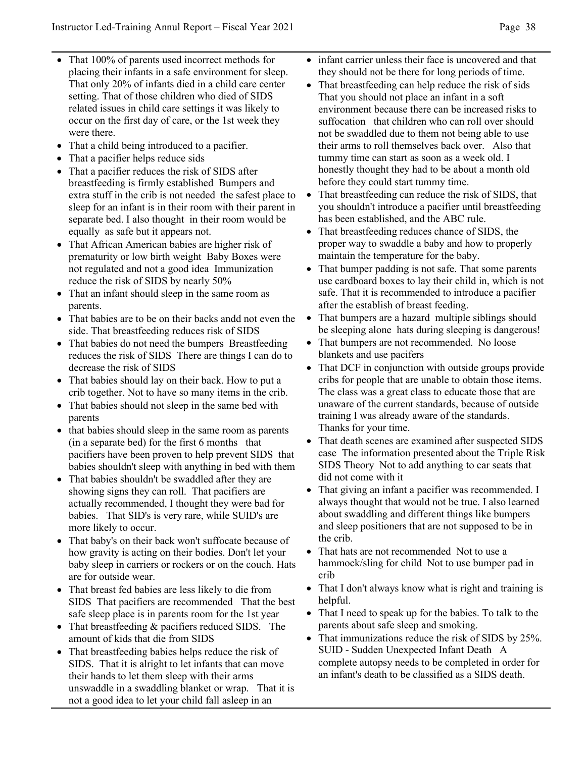- That 100% of parents used incorrect methods for placing their infants in a safe environment for sleep. That only 20% of infants died in a child care center setting. That of those children who died of SIDS related issues in child care settings it was likely to occur on the first day of care, or the 1st week they were there.
- That a child being introduced to a pacifier.
- That a pacifier helps reduce sids
- That a pacifier reduces the risk of SIDS after breastfeeding is firmly established  Bumpers and extra stuff in the crib is not needed  the safest place to sleep for an infant is in their room with their parent in separate bed. I also thought  in their room would be equally  as safe but it appears not.
- That African American babies are higher risk of prematurity or low birth weight  Baby Boxes were not regulated and not a good idea  Immunization reduce the risk of SIDS by nearly 50%
- That an infant should sleep in the same room as parents.
- That babies are to be on their backs andd not even the side. That breastfeeding reduces risk of SIDS
- That babies do not need the bumpers  Breastfeeding reduces the risk of SIDS  There are things I can do to decrease the risk of SIDS
- That babies should lay on their back. How to put a crib together. Not to have so many items in the crib.
- That babies should not sleep in the same bed with parents
- that babies should sleep in the same room as parents (in a separate bed) for the first 6 months   that pacifiers have been proven to help prevent SIDS  that babies shouldn't sleep with anything in bed with them
- That babies shouldn't be swaddled after they are showing signs they can roll.  That pacifiers are actually recommended, I thought they were bad for babies.   That SID's is very rare, while SUID's are more likely to occur.
- That baby's on their back won't suffocate because of how gravity is acting on their bodies. Don't let your baby sleep in carriers or rockers or on the couch. Hats are for outside wear.
- That breast fed babies are less likely to die from SIDS  That pacifiers are recommended   That the best safe sleep place is in parents room for the 1st year
- That breastfeeding & pacifiers reduced SIDS.   The amount of kids that die from SIDS
- That breastfeeding babies helps reduce the risk of SIDS.  That it is alright to let infants that can move their hands to let them sleep with their arms unswaddle in a swaddling blanket or wrap.   That it is not a good idea to let your child fall asleep in an infant carrier unless their face is uncovered and that they should not be there for long periods of time.
- That breastfeeding can help reduce the risk of sids  That you should not place an infant in a soft environment because there can be increased risks to suffocation   that children who can roll over should not be swaddled due to them not being able to use their arms to roll themselves back over.   Also that tummy time can start as soon as a week old. I honestly thought they had to be about a month old before they could start tummy time.
- That breastfeeding can reduce the risk of SIDS, that you shouldn't introduce a pacifier until breastfeeding has been established, and the ABC rule.
- That breastfeeding reduces chance of SIDS, the proper way to swaddle a baby and how to properly maintain the temperature for the baby.
- That bumper padding is not safe. That some parents use cardboard boxes to lay their child in, which is not safe. That it is recommended to introduce a pacifier after the establish of breast feeding.
- That bumpers are a hazard  multiple siblings should be sleeping alone  hats during sleeping is dangerous!
- That bumpers are not recommended.  No loose blankets and use pacifers
- That DCF in conjunction with outside groups provide cribs for people that are unable to obtain those items. The class was a great class to educate those that are unaware of the current standards, because of outside training I was already aware of the standards. Thanks for your time.
- That death scenes are examined after suspected SIDS case  The information presented about the Triple Risk SIDS Theory  Not to add anything to car seats that did not come with it
- That giving an infant a pacifier was recommended. I always thought that would not be true. I also learned about swaddling and different things like bumpers and sleep positioners that are not supposed to be in the crib.
- That hats are not recommended  Not to use a hammock/sling for child  Not to use bumper pad in crib
- That I don't always know what is right and training is helpful.
- That I need to speak up for the babies. To talk to the parents about safe sleep and smoking.
- That immunizations reduce the risk of SIDS by 25%. SUID - Sudden Unexpected Infant Death   A complete autopsy needs to be completed in order for an infant's death to be classified as a SIDS death.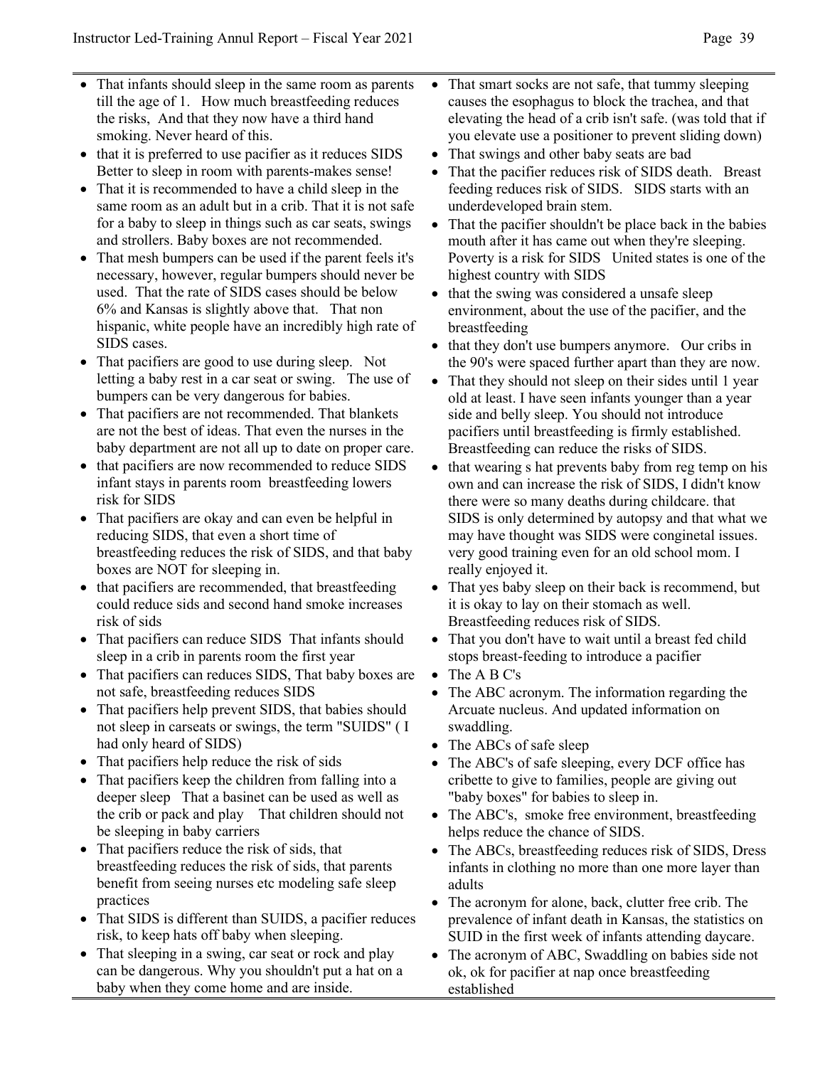- That infants should sleep in the same room as parents till the age of 1. How much breastfeeding reduces the risks, And that they now have a third hand smoking. Never heard of this.
- that it is preferred to use pacifier as it reduces SIDS Better to sleep in room with parents-makes sense!
- That it is recommended to have a child sleep in the same room as an adult but in a crib. That it is not safe for a baby to sleep in things such as car seats, swings and strollers. Baby boxes are not recommended.
- That mesh bumpers can be used if the parent feels it's necessary, however, regular bumpers should never be used. That the rate of SIDS cases should be below 6% and Kansas is slightly above that. That non hispanic, white people have an incredibly high rate of SIDS cases.
- That pacifiers are good to use during sleep. Not letting a baby rest in a car seat or swing. The use of bumpers can be very dangerous for babies.
- That pacifiers are not recommended. That blankets are not the best of ideas. That even the nurses in the baby department are not all up to date on proper care.
- that pacifiers are now recommended to reduce SIDS infant stays in parents room breastfeeding lowers risk for SIDS
- That pacifiers are okay and can even be helpful in reducing SIDS, that even a short time of breastfeeding reduces the risk of SIDS, and that baby boxes are NOT for sleeping in.
- that pacifiers are recommended, that breastfeeding could reduce sids and second hand smoke increases risk of sids
- That pacifiers can reduce SIDS That infants should sleep in a crib in parents room the first year
- That pacifiers can reduces SIDS, That baby boxes are not safe, breastfeeding reduces SIDS
- That pacifiers help prevent SIDS, that babies should not sleep in carseats or swings, the term "SUIDS" ( I had only heard of SIDS)
- That pacifiers help reduce the risk of sids
- That pacifiers keep the children from falling into a deeper sleep That a basinet can be used as well as the crib or pack and play That children should not be sleeping in baby carriers
- That pacifiers reduce the risk of sids, that breastfeeding reduces the risk of sids, that parents benefit from seeing nurses etc modeling safe sleep practices
- That SIDS is different than SUIDS, a pacifier reduces risk, to keep hats off baby when sleeping.
- That sleeping in a swing, car seat or rock and play can be dangerous. Why you shouldn't put a hat on a baby when they come home and are inside.
- That smart socks are not safe, that tummy sleeping causes the esophagus to block the trachea, and that elevating the head of a crib isn't safe. (was told that if you elevate use a positioner to prevent sliding down)
- That swings and other baby seats are bad
- That the pacifier reduces risk of SIDS death. Breast feeding reduces risk of SIDS. SIDS starts with an underdeveloped brain stem.
- That the pacifier shouldn't be place back in the babies mouth after it has came out when they're sleeping. Poverty is a risk for SIDS United states is one of the highest country with SIDS
- that the swing was considered a unsafe sleep environment, about the use of the pacifier, and the breastfeeding
- that they don't use bumpers anymore. Our cribs in the 90's were spaced further apart than they are now.
- That they should not sleep on their sides until 1 year old at least. I have seen infants younger than a year side and belly sleep. You should not introduce pacifiers until breastfeeding is firmly established. Breastfeeding can reduce the risks of SIDS.
- that wearing s hat prevents baby from reg temp on his own and can increase the risk of SIDS, I didn't know there were so many deaths during childcare. that SIDS is only determined by autopsy and that what we may have thought was SIDS were conginetal issues. very good training even for an old school mom. I really enjoyed it.
- That yes baby sleep on their back is recommend, but it is okay to lay on their stomach as well. Breastfeeding reduces risk of SIDS.
- That you don't have to wait until a breast fed child stops breast-feeding to introduce a pacifier
- The A B C's
- The ABC acronym. The information regarding the Arcuate nucleus. And updated information on swaddling.
- The ABCs of safe sleep
- The ABC's of safe sleeping, every DCF office has cribette to give to families, people are giving out "baby boxes" for babies to sleep in.
- The ABC's, smoke free environment, breastfeeding helps reduce the chance of SIDS.
- The ABCs, breastfeeding reduces risk of SIDS, Dress infants in clothing no more than one more layer than adults
- The acronym for alone, back, clutter free crib. The prevalence of infant death in Kansas, the statistics on SUID in the first week of infants attending daycare.
- The acronym of ABC, Swaddling on babies side not ok, ok for pacifier at nap once breastfeeding established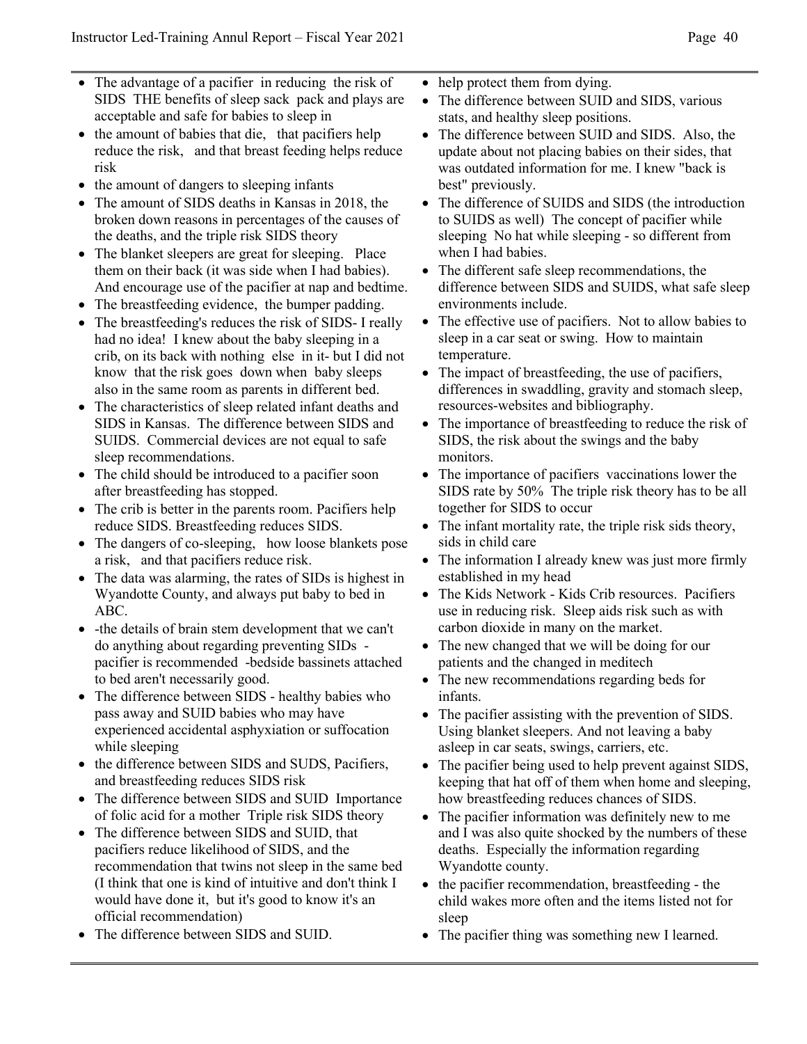- The advantage of a pacifier in reducing the risk of SIDS THE benefits of sleep sack pack and plays are acceptable and safe for babies to sleep in
- the amount of babies that die, that pacifiers help reduce the risk, and that breast feeding helps reduce risk
- the amount of dangers to sleeping infants
- The amount of SIDS deaths in Kansas in 2018, the broken down reasons in percentages of the causes of the deaths, and the triple risk SIDS theory
- The blanket sleepers are great for sleeping. Place them on their back (it was side when I had babies). And encourage use of the pacifier at nap and bedtime.
- The breastfeeding evidence, the bumper padding.
- The breastfeeding's reduces the risk of SIDS- I really had no idea! I knew about the baby sleeping in a crib, on its back with nothing else in it- but I did not know that the risk goes down when baby sleeps also in the same room as parents in different bed.
- The characteristics of sleep related infant deaths and SIDS in Kansas. The difference between SIDS and SUIDS. Commercial devices are not equal to safe sleep recommendations.
- The child should be introduced to a pacifier soon after breastfeeding has stopped.
- The crib is better in the parents room. Pacifiers help reduce SIDS. Breastfeeding reduces SIDS.
- The dangers of co-sleeping, how loose blankets pose a risk, and that pacifiers reduce risk.
- The data was alarming, the rates of SIDs is highest in Wyandotte County, and always put baby to bed in ABC.
- -the details of brain stem development that we can't do anything about regarding preventing SIDs - pacifier is recommended -bedside bassinets attached to bed aren't necessarily good.
- The difference between SIDS - healthy babies who pass away and SUID babies who may have experienced accidental asphyxiation or suffocation while sleeping
- the difference between SIDS and SUDS, Pacifiers, and breastfeeding reduces SIDS risk
- The difference between SIDS and SUID Importance of folic acid for a mother Triple risk SIDS theory
- The difference between SIDS and SUID, that pacifiers reduce likelihood of SIDS, and the recommendation that twins not sleep in the same bed (I think that one is kind of intuitive and don't think I would have done it, but it's good to know it's an official recommendation)
- The difference between SIDS and SUID.
- help protect them from dying.
- The difference between SUID and SIDS, various stats, and healthy sleep positions.
- The difference between SUID and SIDS. Also, the update about not placing babies on their sides, that was outdated information for me. I knew "back is best" previously.
- The difference of SUIDS and SIDS (the introduction to SUIDS as well) The concept of pacifier while sleeping No hat while sleeping - so different from when I had babies.
- The different safe sleep recommendations, the difference between SIDS and SUIDS, what safe sleep environments include.
- The effective use of pacifiers. Not to allow babies to sleep in a car seat or swing. How to maintain temperature.
- The impact of breastfeeding, the use of pacifiers, differences in swaddling, gravity and stomach sleep, resources-websites and bibliography.
- The importance of breastfeeding to reduce the risk of SIDS, the risk about the swings and the baby monitors.
- The importance of pacifiers vaccinations lower the SIDS rate by 50% The triple risk theory has to be all together for SIDS to occur
- The infant mortality rate, the triple risk sids theory, sids in child care
- The information I already knew was just more firmly established in my head
- The Kids Network - Kids Crib resources. Pacifiers use in reducing risk. Sleep aids risk such as with carbon dioxide in many on the market.
- The new changed that we will be doing for our patients and the changed in meditech
- The new recommendations regarding beds for infants.
- The pacifier assisting with the prevention of SIDS. Using blanket sleepers. And not leaving a baby asleep in car seats, swings, carriers, etc.
- The pacifier being used to help prevent against SIDS, keeping that hat off of them when home and sleeping, how breastfeeding reduces chances of SIDS.
- The pacifier information was definitely new to me and I was also quite shocked by the numbers of these deaths. Especially the information regarding Wyandotte county.
- the pacifier recommendation, breastfeeding - the child wakes more often and the items listed not for sleep
- The pacifier thing was something new I learned.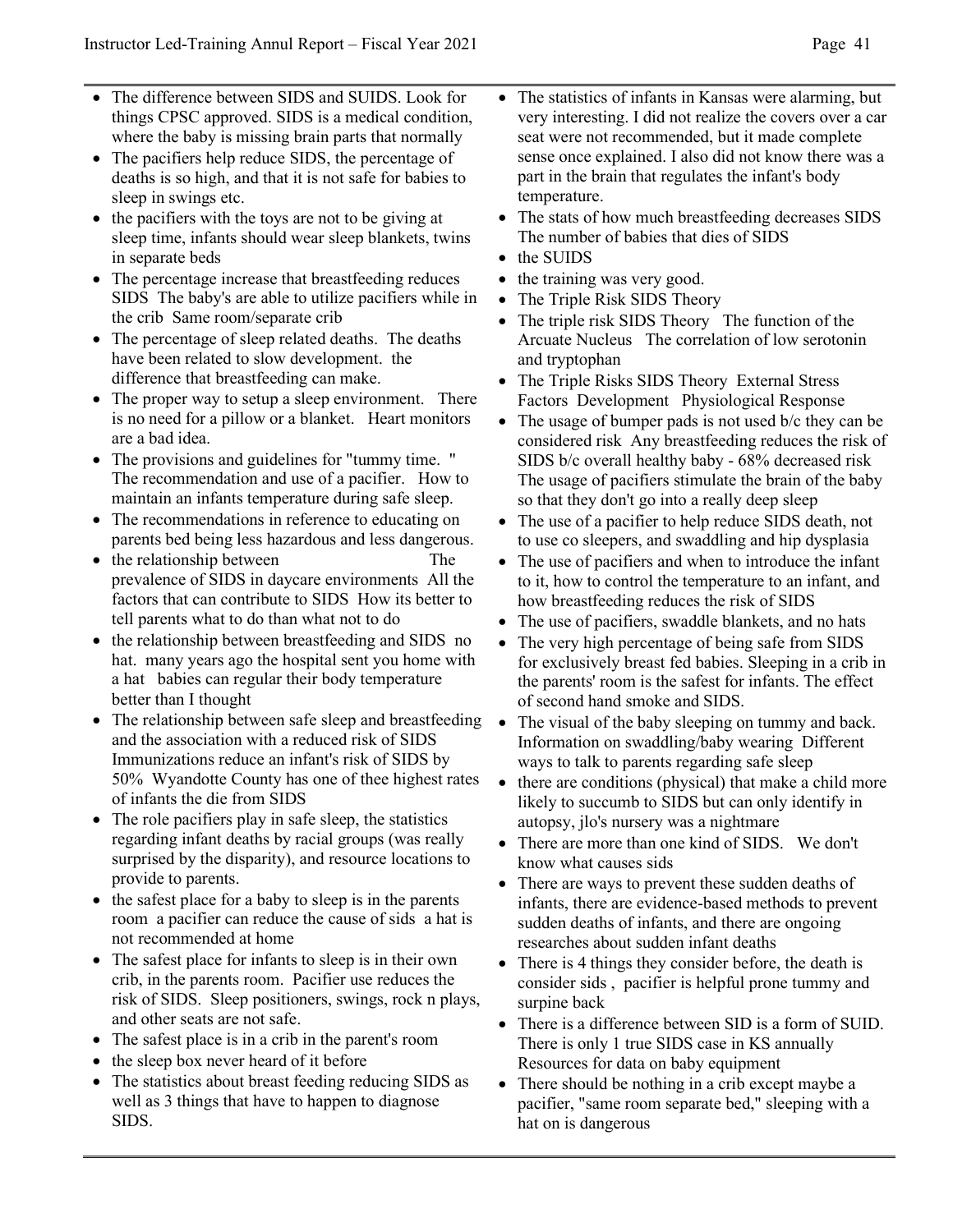- The difference between SIDS and SUIDS. Look for things CPSC approved. SIDS is a medical condition, where the baby is missing brain parts that normally
- The pacifiers help reduce SIDS, the percentage of deaths is so high, and that it is not safe for babies to sleep in swings etc.
- the pacifiers with the toys are not to be giving at sleep time, infants should wear sleep blankets, twins in separate beds
- The percentage increase that breastfeeding reduces SIDS The baby's are able to utilize pacifiers while in the crib Same room/separate crib
- The percentage of sleep related deaths. The deaths have been related to slow development. the difference that breastfeeding can make.
- The proper way to setup a sleep environment. There is no need for a pillow or a blanket. Heart monitors are a bad idea.
- The provisions and guidelines for "tummy time. " The recommendation and use of a pacifier. How to maintain an infants temperature during safe sleep.
- The recommendations in reference to educating on parents bed being less hazardous and less dangerous.
- the relationship between The prevalence of SIDS in daycare environments All the factors that can contribute to SIDS How its better to tell parents what to do than what not to do
- the relationship between breastfeeding and SIDS no hat. many years ago the hospital sent you home with a hat babies can regular their body temperature better than I thought
- The relationship between safe sleep and breastfeeding and the association with a reduced risk of SIDS Immunizations reduce an infant's risk of SIDS by 50% Wyandotte County has one of thee highest rates of infants the die from SIDS
- The role pacifiers play in safe sleep, the statistics regarding infant deaths by racial groups (was really surprised by the disparity), and resource locations to provide to parents.
- the safest place for a baby to sleep is in the parents room a pacifier can reduce the cause of sids a hat is not recommended at home
- The safest place for infants to sleep is in their own crib, in the parents room. Pacifier use reduces the risk of SIDS. Sleep positioners, swings, rock n plays, and other seats are not safe.
- The safest place is in a crib in the parent's room
- the sleep box never heard of it before
- The statistics about breast feeding reducing SIDS as well as 3 things that have to happen to diagnose SIDS.
- The statistics of infants in Kansas were alarming, but very interesting. I did not realize the covers over a car seat were not recommended, but it made complete sense once explained. I also did not know there was a part in the brain that regulates the infant's body temperature.
- The stats of how much breastfeeding decreases SIDS The number of babies that dies of SIDS
- the SUIDS
- the training was very good.
- The Triple Risk SIDS Theory
- The triple risk SIDS Theory The function of the Arcuate Nucleus The correlation of low serotonin and tryptophan
- The Triple Risks SIDS Theory External Stress Factors Development Physiological Response
- The usage of bumper pads is not used b/c they can be considered risk Any breastfeeding reduces the risk of SIDS b/c overall healthy baby - 68% decreased risk The usage of pacifiers stimulate the brain of the baby so that they don't go into a really deep sleep
- The use of a pacifier to help reduce SIDS death, not to use co sleepers, and swaddling and hip dysplasia
- The use of pacifiers and when to introduce the infant to it, how to control the temperature to an infant, and how breastfeeding reduces the risk of SIDS
- The use of pacifiers, swaddle blankets, and no hats
- The very high percentage of being safe from SIDS for exclusively breast fed babies. Sleeping in a crib in the parents' room is the safest for infants. The effect of second hand smoke and SIDS.
- The visual of the baby sleeping on tummy and back. Information on swaddling/baby wearing Different ways to talk to parents regarding safe sleep
- there are conditions (physical) that make a child more likely to succumb to SIDS but can only identify in autopsy, jlo's nursery was a nightmare
- There are more than one kind of SIDS. We don't know what causes sids
- There are ways to prevent these sudden deaths of infants, there are evidence-based methods to prevent sudden deaths of infants, and there are ongoing researches about sudden infant deaths
- There is 4 things they consider before, the death is consider sids , pacifier is helpful prone tummy and surpine back
- There is a difference between SID is a form of SUID. There is only 1 true SIDS case in KS annually Resources for data on baby equipment
- There should be nothing in a crib except maybe a pacifier, "same room separate bed," sleeping with a hat on is dangerous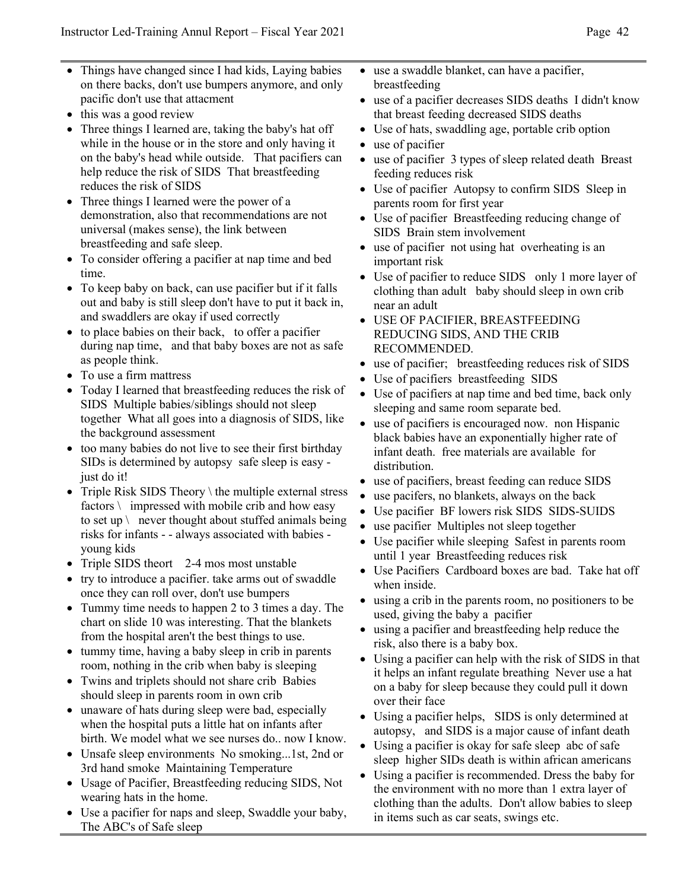- Things have changed since I had kids, Laying babies on there backs, don't use bumpers anymore, and only pacific don't use that attacment
- this was a good review
- Three things I learned are, taking the baby's hat off while in the house or in the store and only having it on the baby's head while outside. That pacifiers can help reduce the risk of SIDS That breastfeeding reduces the risk of SIDS
- Three things I learned were the power of a demonstration, also that recommendations are not universal (makes sense), the link between breastfeeding and safe sleep.
- To consider offering a pacifier at nap time and bed time.
- To keep baby on back, can use pacifier but if it falls out and baby is still sleep don't have to put it back in, and swaddlers are okay if used correctly
- to place babies on their back, to offer a pacifier during nap time, and that baby boxes are not as safe as people think.
- To use a firm mattress
- Today I learned that breastfeeding reduces the risk of SIDS Multiple babies/siblings should not sleep together What all goes into a diagnosis of SIDS, like the background assessment
- too many babies do not live to see their first birthday SIDs is determined by autopsy safe sleep is easy - just do it!
- Triple Risk SIDS Theory \ the multiple external stress factors \ impressed with mobile crib and how easy to set up \ never thought about stuffed animals being risks for infants - - always associated with babies - young kids
- Triple SIDS theort 2-4 mos most unstable
- try to introduce a pacifier. take arms out of swaddle once they can roll over, don't use bumpers
- Tummy time needs to happen 2 to 3 times a day. The chart on slide 10 was interesting. That the blankets from the hospital aren't the best things to use.
- tummy time, having a baby sleep in crib in parents room, nothing in the crib when baby is sleeping
- Twins and triplets should not share crib Babies should sleep in parents room in own crib
- unaware of hats during sleep were bad, especially when the hospital puts a little hat on infants after birth. We model what we see nurses do.. now I know.
- Unsafe sleep environments No smoking...1st, 2nd or 3rd hand smoke Maintaining Temperature
- Usage of Pacifier, Breastfeeding reducing SIDS, Not wearing hats in the home.
- Use a pacifier for naps and sleep, Swaddle your baby, The ABC's of Safe sleep
- use a swaddle blanket, can have a pacifier, breastfeeding
- use of a pacifier decreases SIDS deaths I didn't know that breast feeding decreased SIDS deaths
- Use of hats, swaddling age, portable crib option
- use of pacifier
- use of pacifier 3 types of sleep related death Breast feeding reduces risk
- Use of pacifier Autopsy to confirm SIDS Sleep in parents room for first year
- Use of pacifier Breastfeeding reducing change of SIDS Brain stem involvement
- use of pacifier not using hat overheating is an important risk
- Use of pacifier to reduce SIDS only 1 more layer of clothing than adult baby should sleep in own crib near an adult
- USE OF PACIFIER, BREASTFEEDING REDUCING SIDS, AND THE CRIB RECOMMENDED.
- use of pacifier; breastfeeding reduces risk of SIDS
- Use of pacifiers breastfeeding SIDS
- Use of pacifiers at nap time and bed time, back only sleeping and same room separate bed.
- use of pacifiers is encouraged now. non Hispanic black babies have an exponentially higher rate of infant death. free materials are available for distribution.
- use of pacifiers, breast feeding can reduce SIDS
- use pacifers, no blankets, always on the back
- Use pacifier BF lowers risk SIDS SIDS-SUIDS
- use pacifier Multiples not sleep together
- Use pacifier while sleeping Safest in parents room until 1 year Breastfeeding reduces risk
- Use Pacifiers Cardboard boxes are bad. Take hat off when inside.
- using a crib in the parents room, no positioners to be used, giving the baby a pacifier
- using a pacifier and breastfeeding help reduce the risk, also there is a baby box.
- Using a pacifier can help with the risk of SIDS in that it helps an infant regulate breathing Never use a hat on a baby for sleep because they could pull it down over their face
- Using a pacifier helps, SIDS is only determined at autopsy, and SIDS is a major cause of infant death
- Using a pacifier is okay for safe sleep abc of safe sleep higher SIDs death is within african americans
- Using a pacifier is recommended. Dress the baby for the environment with no more than 1 extra layer of clothing than the adults. Don't allow babies to sleep in items such as car seats, swings etc.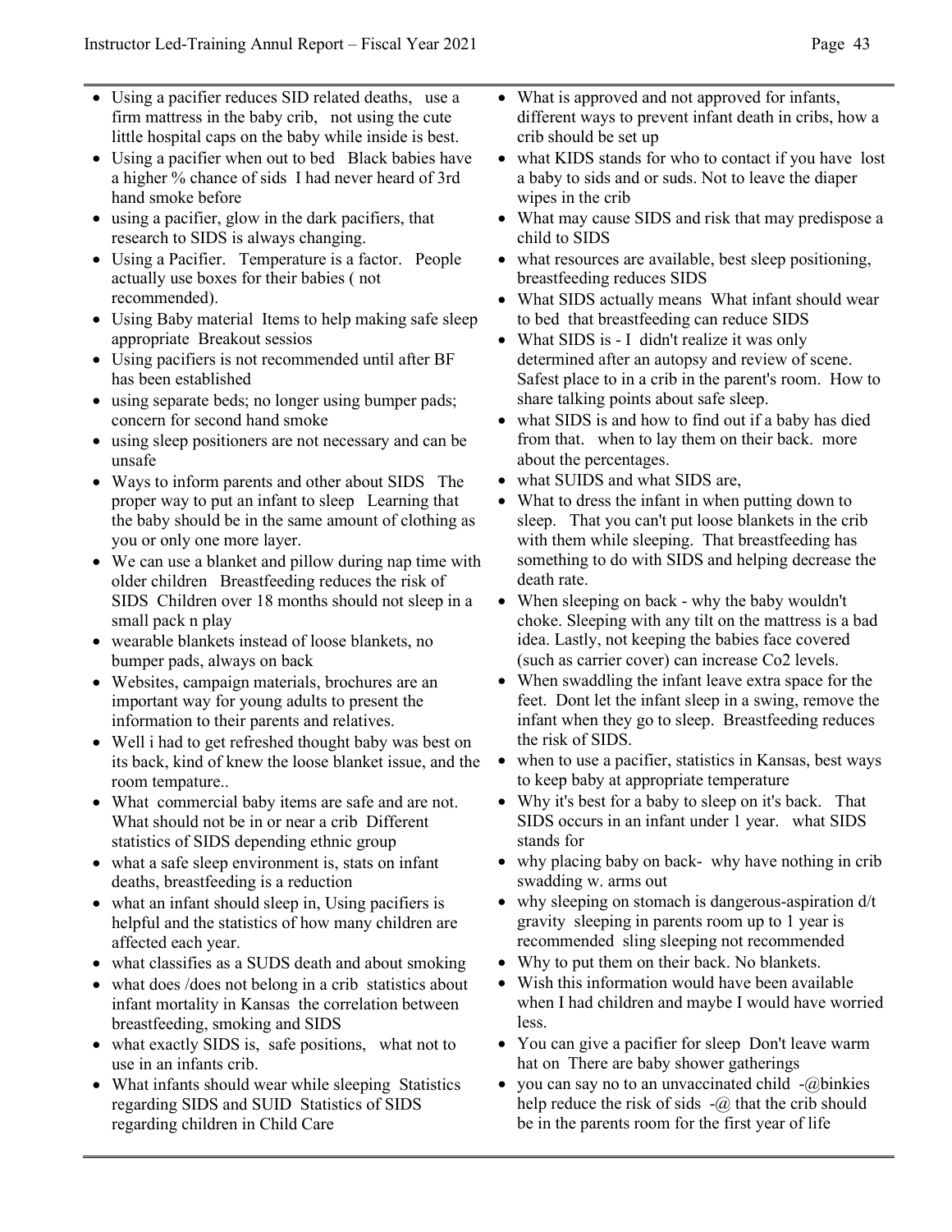- Using a pacifier reduces SID related deaths, use a firm mattress in the baby crib, not using the cute little hospital caps on the baby while inside is best.
- Using a pacifier when out to bed Black babies have a higher % chance of sids I had never heard of 3rd hand smoke before
- using a pacifier, glow in the dark pacifiers, that research to SIDS is always changing.
- Using a Pacifier. Temperature is a factor. People actually use boxes for their babies ( not recommended).
- Using Baby material Items to help making safe sleep appropriate Breakout sessios
- Using pacifiers is not recommended until after BF has been established
- using separate beds; no longer using bumper pads; concern for second hand smoke
- using sleep positioners are not necessary and can be unsafe
- Ways to inform parents and other about SIDS The proper way to put an infant to sleep Learning that the baby should be in the same amount of clothing as you or only one more layer.
- We can use a blanket and pillow during nap time with older children Breastfeeding reduces the risk of SIDS Children over 18 months should not sleep in a small pack n play
- wearable blankets instead of loose blankets, no bumper pads, always on back
- Websites, campaign materials, brochures are an important way for young adults to present the information to their parents and relatives.
- Well i had to get refreshed thought baby was best on its back, kind of knew the loose blanket issue, and the room tempature..
- What commercial baby items are safe and are not. What should not be in or near a crib Different statistics of SIDS depending ethnic group
- what a safe sleep environment is, stats on infant deaths, breastfeeding is a reduction
- what an infant should sleep in, Using pacifiers is helpful and the statistics of how many children are affected each year.
- what classifies as a SUDS death and about smoking
- what does /does not belong in a crib statistics about infant mortality in Kansas the correlation between breastfeeding, smoking and SIDS
- what exactly SIDS is, safe positions, what not to use in an infants crib.
- What infants should wear while sleeping Statistics regarding SIDS and SUID Statistics of SIDS regarding children in Child Care
- What is approved and not approved for infants, different ways to prevent infant death in cribs, how a crib should be set up
- what KIDS stands for who to contact if you have lost a baby to sids and or suds. Not to leave the diaper wipes in the crib
- What may cause SIDS and risk that may predispose a child to SIDS
- what resources are available, best sleep positioning, breastfeeding reduces SIDS
- What SIDS actually means What infant should wear to bed that breastfeeding can reduce SIDS
- What SIDS is - I didn't realize it was only determined after an autopsy and review of scene. Safest place to in a crib in the parent's room. How to share talking points about safe sleep.
- what SIDS is and how to find out if a baby has died from that. when to lay them on their back. more about the percentages.
- what SUIDS and what SIDS are,
- What to dress the infant in when putting down to sleep. That you can't put loose blankets in the crib with them while sleeping. That breastfeeding has something to do with SIDS and helping decrease the death rate.
- When sleeping on back - why the baby wouldn't choke. Sleeping with any tilt on the mattress is a bad idea. Lastly, not keeping the babies face covered (such as carrier cover) can increase Co2 levels.
- When swaddling the infant leave extra space for the feet. Dont let the infant sleep in a swing, remove the infant when they go to sleep. Breastfeeding reduces the risk of SIDS.
- when to use a pacifier, statistics in Kansas, best ways to keep baby at appropriate temperature
- Why it's best for a baby to sleep on it's back. That SIDS occurs in an infant under 1 year. what SIDS stands for
- why placing baby on back- why have nothing in crib swaddling w. arms out
- why sleeping on stomach is dangerous-aspiration d/t gravity sleeping in parents room up to 1 year is recommended sling sleeping not recommended
- Why to put them on their back. No blankets.
- Wish this information would have been available when I had children and maybe I would have worried less.
- You can give a pacifier for sleep Don't leave warm hat on There are baby shower gatherings
- you can say no to an unvaccinated child -@binkies help reduce the risk of sids -@ that the crib should be in the parents room for the first year of life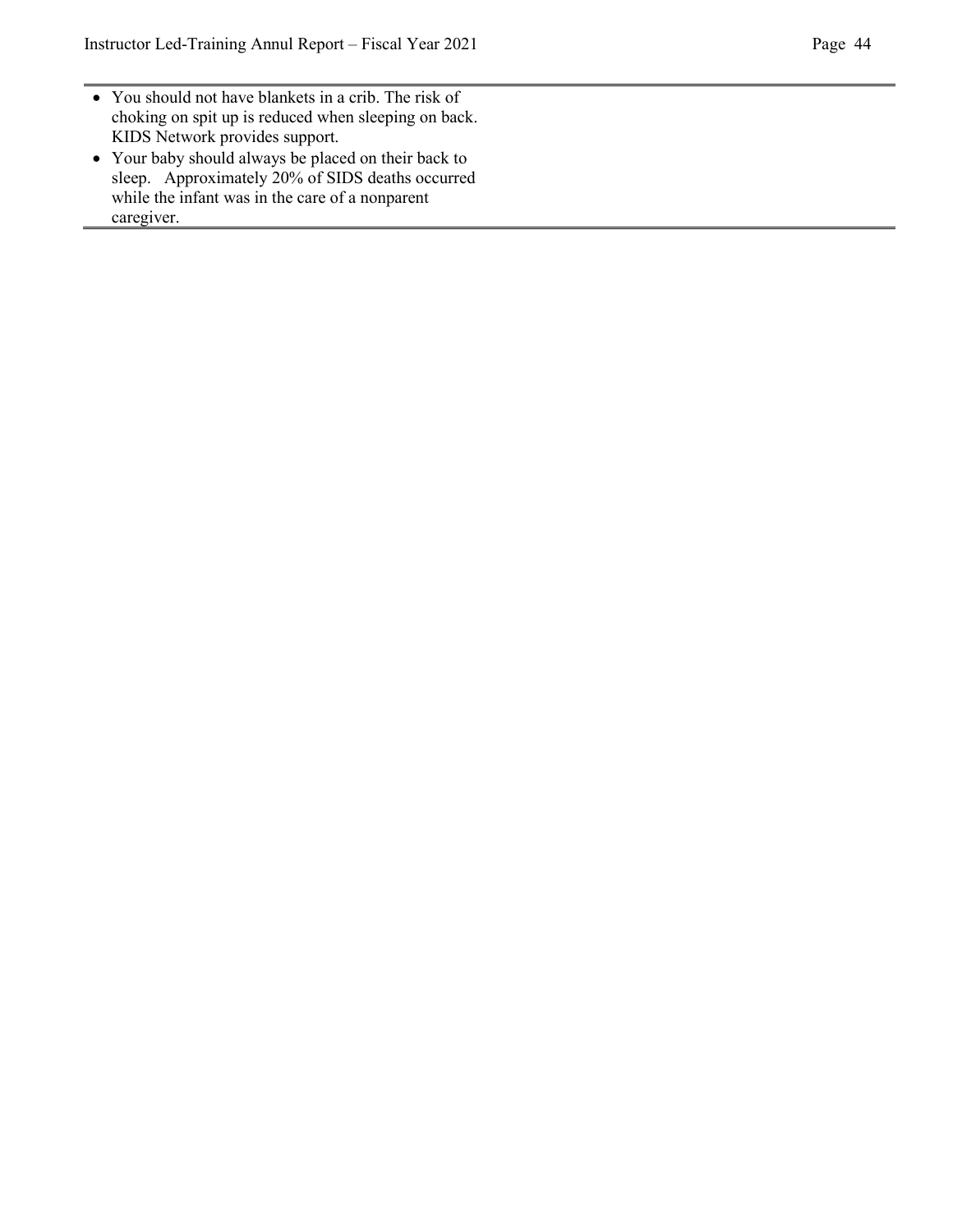- You should not have blankets in a crib. The risk of choking on spit up is reduced when sleeping on back. KIDS Network provides support.
- Your baby should always be placed on their back to sleep. Approximately 20% of SIDS deaths occurred while the infant was in the care of a nonparent caregiver.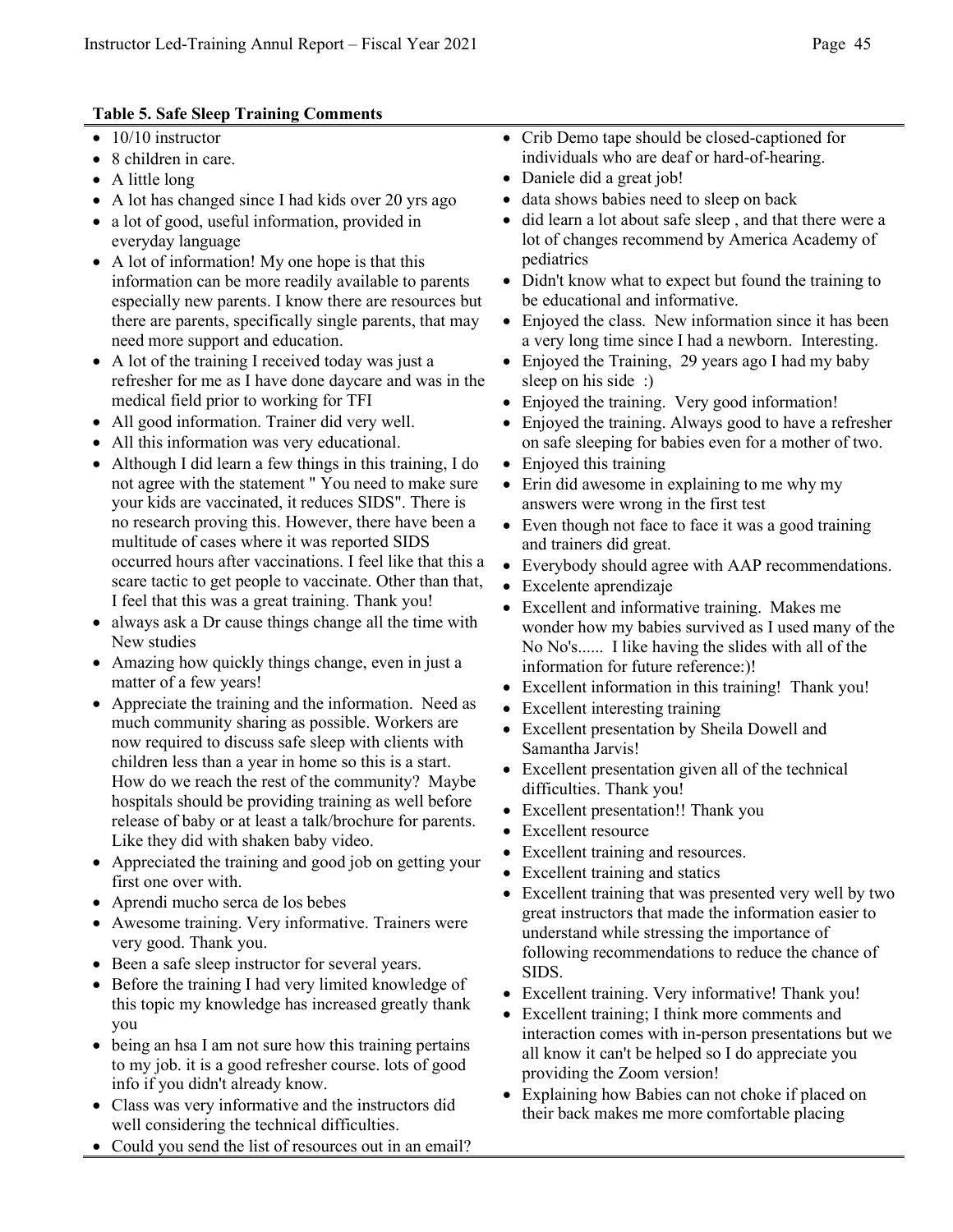**Table 5. Safe Sleep Training Comments**

- 10/10 instructor
- 8 children in care.
- A little long
- A lot has changed since I had kids over 20 yrs ago
- a lot of good, useful information, provided in everyday language
- A lot of information! My one hope is that this information can be more readily available to parents especially new parents. I know there are resources but there are parents, specifically single parents, that may need more support and education.
- A lot of the training I received today was just a refresher for me as I have done daycare and was in the medical field prior to working for TFI
- All good information. Trainer did very well.
- All this information was very educational.
- Although I did learn a few things in this training, I do not agree with the statement " You need to make sure your kids are vaccinated, it reduces SIDS". There is no research proving this. However, there have been a multitude of cases where it was reported SIDS occurred hours after vaccinations. I feel like that this a scare tactic to get people to vaccinate. Other than that, I feel that this was a great training. Thank you!
- always ask a Dr cause things change all the time with New studies
- Amazing how quickly things change, even in just a matter of a few years!
- Appreciate the training and the information. Need as much community sharing as possible. Workers are now required to discuss safe sleep with clients with children less than a year in home so this is a start. How do we reach the rest of the community? Maybe hospitals should be providing training as well before release of baby or at least a talk/brochure for parents. Like they did with shaken baby video.
- Appreciated the training and good job on getting your first one over with.
- Aprendi mucho serca de los bebes
- Awesome training. Very informative. Trainers were very good. Thank you.
- Been a safe sleep instructor for several years.
- Before the training I had very limited knowledge of this topic my knowledge has increased greatly thank you
- being an hsa I am not sure how this training pertains to my job. it is a good refresher course. lots of good info if you didn't already know.
- Class was very informative and the instructors did well considering the technical difficulties.
- Could you send the list of resources out in an email?
- Crib Demo tape should be closed-captioned for individuals who are deaf or hard-of-hearing.
- Daniele did a great job!
- data shows babies need to sleep on back
- did learn a lot about safe sleep , and that there were a lot of changes recommend by America Academy of pediatrics
- Didn't know what to expect but found the training to be educational and informative.
- Enjoyed the class. New information since it has been a very long time since I had a newborn. Interesting.
- Enjoyed the Training, 29 years ago I had my baby sleep on his side :)
- Enjoyed the training. Very good information!
- Enjoyed the training. Always good to have a refresher on safe sleeping for babies even for a mother of two.
- Enjoyed this training
- Erin did awesome in explaining to me why my answers were wrong in the first test
- Even though not face to face it was a good training and trainers did great.
- Everybody should agree with AAP recommendations.
- Excelente aprendizaje
- Excellent and informative training. Makes me wonder how my babies survived as I used many of the No No's...... I like having the slides with all of the information for future reference:)!
- Excellent information in this training! Thank you!
- Excellent interesting training
- Excellent presentation by Sheila Dowell and Samantha Jarvis!
- Excellent presentation given all of the technical difficulties. Thank you!
- Excellent presentation!! Thank you
- Excellent resource
- Excellent training and resources.
- Excellent training and statics
- Excellent training that was presented very well by two great instructors that made the information easier to understand while stressing the importance of following recommendations to reduce the chance of SIDS.
- Excellent training. Very informative! Thank you!
- Excellent training; I think more comments and interaction comes with in-person presentations but we all know it can't be helped so I do appreciate you providing the Zoom version!
- Explaining how Babies can not choke if placed on their back makes me more comfortable placing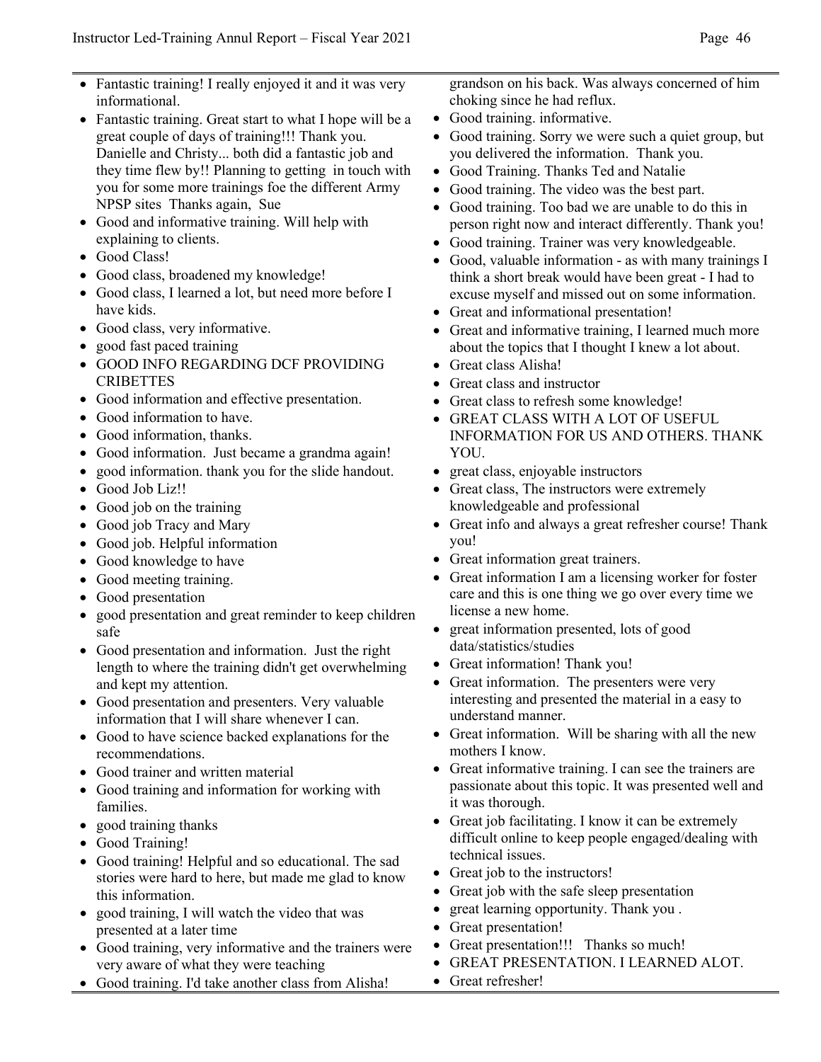- Fantastic training! I really enjoyed it and it was very informational.
- Fantastic training. Great start to what I hope will be a great couple of days of training!!! Thank you. Danielle and Christy... both did a fantastic job and they time flew by!! Planning to getting in touch with you for some more trainings foe the different Army NPSP sites Thanks again, Sue
- Good and informative training. Will help with explaining to clients.
- Good Class!
- Good class, broadened my knowledge!
- Good class, I learned a lot, but need more before I have kids.
- Good class, very informative.
- good fast paced training
- GOOD INFO REGARDING DCF PROVIDING CRIBETTES
- Good information and effective presentation.
- Good information to have.
- Good information, thanks.
- Good information. Just became a grandma again!
- good information. thank you for the slide handout.
- Good Job Liz!!
- Good job on the training
- Good job Tracy and Mary
- Good job. Helpful information
- Good knowledge to have
- Good meeting training.
- Good presentation
- good presentation and great reminder to keep children safe
- Good presentation and information. Just the right length to where the training didn't get overwhelming and kept my attention.
- Good presentation and presenters. Very valuable information that I will share whenever I can.
- Good to have science backed explanations for the recommendations.
- Good trainer and written material
- Good training and information for working with families.
- good training thanks
- Good Training!
- Good training! Helpful and so educational. The sad stories were hard to here, but made me glad to know this information.
- good training, I will watch the video that was presented at a later time
- Good training, very informative and the trainers were very aware of what they were teaching
- Good training. I'd take another class from Alisha! grandson on his back. Was always concerned of him choking since he had reflux.
- Good training. informative.
- Good training. Sorry we were such a quiet group, but you delivered the information. Thank you.
- Good Training. Thanks Ted and Natalie
- Good training. The video was the best part.
- Good training. Too bad we are unable to do this in person right now and interact differently. Thank you!
- Good training. Trainer was very knowledgeable.
- Good, valuable information - as with many trainings I think a short break would have been great - I had to excuse myself and missed out on some information.
- Great and informational presentation!
- Great and informative training, I learned much more about the topics that I thought I knew a lot about.
- Great class Alisha!
- Great class and instructor
- Great class to refresh some knowledge!
- GREAT CLASS WITH A LOT OF USEFUL INFORMATION FOR US AND OTHERS. THANK YOU.
- great class, enjoyable instructors
- Great class, The instructors were extremely knowledgeable and professional
- Great info and always a great refresher course! Thank you!
- Great information great trainers.
- Great information I am a licensing worker for foster care and this is one thing we go over every time we license a new home.
- great information presented, lots of good data/statistics/studies
- Great information! Thank you!
- Great information. The presenters were very interesting and presented the material in a easy to understand manner.
- Great information. Will be sharing with all the new mothers I know.
- Great informative training. I can see the trainers are passionate about this topic. It was presented well and it was thorough.
- Great job facilitating. I know it can be extremely difficult online to keep people engaged/dealing with technical issues.
- Great job to the instructors!
- Great job with the safe sleep presentation
- great learning opportunity. Thank you .
- Great presentation!
- Great presentation!!! Thanks so much!
- GREAT PRESENTATION. I LEARNED ALOT.
- Great refresher!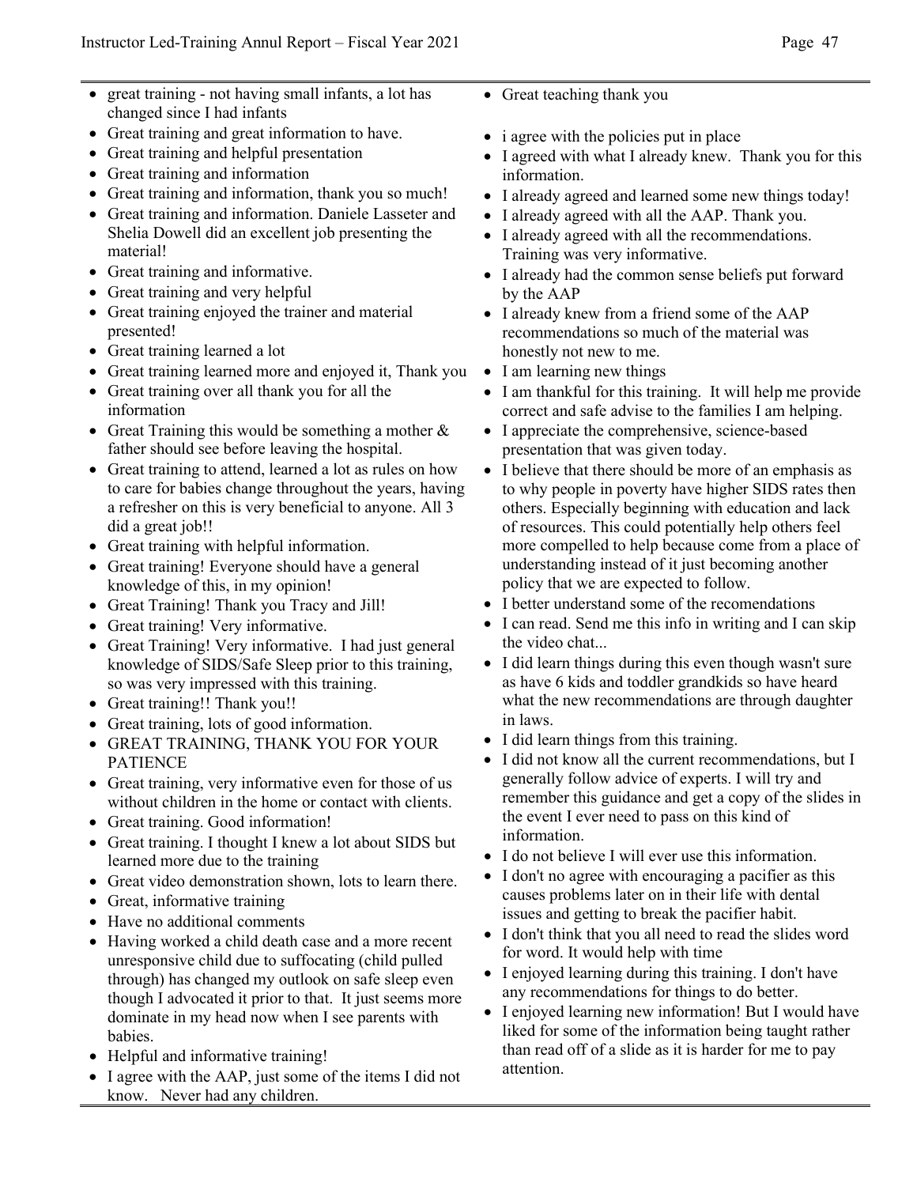- great training - not having small infants, a lot has changed since I had infants
- Great training and great information to have.
- Great training and helpful presentation
- Great training and information
- Great training and information, thank you so much!
- Great training and information. Daniele Lasseter and Shelia Dowell did an excellent job presenting the material!
- Great training and informative.
- Great training and very helpful
- Great training enjoyed the trainer and material presented!
- Great training learned a lot
- Great training learned more and enjoyed it, Thank you
- Great training over all thank you for all the information
- Great Training this would be something a mother & father should see before leaving the hospital.
- Great training to attend, learned a lot as rules on how to care for babies change throughout the years, having a refresher on this is very beneficial to anyone. All 3 did a great job!!
- Great training with helpful information.
- Great training! Everyone should have a general knowledge of this, in my opinion!
- Great Training! Thank you Tracy and Jill!
- Great training! Very informative.
- Great Training! Very informative. I had just general knowledge of SIDS/Safe Sleep prior to this training, so was very impressed with this training.
- Great training!! Thank you!!
- Great training, lots of good information.
- GREAT TRAINING, THANK YOU FOR YOUR PATIENCE
- Great training, very informative even for those of us without children in the home or contact with clients.
- Great training. Good information!
- Great training. I thought I knew a lot about SIDS but learned more due to the training
- Great video demonstration shown, lots to learn there.
- Great, informative training
- Have no additional comments
- Having worked a child death case and a more recent unresponsive child due to suffocating (child pulled through) has changed my outlook on safe sleep even though I advocated it prior to that. It just seems more dominate in my head now when I see parents with babies.
- Helpful and informative training!
- I agree with the AAP, just some of the items I did not know. Never had any children.
- Great teaching thank you
- i agree with the policies put in place
- I agreed with what I already knew. Thank you for this information.
- I already agreed and learned some new things today!
- I already agreed with all the AAP. Thank you.
- I already agreed with all the recommendations. Training was very informative.
- I already had the common sense beliefs put forward by the AAP
- I already knew from a friend some of the AAP recommendations so much of the material was honestly not new to me.
- I am learning new things
- I am thankful for this training. It will help me provide correct and safe advise to the families I am helping.
- I appreciate the comprehensive, science-based presentation that was given today.
- I believe that there should be more of an emphasis as to why people in poverty have higher SIDS rates then others. Especially beginning with education and lack of resources. This could potentially help others feel more compelled to help because come from a place of understanding instead of it just becoming another policy that we are expected to follow.
- I better understand some of the recomendations
- I can read. Send me this info in writing and I can skip the video chat...
- I did learn things during this even though wasn't sure as have 6 kids and toddler grandkids so have heard what the new recommendations are through daughter in laws.
- I did learn things from this training.
- I did not know all the current recommendations, but I generally follow advice of experts. I will try and remember this guidance and get a copy of the slides in the event I ever need to pass on this kind of information.
- I do not believe I will ever use this information.
- I don't no agree with encouraging a pacifier as this causes problems later on in their life with dental issues and getting to break the pacifier habit.
- I don't think that you all need to read the slides word for word. It would help with time
- I enjoyed learning during this training. I don't have any recommendations for things to do better.
- I enjoyed learning new information! But I would have liked for some of the information being taught rather than read off of a slide as it is harder for me to pay attention.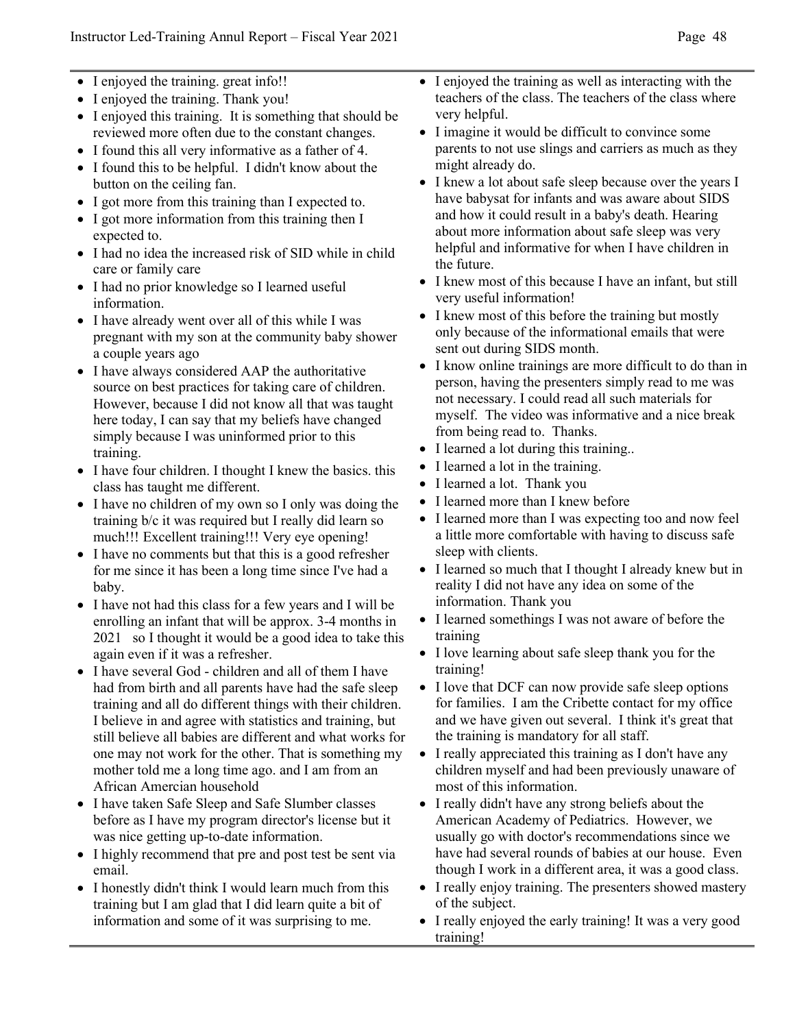- I enjoyed the training. great info!!
- I enjoyed the training. Thank you!
- I enjoyed this training. It is something that should be reviewed more often due to the constant changes.
- I found this all very informative as a father of 4.
- I found this to be helpful. I didn't know about the button on the ceiling fan.
- I got more from this training than I expected to.
- I got more information from this training then I expected to.
- I had no idea the increased risk of SID while in child care or family care
- I had no prior knowledge so I learned useful information.
- I have already went over all of this while I was pregnant with my son at the community baby shower a couple years ago
- I have always considered AAP the authoritative source on best practices for taking care of children. However, because I did not know all that was taught here today, I can say that my beliefs have changed simply because I was uninformed prior to this training.
- I have four children. I thought I knew the basics. this class has taught me different.
- I have no children of my own so I only was doing the training b/c it was required but I really did learn so much!!! Excellent training!!! Very eye opening!
- I have no comments but that this is a good refresher for me since it has been a long time since I've had a baby.
- I have not had this class for a few years and I will be enrolling an infant that will be approx. 3-4 months in 2021 so I thought it would be a good idea to take this again even if it was a refresher.
- I have several God - children and all of them I have had from birth and all parents have had the safe sleep training and all do different things with their children. I believe in and agree with statistics and training, but still believe all babies are different and what works for one may not work for the other. That is something my mother told me a long time ago. and I am from an African Amercian household
- I have taken Safe Sleep and Safe Slumber classes before as I have my program director's license but it was nice getting up-to-date information.
- I highly recommend that pre and post test be sent via email.
- I honestly didn't think I would learn much from this training but I am glad that I did learn quite a bit of information and some of it was surprising to me.
- I enjoyed the training as well as interacting with the teachers of the class. The teachers of the class where very helpful.
- I imagine it would be difficult to convince some parents to not use slings and carriers as much as they might already do.
- I knew a lot about safe sleep because over the years I have babysat for infants and was aware about SIDS and how it could result in a baby's death. Hearing about more information about safe sleep was very helpful and informative for when I have children in the future.
- I knew most of this because I have an infant, but still very useful information!
- I knew most of this before the training but mostly only because of the informational emails that were sent out during SIDS month.
- I know online trainings are more difficult to do than in person, having the presenters simply read to me was not necessary. I could read all such materials for myself. The video was informative and a nice break from being read to. Thanks.
- I learned a lot during this training..
- I learned a lot in the training.
- I learned a lot. Thank you
- I learned more than I knew before
- I learned more than I was expecting too and now feel a little more comfortable with having to discuss safe sleep with clients.
- I learned so much that I thought I already knew but in reality I did not have any idea on some of the information. Thank you
- I learned somethings I was not aware of before the training
- I love learning about safe sleep thank you for the training!
- I love that DCF can now provide safe sleep options for families. I am the Cribette contact for my office and we have given out several. I think it's great that the training is mandatory for all staff.
- I really appreciated this training as I don't have any children myself and had been previously unaware of most of this information.
- I really didn't have any strong beliefs about the American Academy of Pediatrics. However, we usually go with doctor's recommendations since we have had several rounds of babies at our house. Even though I work in a different area, it was a good class.
- I really enjoy training. The presenters showed mastery of the subject.
- I really enjoyed the early training! It was a very good training!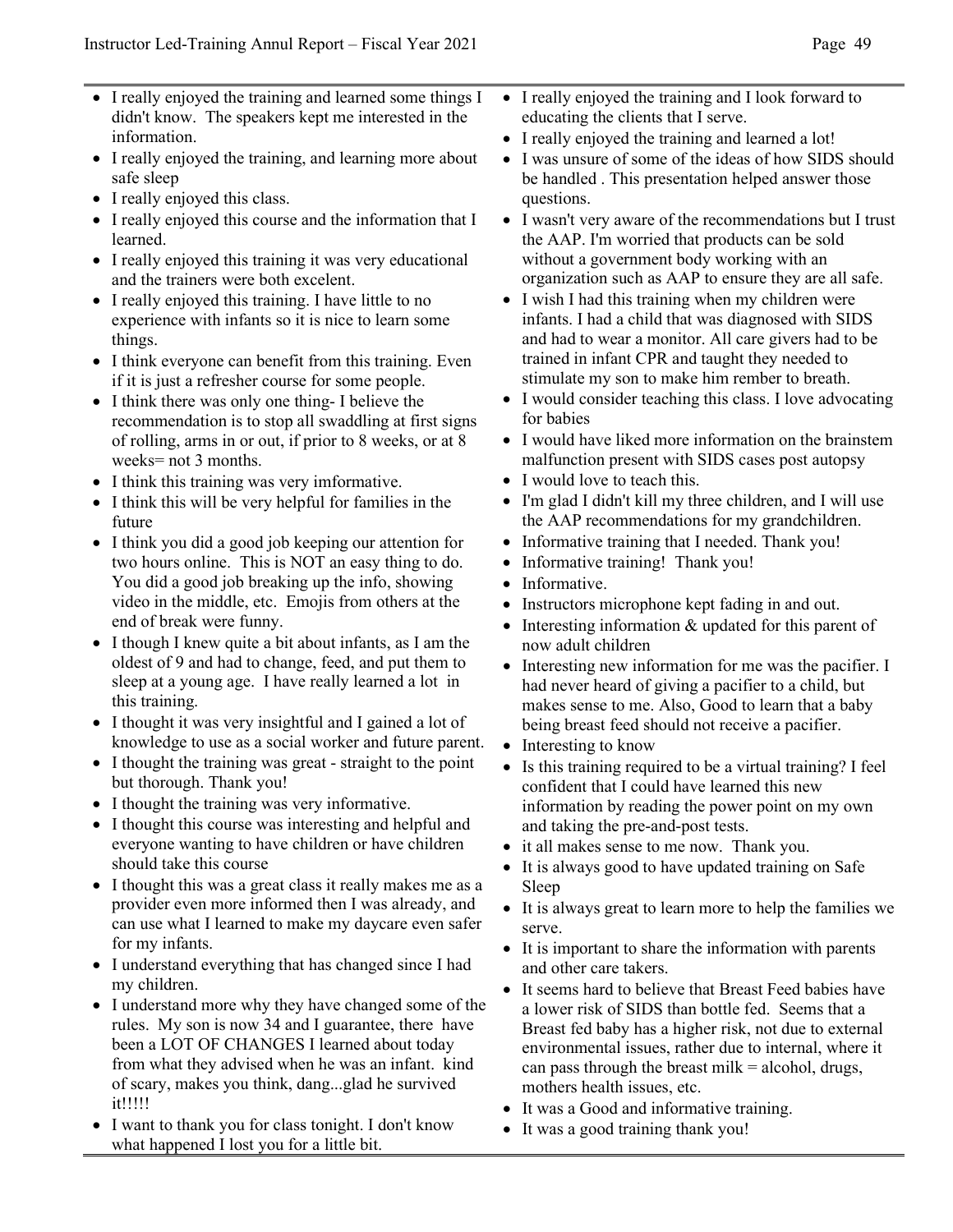- I really enjoyed the training and learned some things I didn't know. The speakers kept me interested in the information.
- I really enjoyed the training, and learning more about safe sleep
- I really enjoyed this class.
- I really enjoyed this course and the information that I learned.
- I really enjoyed this training it was very educational and the trainers were both excelent.
- I really enjoyed this training. I have little to no experience with infants so it is nice to learn some things.
- I think everyone can benefit from this training. Even if it is just a refresher course for some people.
- I think there was only one thing- I believe the recommendation is to stop all swaddling at first signs of rolling, arms in or out, if prior to 8 weeks, or at 8 weeks= not 3 months.
- I think this training was very imformative.
- I think this will be very helpful for families in the future
- I think you did a good job keeping our attention for two hours online. This is NOT an easy thing to do. You did a good job breaking up the info, showing video in the middle, etc. Emojis from others at the end of break were funny.
- I though I knew quite a bit about infants, as I am the oldest of 9 and had to change, feed, and put them to sleep at a young age. I have really learned a lot in this training.
- I thought it was very insightful and I gained a lot of knowledge to use as a social worker and future parent.
- I thought the training was great - straight to the point but thorough. Thank you!
- I thought the training was very informative.
- I thought this course was interesting and helpful and everyone wanting to have children or have children should take this course
- I thought this was a great class it really makes me as a provider even more informed then I was already, and can use what I learned to make my daycare even safer for my infants.
- I understand everything that has changed since I had my children.
- I understand more why they have changed some of the rules. My son is now 34 and I guarantee, there have been a LOT OF CHANGES I learned about today from what they advised when he was an infant. kind of scary, makes you think, dang...glad he survived it!!!!!
- I want to thank you for class tonight. I don't know what happened I lost you for a little bit.
- I really enjoyed the training and I look forward to educating the clients that I serve.
- I really enjoyed the training and learned a lot!
- I was unsure of some of the ideas of how SIDS should be handled . This presentation helped answer those questions.
- I wasn't very aware of the recommendations but I trust the AAP. I'm worried that products can be sold without a government body working with an organization such as AAP to ensure they are all safe.
- I wish I had this training when my children were infants. I had a child that was diagnosed with SIDS and had to wear a monitor. All care givers had to be trained in infant CPR and taught they needed to stimulate my son to make him rember to breath.
- I would consider teaching this class. I love advocating for babies
- I would have liked more information on the brainstem malfunction present with SIDS cases post autopsy
- I would love to teach this.
- I'm glad I didn't kill my three children, and I will use the AAP recommendations for my grandchildren.
- Informative training that I needed. Thank you!
- Informative training! Thank you!
- Informative.
- Instructors microphone kept fading in and out.
- Interesting information & updated for this parent of now adult children
- Interesting new information for me was the pacifier. I had never heard of giving a pacifier to a child, but makes sense to me. Also, Good to learn that a baby being breast feed should not receive a pacifier.
- Interesting to know
- Is this training required to be a virtual training? I feel confident that I could have learned this new information by reading the power point on my own and taking the pre-and-post tests.
- it all makes sense to me now. Thank you.
- It is always good to have updated training on Safe Sleep
- It is always great to learn more to help the families we serve.
- It is important to share the information with parents and other care takers.
- It seems hard to believe that Breast Feed babies have a lower risk of SIDS than bottle fed. Seems that a Breast fed baby has a higher risk, not due to external environmental issues, rather due to internal, where it can pass through the breast milk = alcohol, drugs, mothers health issues, etc.
- It was a Good and informative training.
- It was a good training thank you!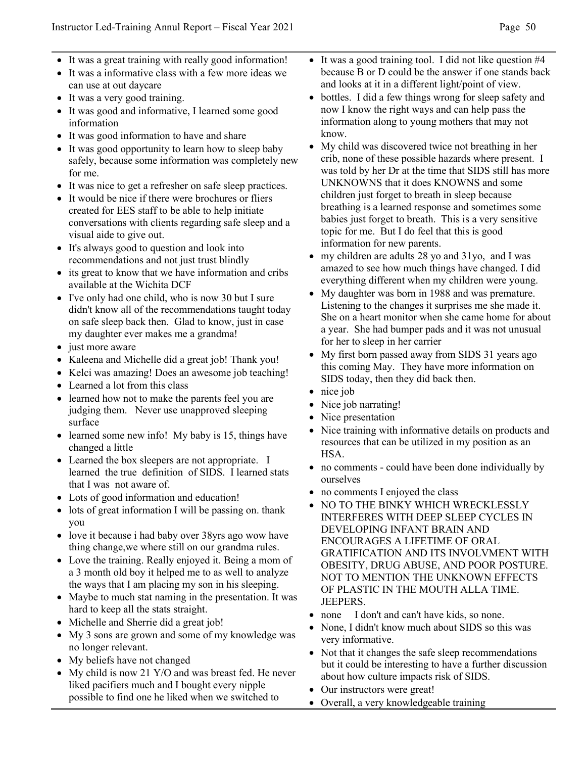- It was a great training with really good information!
- It was a informative class with a few more ideas we can use at out daycare
- It was a very good training.
- It was good and informative, I learned some good information
- It was good information to have and share
- It was good opportunity to learn how to sleep baby safely, because some information was completely new for me.
- It was nice to get a refresher on safe sleep practices.
- It would be nice if there were brochures or fliers created for EES staff to be able to help initiate conversations with clients regarding safe sleep and a visual aide to give out.
- It's always good to question and look into recommendations and not just trust blindly
- its great to know that we have information and cribs available at the Wichita DCF
- I've only had one child, who is now 30 but I sure didn't know all of the recommendations taught today on safe sleep back then. Glad to know, just in case my daughter ever makes me a grandma!
- just more aware
- Kaleena and Michelle did a great job! Thank you!
- Kelci was amazing! Does an awesome job teaching!
- Learned a lot from this class
- learned how not to make the parents feel you are judging them. Never use unapproved sleeping surface
- learned some new info! My baby is 15, things have changed a little
- Learned the box sleepers are not appropriate. I learned the true definition of SIDS. I learned stats that I was not aware of.
- Lots of good information and education!
- lots of great information I will be passing on. thank you
- love it because i had baby over 38yrs ago wow have thing change,we where still on our grandma rules.
- Love the training. Really enjoyed it. Being a mom of a 3 month old boy it helped me to as well to analyze the ways that I am placing my son in his sleeping.
- Maybe to much stat naming in the presentation. It was hard to keep all the stats straight.
- Michelle and Sherrie did a great job!
- My 3 sons are grown and some of my knowledge was no longer relevant.
- My beliefs have not changed
- My child is now 21 Y/O and was breast fed. He never liked pacifiers much and I bought every nipple possible to find one he liked when we switched to bottles. I did a few things wrong for sleep safety and now I know the right ways and can help pass the information along to young mothers that may not know.
- It was a good training tool. I did not like question #4 because B or D could be the answer if one stands back and looks at it in a different light/point of view.
- My child was discovered twice not breathing in her crib, none of these possible hazards where present. I was told by her Dr at the time that SIDS still has more UNKNOWNS that it does KNOWNS and some children just forget to breath in sleep because breathing is a learned response and sometimes some babies just forget to breath. This is a very sensitive topic for me. But I do feel that this is good information for new parents.
- my children are adults 28 yo and 31yo, and I was amazed to see how much things have changed. I did everything different when my children were young.
- My daughter was born in 1988 and was premature. Listening to the changes it surprises me she made it. She on a heart monitor when she came home for about a year. She had bumper pads and it was not unusual for her to sleep in her carrier
- My first born passed away from SIDS 31 years ago this coming May. They have more information on SIDS today, then they did back then.
- nice job
- Nice job narrating!
- Nice presentation
- Nice training with informative details on products and resources that can be utilized in my position as an HSA.
- no comments - could have been done individually by ourselves
- no comments I enjoyed the class
- NO TO THE BINKY WHICH WRECKLESSLY INTERFERES WITH DEEP SLEEP CYCLES IN DEVELOPING INFANT BRAIN AND ENCOURAGES A LIFETIME OF ORAL GRATIFICATION AND ITS INVOLVMENT WITH OBESITY, DRUG ABUSE, AND POOR POSTURE. NOT TO MENTION THE UNKNOWN EFFECTS OF PLASTIC IN THE MOUTH ALLA TIME. JEEPERS.
- none I don't and can't have kids, so none.
- None, I didn't know much about SIDS so this was very informative.
- Not that it changes the safe sleep recommendations but it could be interesting to have a further discussion about how culture impacts risk of SIDS.
- Our instructors were great!
- Overall, a very knowledgeable training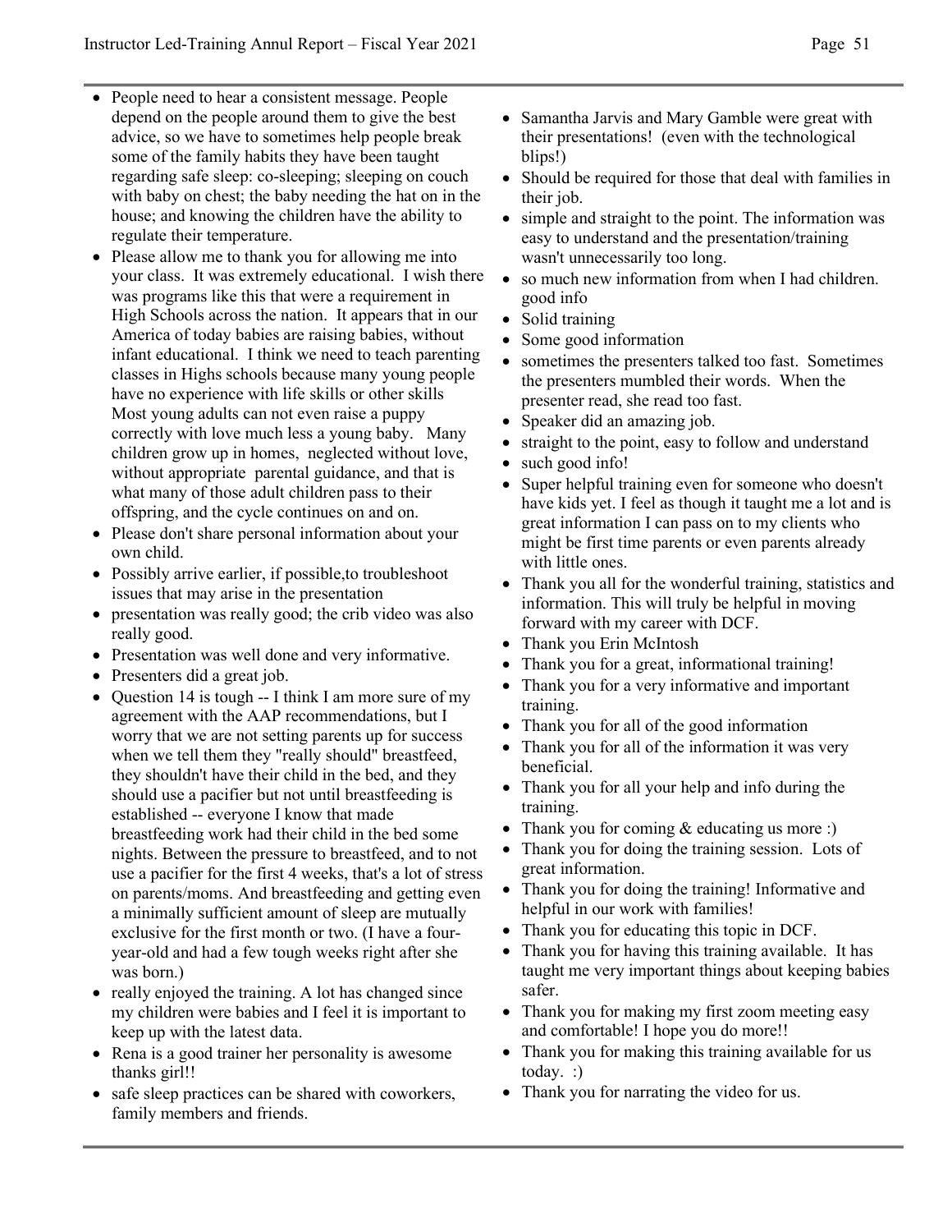- People need to hear a consistent message. People depend on the people around them to give the best advice, so we have to sometimes help people break some of the family habits they have been taught regarding safe sleep: co-sleeping; sleeping on couch with baby on chest; the baby needing the hat on in the house; and knowing the children have the ability to regulate their temperature.
- Please allow me to thank you for allowing me into your class. It was extremely educational. I wish there was programs like this that were a requirement in High Schools across the nation. It appears that in our America of today babies are raising babies, without infant educational. I think we need to teach parenting classes in Highs schools because many young people have no experience with life skills or other skills Most young adults can not even raise a puppy correctly with love much less a young baby. Many children grow up in homes, neglected without love, without appropriate parental guidance, and that is what many of those adult children pass to their offspring, and the cycle continues on and on.
- Please don't share personal information about your own child.
- Possibly arrive earlier, if possible,to troubleshoot issues that may arise in the presentation
- presentation was really good; the crib video was also really good.
- Presentation was well done and very informative.
- Presenters did a great job.
- Question 14 is tough -- I think I am more sure of my agreement with the AAP recommendations, but I worry that we are not setting parents up for success when we tell them they "really should" breastfeed, they shouldn't have their child in the bed, and they should use a pacifier but not until breastfeeding is established -- everyone I know that made breastfeeding work had their child in the bed some nights. Between the pressure to breastfeed, and to not use a pacifier for the first 4 weeks, that's a lot of stress on parents/moms. And breastfeeding and getting even a minimally sufficient amount of sleep are mutually exclusive for the first month or two. (I have a four-year-old and had a few tough weeks right after she was born.)
- really enjoyed the training. A lot has changed since my children were babies and I feel it is important to keep up with the latest data.
- Rena is a good trainer her personality is awesome thanks girl!!
- safe sleep practices can be shared with coworkers, family members and friends.
- Samantha Jarvis and Mary Gamble were great with their presentations! (even with the technological blips!)
- Should be required for those that deal with families in their job.
- simple and straight to the point. The information was easy to understand and the presentation/training wasn't unnecessarily too long.
- so much new information from when I had children. good info
- Solid training
- Some good information
- sometimes the presenters talked too fast. Sometimes the presenters mumbled their words. When the presenter read, she read too fast.
- Speaker did an amazing job.
- straight to the point, easy to follow and understand
- such good info!
- Super helpful training even for someone who doesn't have kids yet. I feel as though it taught me a lot and is great information I can pass on to my clients who might be first time parents or even parents already with little ones.
- Thank you all for the wonderful training, statistics and information. This will truly be helpful in moving forward with my career with DCF.
- Thank you Erin McIntosh
- Thank you for a great, informational training!
- Thank you for a very informative and important training.
- Thank you for all of the good information
- Thank you for all of the information it was very beneficial.
- Thank you for all your help and info during the training.
- Thank you for coming & educating us more :)
- Thank you for doing the training session. Lots of great information.
- Thank you for doing the training! Informative and helpful in our work with families!
- Thank you for educating this topic in DCF.
- Thank you for having this training available. It has taught me very important things about keeping babies safer.
- Thank you for making my first zoom meeting easy and comfortable! I hope you do more!!
- Thank you for making this training available for us today. :)
- Thank you for narrating the video for us.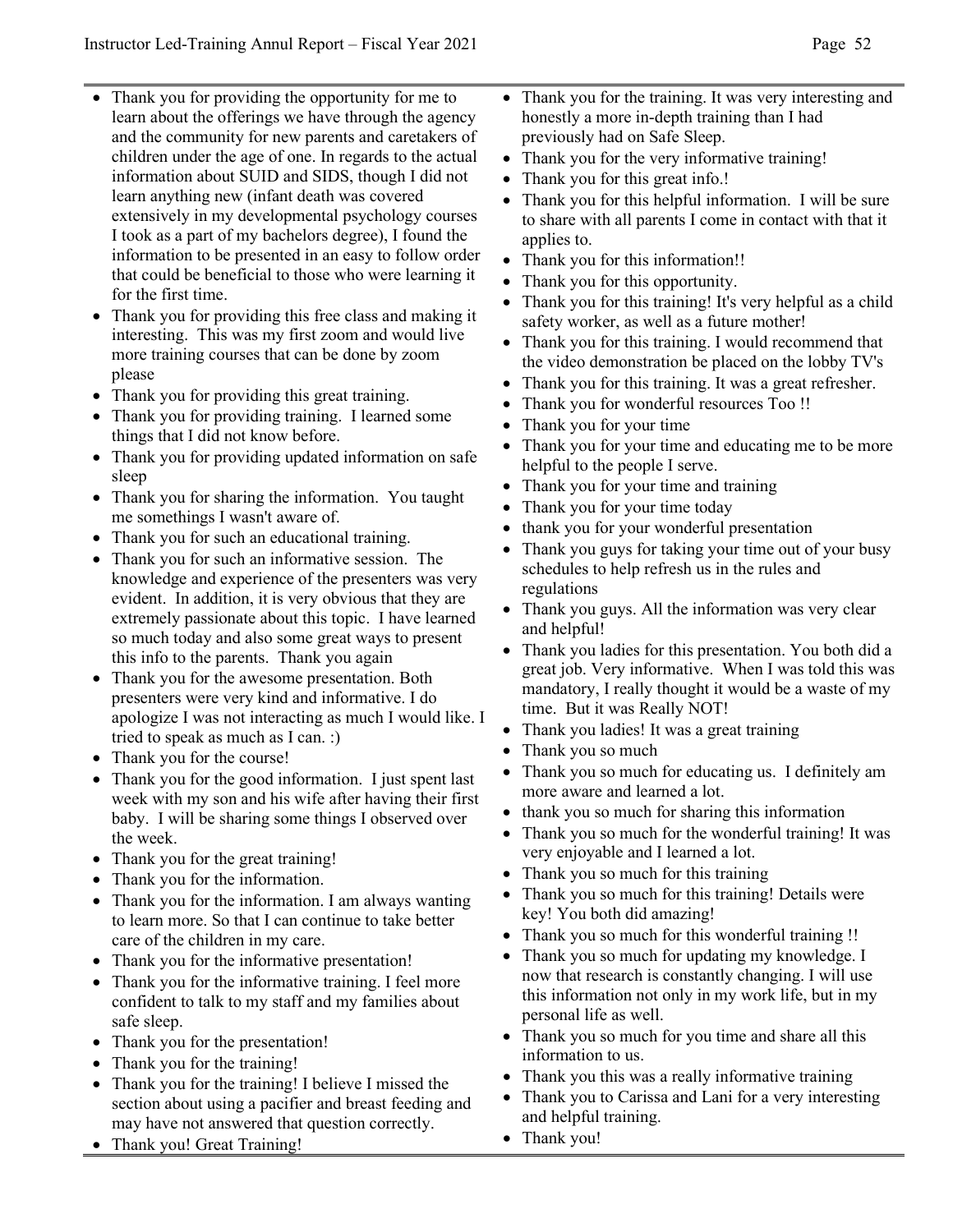- Thank you for providing the opportunity for me to learn about the offerings we have through the agency and the community for new parents and caretakers of children under the age of one. In regards to the actual information about SUID and SIDS, though I did not learn anything new (infant death was covered extensively in my developmental psychology courses I took as a part of my bachelors degree), I found the information to be presented in an easy to follow order that could be beneficial to those who were learning it for the first time.
- Thank you for providing this free class and making it interesting. This was my first zoom and would live more training courses that can be done by zoom please
- Thank you for providing this great training.
- Thank you for providing training. I learned some things that I did not know before.
- Thank you for providing updated information on safe sleep
- Thank you for sharing the information. You taught me somethings I wasn't aware of.
- Thank you for such an educational training.
- Thank you for such an informative session. The knowledge and experience of the presenters was very evident. In addition, it is very obvious that they are extremely passionate about this topic. I have learned so much today and also some great ways to present this info to the parents. Thank you again
- Thank you for the awesome presentation. Both presenters were very kind and informative. I do apologize I was not interacting as much I would like. I tried to speak as much as I can. :)
- Thank you for the course!
- Thank you for the good information. I just spent last week with my son and his wife after having their first baby. I will be sharing some things I observed over the week.
- Thank you for the great training!
- Thank you for the information.
- Thank you for the information. I am always wanting to learn more. So that I can continue to take better care of the children in my care.
- Thank you for the informative presentation!
- Thank you for the informative training. I feel more confident to talk to my staff and my families about safe sleep.
- Thank you for the presentation!
- Thank you for the training!
- Thank you for the training! I believe I missed the section about using a pacifier and breast feeding and may have not answered that question correctly.
- Thank you! Great Training!
- Thank you for the training. It was very interesting and honestly a more in-depth training than I had previously had on Safe Sleep.
- Thank you for the very informative training!
- Thank you for this great info.!
- Thank you for this helpful information. I will be sure to share with all parents I come in contact with that it applies to.
- Thank you for this information!!
- Thank you for this opportunity.
- Thank you for this training! It's very helpful as a child safety worker, as well as a future mother!
- Thank you for this training. I would recommend that the video demonstration be placed on the lobby TV's
- Thank you for this training. It was a great refresher.
- Thank you for wonderful resources Too !!
- Thank you for your time
- Thank you for your time and educating me to be more helpful to the people I serve.
- Thank you for your time and training
- Thank you for your time today
- thank you for your wonderful presentation
- Thank you guys for taking your time out of your busy schedules to help refresh us in the rules and regulations
- Thank you guys. All the information was very clear and helpful!
- Thank you ladies for this presentation. You both did a great job. Very informative. When I was told this was mandatory, I really thought it would be a waste of my time. But it was Really NOT!
- Thank you ladies! It was a great training
- Thank you so much
- Thank you so much for educating us. I definitely am more aware and learned a lot.
- thank you so much for sharing this information
- Thank you so much for the wonderful training! It was very enjoyable and I learned a lot.
- Thank you so much for this training
- Thank you so much for this training! Details were key! You both did amazing!
- Thank you so much for this wonderful training !!
- Thank you so much for updating my knowledge. I now that research is constantly changing. I will use this information not only in my work life, but in my personal life as well.
- Thank you so much for you time and share all this information to us.
- Thank you this was a really informative training
- Thank you to Carissa and Lani for a very interesting and helpful training.
- Thank you!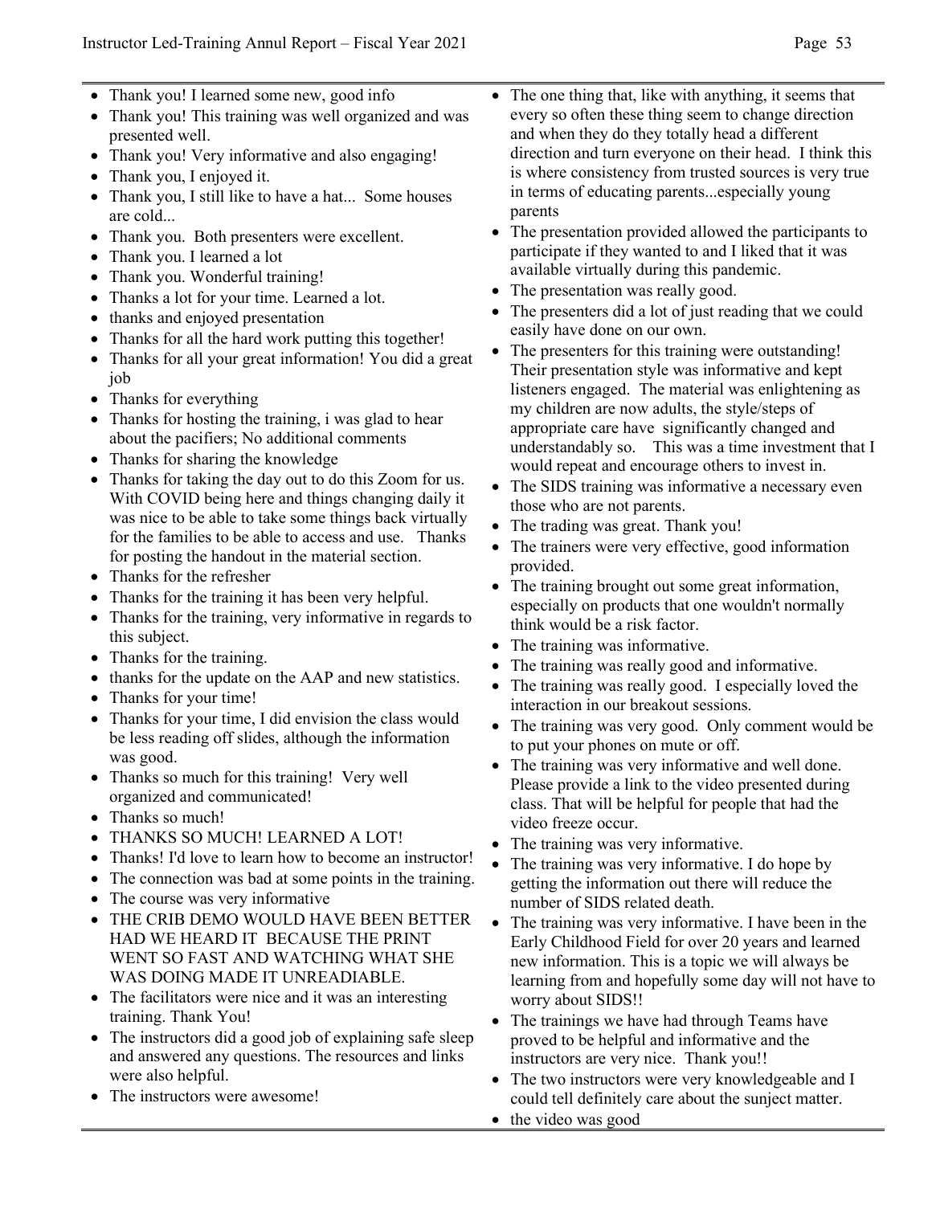- Thank you! I learned some new, good info
- Thank you! This training was well organized and was presented well.
- Thank you! Very informative and also engaging!
- Thank you, I enjoyed it.
- Thank you, I still like to have a hat... Some houses are cold...
- Thank you. Both presenters were excellent.
- Thank you. I learned a lot
- Thank you. Wonderful training!
- Thanks a lot for your time. Learned a lot.
- thanks and enjoyed presentation
- Thanks for all the hard work putting this together!
- Thanks for all your great information! You did a great job
- Thanks for everything
- Thanks for hosting the training, i was glad to hear about the pacifiers; No additional comments
- Thanks for sharing the knowledge
- Thanks for taking the day out to do this Zoom for us. With COVID being here and things changing daily it was nice to be able to take some things back virtually for the families to be able to access and use. Thanks for posting the handout in the material section.
- Thanks for the refresher
- Thanks for the training it has been very helpful.
- Thanks for the training, very informative in regards to this subject.
- Thanks for the training.
- thanks for the update on the AAP and new statistics.
- Thanks for your time!
- Thanks for your time, I did envision the class would be less reading off slides, although the information was good.
- Thanks so much for this training! Very well organized and communicated!
- Thanks so much!
- THANKS SO MUCH! LEARNED A LOT!
- Thanks! I'd love to learn how to become an instructor!
- The connection was bad at some points in the training.
- The course was very informative
- THE CRIB DEMO WOULD HAVE BEEN BETTER HAD WE HEARD IT BECAUSE THE PRINT WENT SO FAST AND WATCHING WHAT SHE WAS DOING MADE IT UNREADIABLE.
- The facilitators were nice and it was an interesting training. Thank You!
- The instructors did a good job of explaining safe sleep and answered any questions. The resources and links were also helpful.
- The instructors were awesome!
- The one thing that, like with anything, it seems that every so often these thing seem to change direction and when they do they totally head a different direction and turn everyone on their head. I think this is where consistency from trusted sources is very true in terms of educating parents...especially young parents
- The presentation provided allowed the participants to participate if they wanted to and I liked that it was available virtually during this pandemic.
- The presentation was really good.
- The presenters did a lot of just reading that we could easily have done on our own.
- The presenters for this training were outstanding! Their presentation style was informative and kept listeners engaged. The material was enlightening as my children are now adults, the style/steps of appropriate care have significantly changed and understandably so. This was a time investment that I would repeat and encourage others to invest in.
- The SIDS training was informative a necessary even those who are not parents.
- The trading was great. Thank you!
- The trainers were very effective, good information provided.
- The training brought out some great information, especially on products that one wouldn't normally think would be a risk factor.
- The training was informative.
- The training was really good and informative.
- The training was really good. I especially loved the interaction in our breakout sessions.
- The training was very good. Only comment would be to put your phones on mute or off.
- The training was very informative and well done. Please provide a link to the video presented during class. That will be helpful for people that had the video freeze occur.
- The training was very informative.
- The training was very informative. I do hope by getting the information out there will reduce the number of SIDS related death.
- The training was very informative. I have been in the Early Childhood Field for over 20 years and learned new information. This is a topic we will always be learning from and hopefully some day will not have to worry about SIDS!!
- The trainings we have had through Teams have proved to be helpful and informative and the instructors are very nice. Thank you!!
- The two instructors were very knowledgeable and I could tell definitely care about the sunject matter.
- the video was good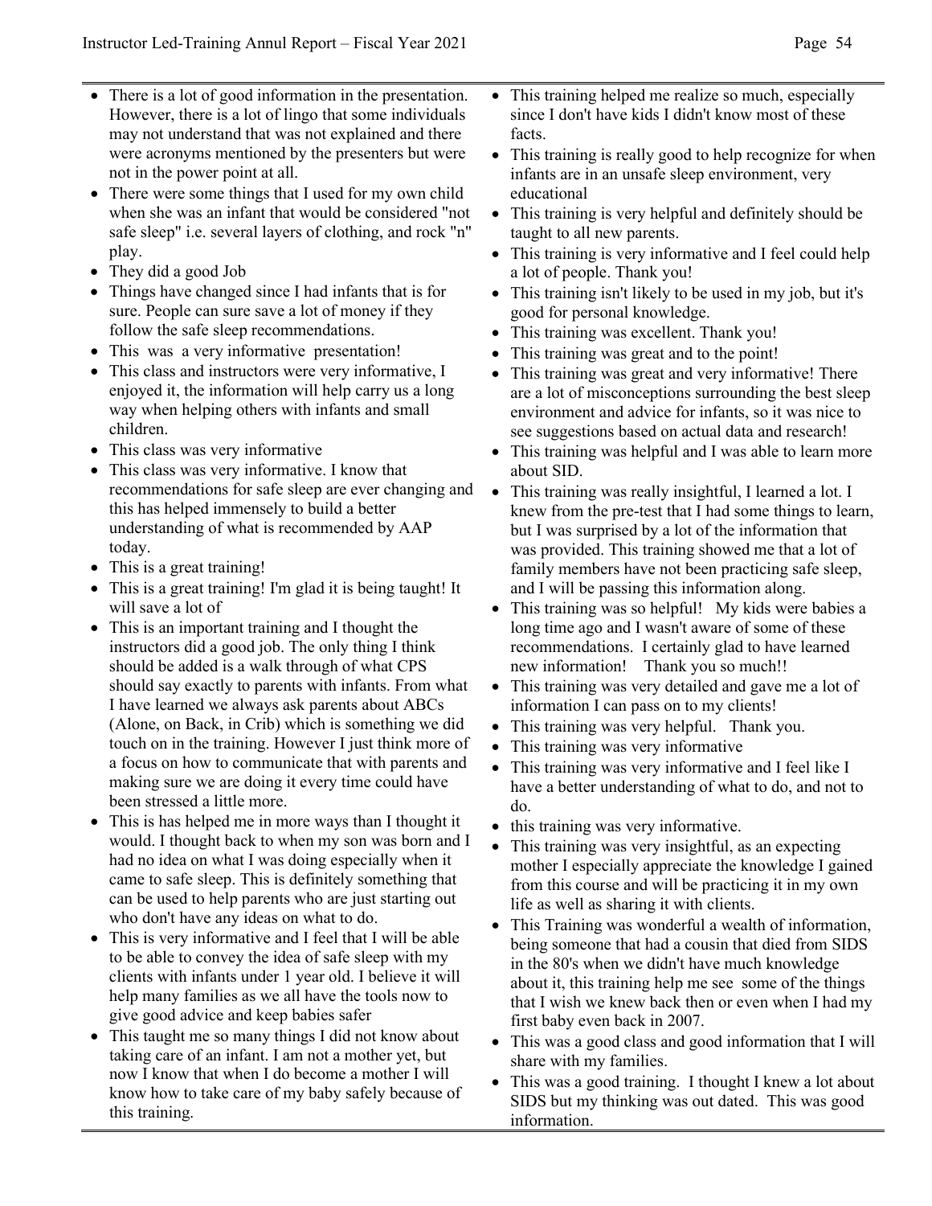- There is a lot of good information in the presentation. However, there is a lot of lingo that some individuals may not understand that was not explained and there were acronyms mentioned by the presenters but were not in the power point at all.
- There were some things that I used for my own child when she was an infant that would be considered "not safe sleep" i.e. several layers of clothing, and rock "n" play.
- They did a good Job
- Things have changed since I had infants that is for sure. People can sure save a lot of money if they follow the safe sleep recommendations.
- This was a very informative presentation!
- This class and instructors were very informative, I enjoyed it, the information will help carry us a long way when helping others with infants and small children.
- This class was very informative
- This class was very informative. I know that recommendations for safe sleep are ever changing and this has helped immensely to build a better understanding of what is recommended by AAP today.
- This is a great training!
- This is a great training! I'm glad it is being taught! It will save a lot of
- This is an important training and I thought the instructors did a good job. The only thing I think should be added is a walk through of what CPS should say exactly to parents with infants. From what I have learned we always ask parents about ABCs (Alone, on Back, in Crib) which is something we did touch on in the training. However I just think more of a focus on how to communicate that with parents and making sure we are doing it every time could have been stressed a little more.
- This is has helped me in more ways than I thought it would. I thought back to when my son was born and I had no idea on what I was doing especially when it came to safe sleep. This is definitely something that can be used to help parents who are just starting out who don't have any ideas on what to do.
- This is very informative and I feel that I will be able to be able to convey the idea of safe sleep with my clients with infants under 1 year old. I believe it will help many families as we all have the tools now to give good advice and keep babies safer
- This taught me so many things I did not know about taking care of an infant. I am not a mother yet, but now I know that when I do become a mother I will know how to take care of my baby safely because of this training.
- This training helped me realize so much, especially since I don't have kids I didn't know most of these facts.
- This training is really good to help recognize for when infants are in an unsafe sleep environment, very educational
- This training is very helpful and definitely should be taught to all new parents.
- This training is very informative and I feel could help a lot of people. Thank you!
- This training isn't likely to be used in my job, but it's good for personal knowledge.
- This training was excellent. Thank you!
- This training was great and to the point!
- This training was great and very informative! There are a lot of misconceptions surrounding the best sleep environment and advice for infants, so it was nice to see suggestions based on actual data and research!
- This training was helpful and I was able to learn more about SID.
- This training was really insightful, I learned a lot. I knew from the pre-test that I had some things to learn, but I was surprised by a lot of the information that was provided. This training showed me that a lot of family members have not been practicing safe sleep, and I will be passing this information along.
- This training was so helpful! My kids were babies a long time ago and I wasn't aware of some of these recommendations. I certainly glad to have learned new information! Thank you so much!!
- This training was very detailed and gave me a lot of information I can pass on to my clients!
- This training was very helpful. Thank you.
- This training was very informative
- This training was very informative and I feel like I have a better understanding of what to do, and not to do.
- this training was very informative.
- This training was very insightful, as an expecting mother I especially appreciate the knowledge I gained from this course and will be practicing it in my own life as well as sharing it with clients.
- This Training was wonderful a wealth of information, being someone that had a cousin that died from SIDS in the 80's when we didn't have much knowledge about it, this training help me see some of the things that I wish we knew back then or even when I had my first baby even back in 2007.
- This was a good class and good information that I will share with my families.
- This was a good training. I thought I knew a lot about SIDS but my thinking was out dated. This was good information.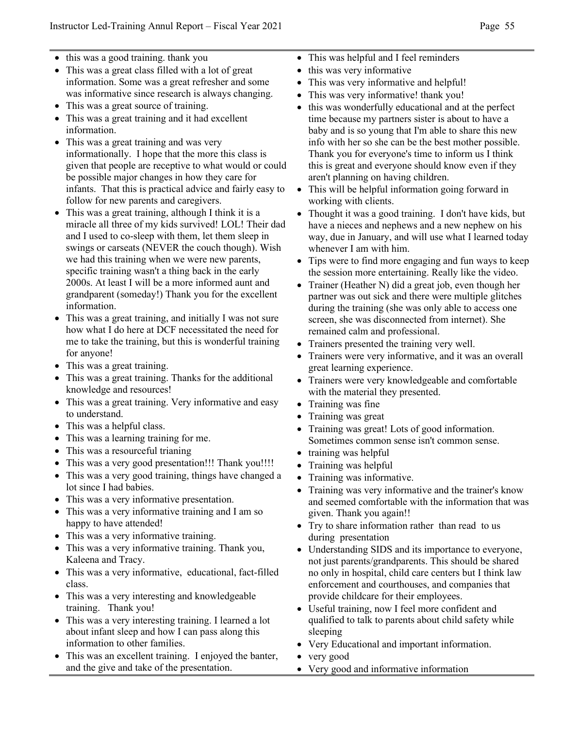- this was a good training. thank you
- This was a great class filled with a lot of great information. Some was a great refresher and some was informative since research is always changing.
- This was a great source of training.
- This was a great training and it had excellent information.
- This was a great training and was very informationally. I hope that the more this class is given that people are receptive to what would or could be possible major changes in how they care for infants. That this is practical advice and fairly easy to follow for new parents and caregivers.
- This was a great training, although I think it is a miracle all three of my kids survived! LOL! Their dad and I used to co-sleep with them, let them sleep in swings or carseats (NEVER the couch though). Wish we had this training when we were new parents, specific training wasn't a thing back in the early 2000s. At least I will be a more informed aunt and grandparent (someday!) Thank you for the excellent information.
- This was a great training, and initially I was not sure how what I do here at DCF necessitated the need for me to take the training, but this is wonderful training for anyone!
- This was a great training.
- This was a great training. Thanks for the additional knowledge and resources!
- This was a great training. Very informative and easy to understand.
- This was a helpful class.
- This was a learning training for me.
- This was a resourceful trianing
- This was a very good presentation!!! Thank you!!!!
- This was a very good training, things have changed a lot since I had babies.
- This was a very informative presentation.
- This was a very informative training and I am so happy to have attended!
- This was a very informative training.
- This was a very informative training. Thank you, Kaleena and Tracy.
- This was a very informative, educational, fact-filled class.
- This was a very interesting and knowledgeable training. Thank you!
- This was a very interesting training. I learned a lot about infant sleep and how I can pass along this information to other families.
- This was an excellent training. I enjoyed the banter, and the give and take of the presentation.
- This was helpful and I feel reminders
- this was very informative
- This was very informative and helpful!
- This was very informative! thank you!
- this was wonderfully educational and at the perfect time because my partners sister is about to have a baby and is so young that I'm able to share this new info with her so she can be the best mother possible. Thank you for everyone's time to inform us I think this is great and everyone should know even if they aren't planning on having children.
- This will be helpful information going forward in working with clients.
- Thought it was a good training. I don't have kids, but have a nieces and nephews and a new nephew on his way, due in January, and will use what I learned today whenever I am with him.
- Tips were to find more engaging and fun ways to keep the session more entertaining. Really like the video.
- Trainer (Heather N) did a great job, even though her partner was out sick and there were multiple glitches during the training (she was only able to access one screen, she was disconnected from internet). She remained calm and professional.
- Trainers presented the training very well.
- Trainers were very informative, and it was an overall great learning experience.
- Trainers were very knowledgeable and comfortable with the material they presented.
- Training was fine
- Training was great
- Training was great! Lots of good information. Sometimes common sense isn't common sense.
- training was helpful
- Training was helpful
- Training was informative.
- Training was very informative and the trainer's know and seemed comfortable with the information that was given. Thank you again!!
- Try to share information rather than read to us during presentation
- Understanding SIDS and its importance to everyone, not just parents/grandparents. This should be shared no only in hospital, child care centers but I think law enforcement and courthouses, and companies that provide childcare for their employees.
- Useful training, now I feel more confident and qualified to talk to parents about child safety while sleeping
- Very Educational and important information.
- very good
- Very good and informative information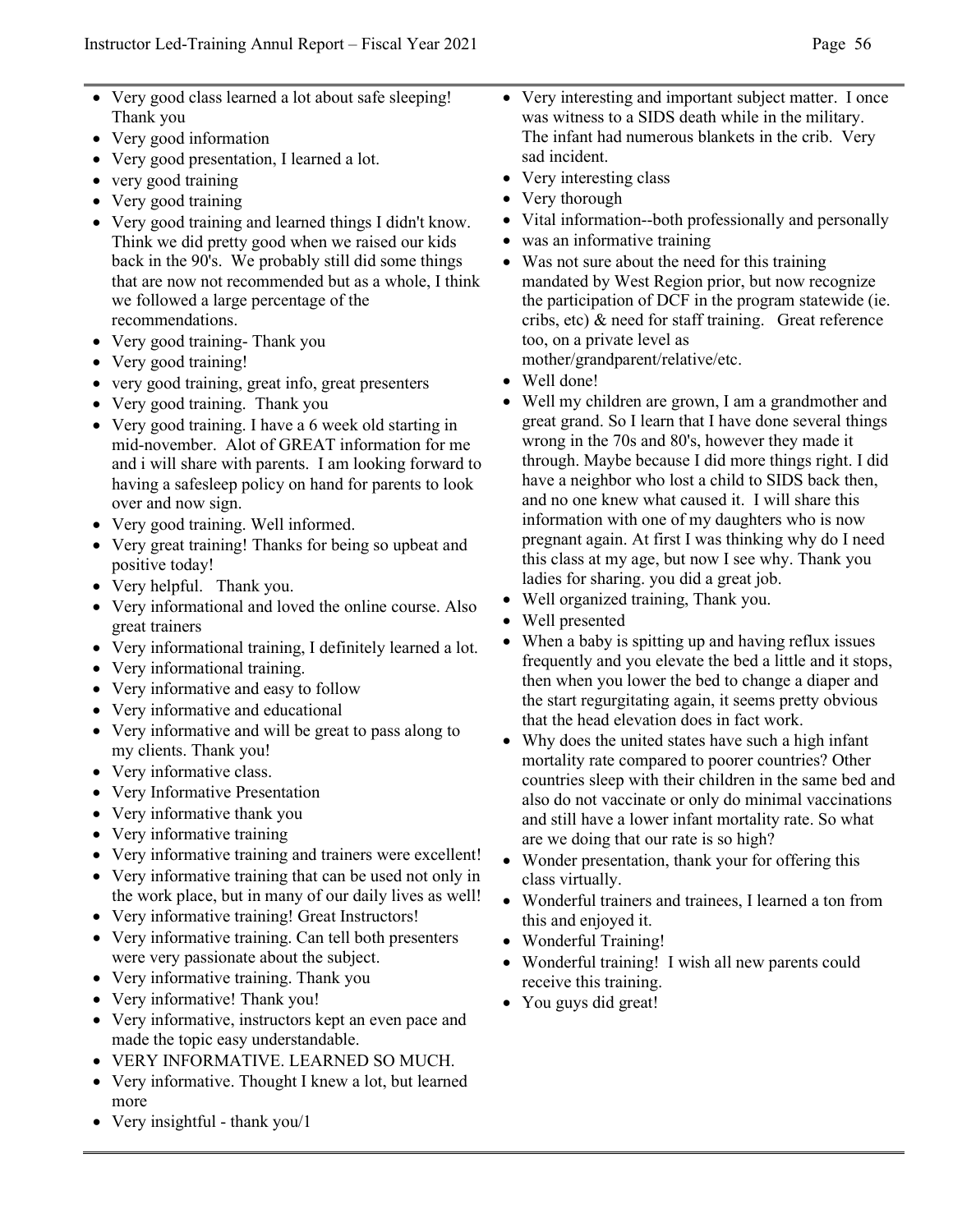- Very good class learned a lot about safe sleeping! Thank you
- Very good information
- Very good presentation, I learned a lot.
- very good training
- Very good training
- Very good training and learned things I didn't know. Think we did pretty good when we raised our kids back in the 90's. We probably still did some things that are now not recommended but as a whole, I think we followed a large percentage of the recommendations.
- Very good training- Thank you
- Very good training!
- very good training, great info, great presenters
- Very good training. Thank you
- Very good training. I have a 6 week old starting in mid-november. Alot of GREAT information for me and i will share with parents. I am looking forward to having a safesleep policy on hand for parents to look over and now sign.
- Very good training. Well informed.
- Very great training! Thanks for being so upbeat and positive today!
- Very helpful. Thank you.
- Very informational and loved the online course. Also great trainers
- Very informational training, I definitely learned a lot.
- Very informational training.
- Very informative and easy to follow
- Very informative and educational
- Very informative and will be great to pass along to my clients. Thank you!
- Very informative class.
- Very Informative Presentation
- Very informative thank you
- Very informative training
- Very informative training and trainers were excellent!
- Very informative training that can be used not only in the work place, but in many of our daily lives as well!
- Very informative training! Great Instructors!
- Very informative training. Can tell both presenters were very passionate about the subject.
- Very informative training. Thank you
- Very informative! Thank you!
- Very informative, instructors kept an even pace and made the topic easy understandable.
- VERY INFORMATIVE. LEARNED SO MUCH.
- Very informative. Thought I knew a lot, but learned more
- Very insightful - thank you/1
- Very interesting and important subject matter. I once was witness to a SIDS death while in the military. The infant had numerous blankets in the crib. Very sad incident.
- Very interesting class
- Very thorough
- Vital information--both professionally and personally
- was an informative training
- Was not sure about the need for this training mandated by West Region prior, but now recognize the participation of DCF in the program statewide (ie. cribs, etc) & need for staff training. Great reference too, on a private level as mother/grandparent/relative/etc.
- Well done!
- Well my children are grown, I am a grandmother and great grand. So I learn that I have done several things wrong in the 70s and 80's, however they made it through. Maybe because I did more things right. I did have a neighbor who lost a child to SIDS back then, and no one knew what caused it. I will share this information with one of my daughters who is now pregnant again. At first I was thinking why do I need this class at my age, but now I see why. Thank you ladies for sharing. you did a great job.
- Well organized training, Thank you.
- Well presented
- When a baby is spitting up and having reflux issues frequently and you elevate the bed a little and it stops, then when you lower the bed to change a diaper and the start regurgitating again, it seems pretty obvious that the head elevation does in fact work.
- Why does the united states have such a high infant mortality rate compared to poorer countries? Other countries sleep with their children in the same bed and also do not vaccinate or only do minimal vaccinations and still have a lower infant mortality rate. So what are we doing that our rate is so high?
- Wonder presentation, thank your for offering this class virtually.
- Wonderful trainers and trainees, I learned a ton from this and enjoyed it.
- Wonderful Training!
- Wonderful training! I wish all new parents could receive this training.
- You guys did great!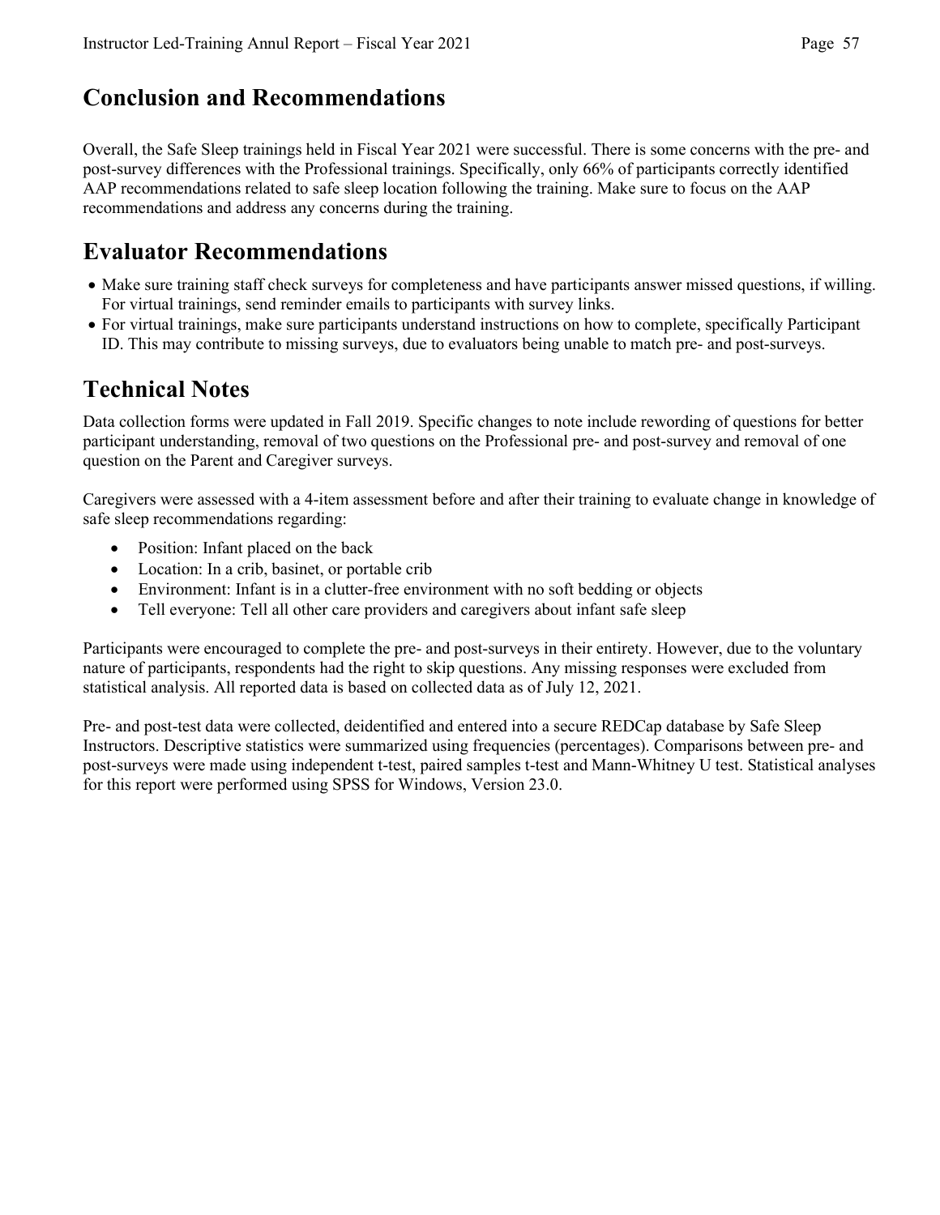## Conclusion and Recommendations

Overall, the Safe Sleep trainings held in Fiscal Year 2021 were successful. There is some concerns with the pre- and post-survey differences with the Professional trainings. Specifically, only 66% of participants correctly identified AAP recommendations related to safe sleep location following the training. Make sure to focus on the AAP recommendations and address any concerns during the training.

## Evaluator Recommendations

- Make sure training staff check surveys for completeness and have participants answer missed questions, if willing. For virtual trainings, send reminder emails to participants with survey links.
- For virtual trainings, make sure participants understand instructions on how to complete, specifically Participant ID. This may contribute to missing surveys, due to evaluators being unable to match pre- and post-surveys.

## Technical Notes

Data collection forms were updated in Fall 2019. Specific changes to note include rewording of questions for better participant understanding, removal of two questions on the Professional pre- and post-survey and removal of one question on the Parent and Caregiver surveys.

Caregivers were assessed with a 4-item assessment before and after their training to evaluate change in knowledge of safe sleep recommendations regarding:

- Position: Infant placed on the back
- Location: In a crib, basinet, or portable crib
- Environment: Infant is in a clutter-free environment with no soft bedding or objects
- Tell everyone: Tell all other care providers and caregivers about infant safe sleep

Participants were encouraged to complete the pre- and post-surveys in their entirety. However, due to the voluntary nature of participants, respondents had the right to skip questions. Any missing responses were excluded from statistical analysis. All reported data is based on collected data as of July 12, 2021.

Pre- and post-test data were collected, deidentified and entered into a secure REDCap database by Safe Sleep Instructors. Descriptive statistics were summarized using frequencies (percentages). Comparisons between pre- and post-surveys were made using independent t-test, paired samples t-test and Mann-Whitney U test. Statistical analyses for this report were performed using SPSS for Windows, Version 23.0.